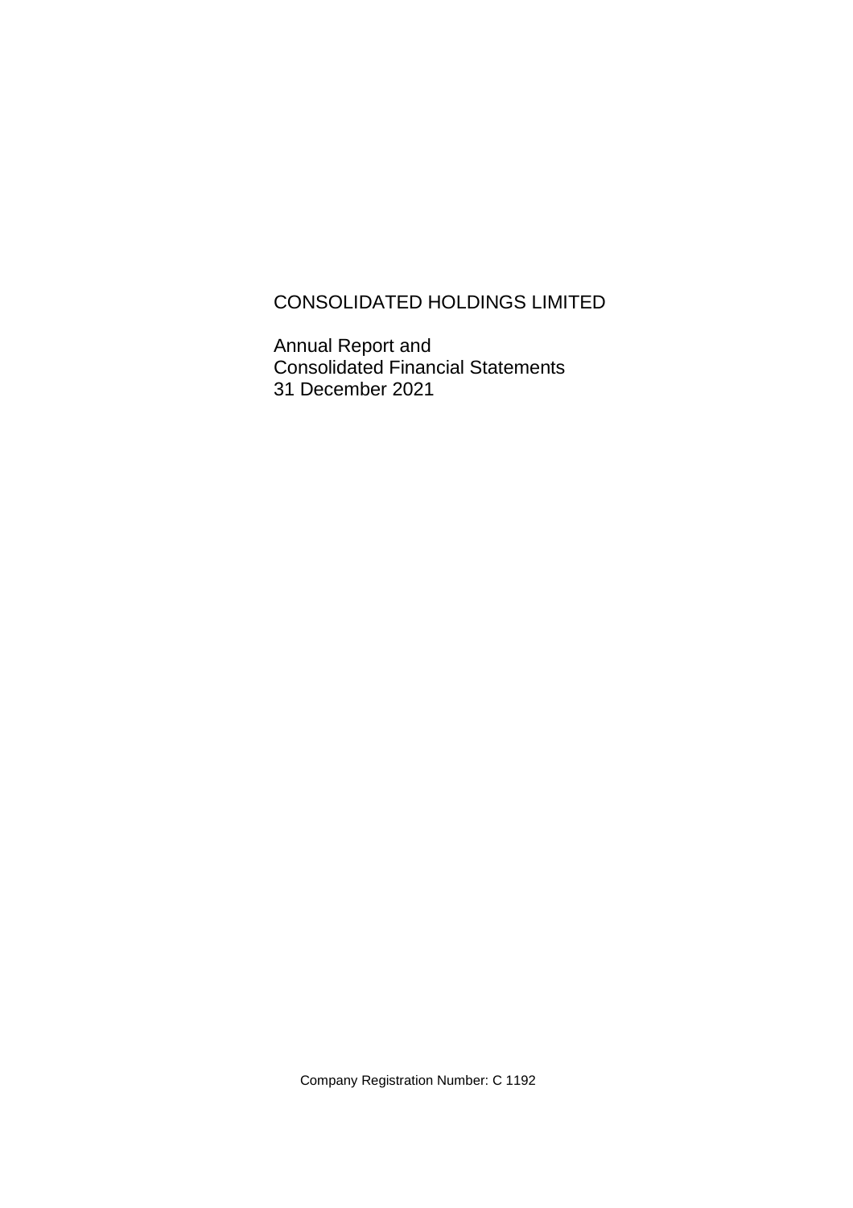# CONSOLIDATED HOLDINGS LIMITED

Annual Report and
Consolidated Financial Statements
31 December 2021

Company Registration Number: C 1192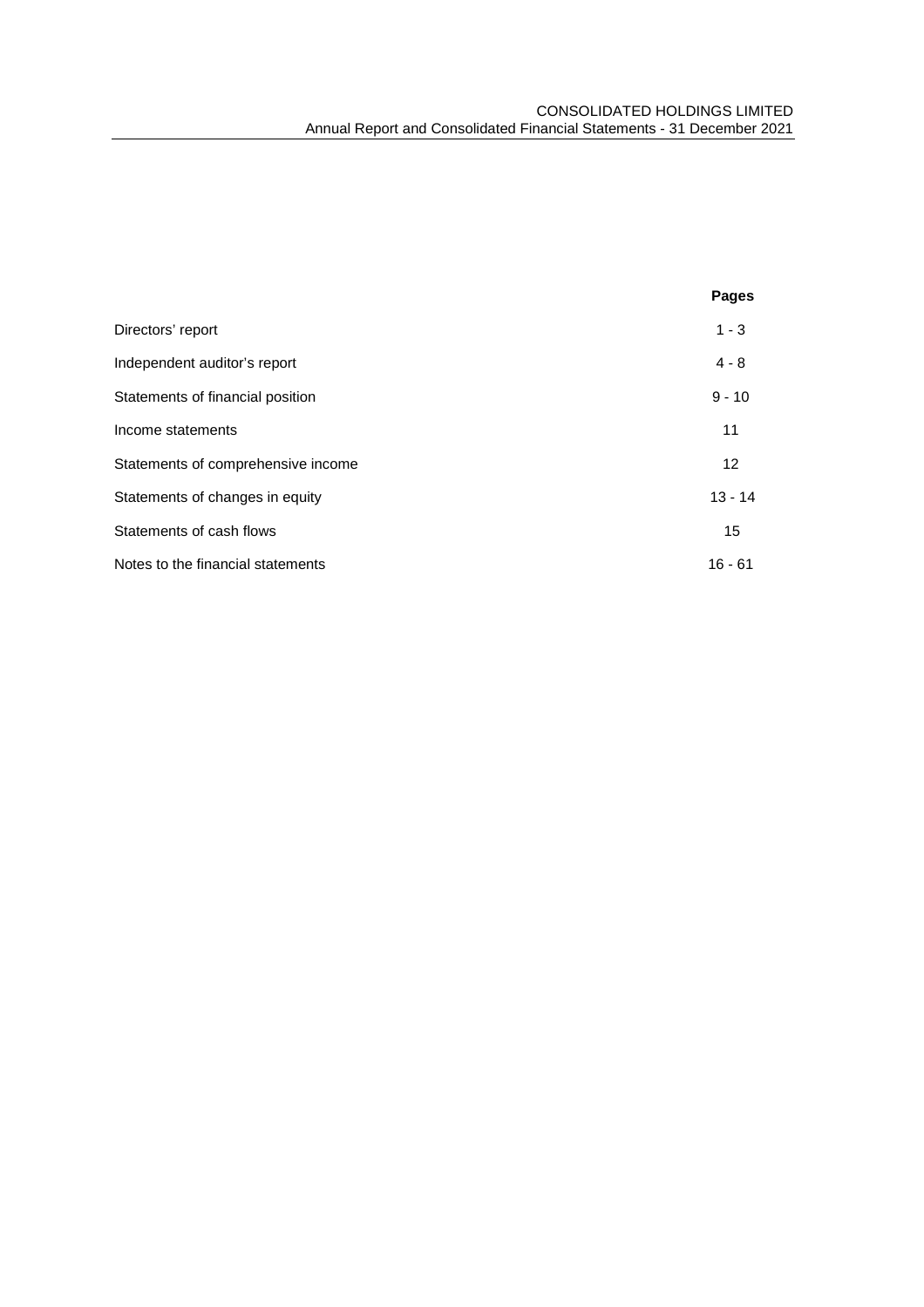| | Pages |
|---|---|
| Directors' report | 1 - 3 |
| Independent auditor's report | 4 - 8 |
| Statements of financial position | 9 - 10 |
| Income statements | 11 |
| Statements of comprehensive income | 12 |
| Statements of changes in equity | 13 - 14 |
| Statements of cash flows | 15 |
| Notes to the financial statements | 16 - 61 |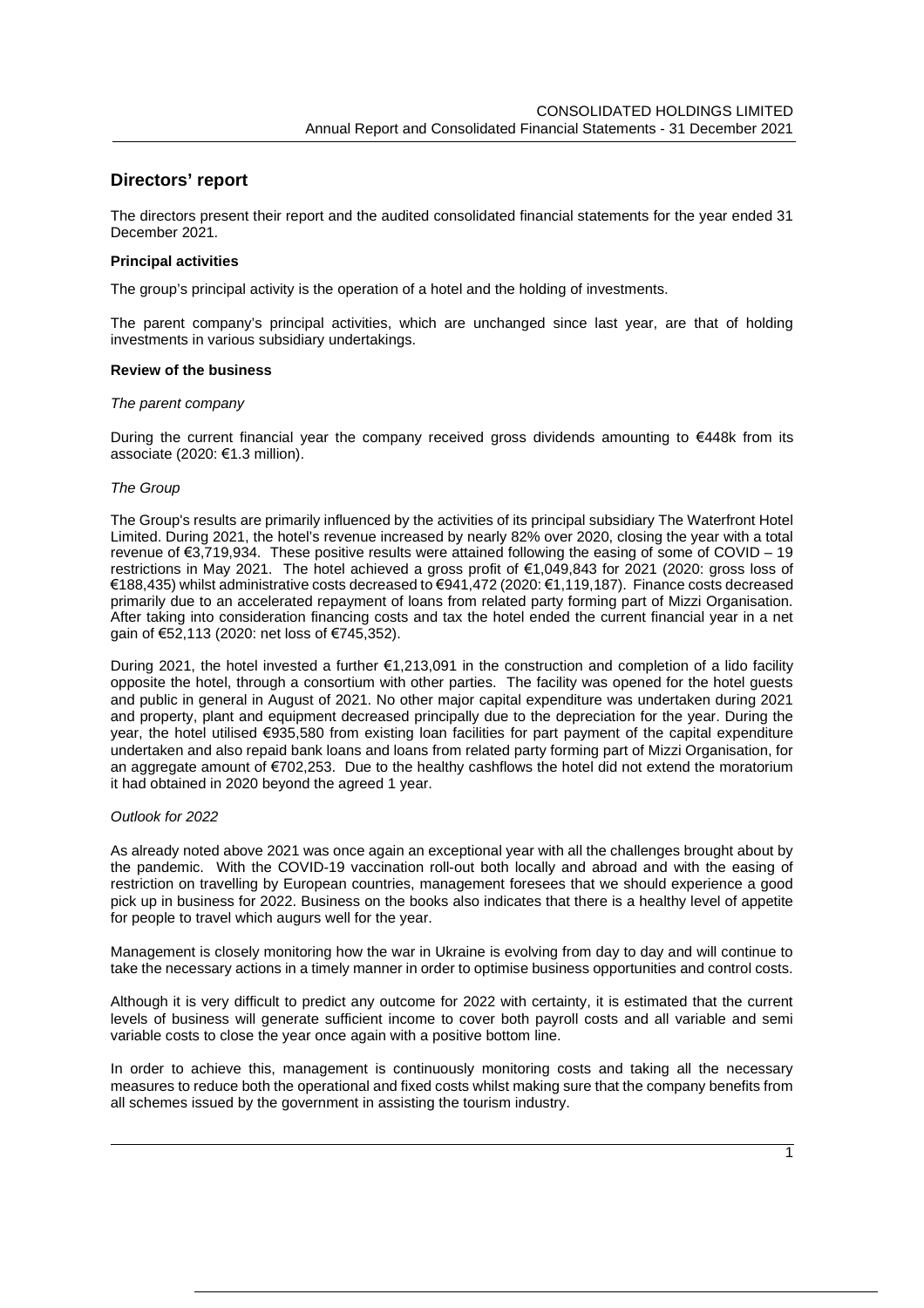## Directors' report

The directors present their report and the audited consolidated financial statements for the year ended 31 December 2021.

### Principal activities

The group's principal activity is the operation of a hotel and the holding of investments.

The parent company's principal activities, which are unchanged since last year, are that of holding investments in various subsidiary undertakings.

### Review of the business

*The parent company*

During the current financial year the company received gross dividends amounting to €448k from its associate (2020: €1.3 million).

*The Group*

The Group's results are primarily influenced by the activities of its principal subsidiary The Waterfront Hotel Limited. During 2021, the hotel's revenue increased by nearly 82% over 2020, closing the year with a total revenue of €3,719,934. These positive results were attained following the easing of some of COVID – 19 restrictions in May 2021. The hotel achieved a gross profit of €1,049,843 for 2021 (2020: gross loss of €188,435) whilst administrative costs decreased to €941,472 (2020: €1,119,187). Finance costs decreased primarily due to an accelerated repayment of loans from related party forming part of Mizzi Organisation. After taking into consideration financing costs and tax the hotel ended the current financial year in a net gain of €52,113 (2020: net loss of €745,352).

During 2021, the hotel invested a further €1,213,091 in the construction and completion of a lido facility opposite the hotel, through a consortium with other parties. The facility was opened for the hotel guests and public in general in August of 2021. No other major capital expenditure was undertaken during 2021 and property, plant and equipment decreased principally due to the depreciation for the year. During the year, the hotel utilised €935,580 from existing loan facilities for part payment of the capital expenditure undertaken and also repaid bank loans and loans from related party forming part of Mizzi Organisation, for an aggregate amount of €702,253. Due to the healthy cashflows the hotel did not extend the moratorium it had obtained in 2020 beyond the agreed 1 year.

*Outlook for 2022*

As already noted above 2021 was once again an exceptional year with all the challenges brought about by the pandemic. With the COVID-19 vaccination roll-out both locally and abroad and with the easing of restriction on travelling by European countries, management foresees that we should experience a good pick up in business for 2022. Business on the books also indicates that there is a healthy level of appetite for people to travel which augurs well for the year.

Management is closely monitoring how the war in Ukraine is evolving from day to day and will continue to take the necessary actions in a timely manner in order to optimise business opportunities and control costs.

Although it is very difficult to predict any outcome for 2022 with certainty, it is estimated that the current levels of business will generate sufficient income to cover both payroll costs and all variable and semi variable costs to close the year once again with a positive bottom line.

In order to achieve this, management is continuously monitoring costs and taking all the necessary measures to reduce both the operational and fixed costs whilst making sure that the company benefits from all schemes issued by the government in assisting the tourism industry.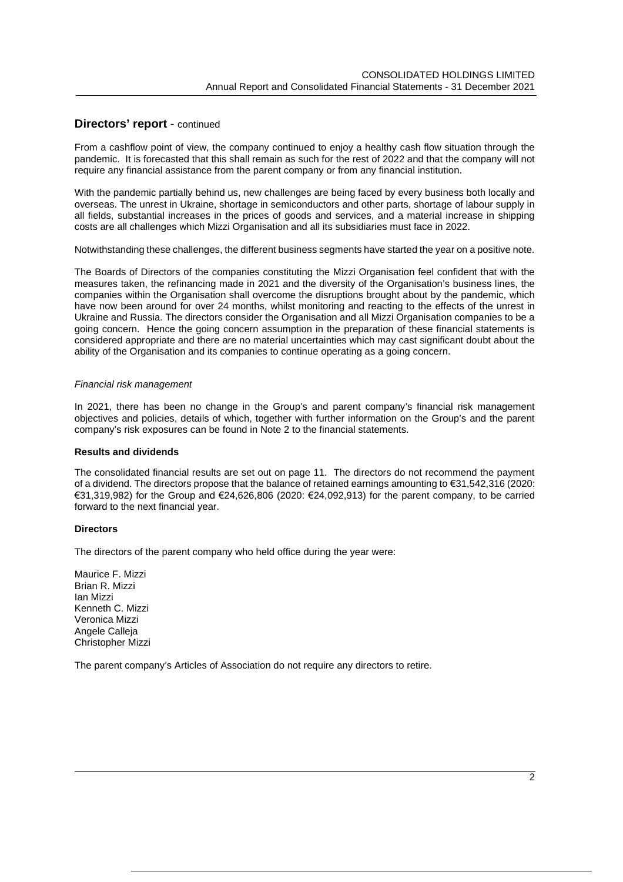## Directors' report - continued

From a cashflow point of view, the company continued to enjoy a healthy cash flow situation through the pandemic. It is forecasted that this shall remain as such for the rest of 2022 and that the company will not require any financial assistance from the parent company or from any financial institution.

With the pandemic partially behind us, new challenges are being faced by every business both locally and overseas. The unrest in Ukraine, shortage in semiconductors and other parts, shortage of labour supply in all fields, substantial increases in the prices of goods and services, and a material increase in shipping costs are all challenges which Mizzi Organisation and all its subsidiaries must face in 2022.

Notwithstanding these challenges, the different business segments have started the year on a positive note.

The Boards of Directors of the companies constituting the Mizzi Organisation feel confident that with the measures taken, the refinancing made in 2021 and the diversity of the Organisation's business lines, the companies within the Organisation shall overcome the disruptions brought about by the pandemic, which have now been around for over 24 months, whilst monitoring and reacting to the effects of the unrest in Ukraine and Russia. The directors consider the Organisation and all Mizzi Organisation companies to be a going concern. Hence the going concern assumption in the preparation of these financial statements is considered appropriate and there are no material uncertainties which may cast significant doubt about the ability of the Organisation and its companies to continue operating as a going concern.

*Financial risk management*

In 2021, there has been no change in the Group's and parent company's financial risk management objectives and policies, details of which, together with further information on the Group's and the parent company's risk exposures can be found in Note 2 to the financial statements.

**Results and dividends**

The consolidated financial results are set out on page 11. The directors do not recommend the payment of a dividend. The directors propose that the balance of retained earnings amounting to €31,542,316 (2020: €31,319,982) for the Group and €24,626,806 (2020: €24,092,913) for the parent company, to be carried forward to the next financial year.

**Directors**

The directors of the parent company who held office during the year were:

Maurice F. Mizzi
Brian R. Mizzi
Ian Mizzi
Kenneth C. Mizzi
Veronica Mizzi
Angele Calleja
Christopher Mizzi

The parent company's Articles of Association do not require any directors to retire.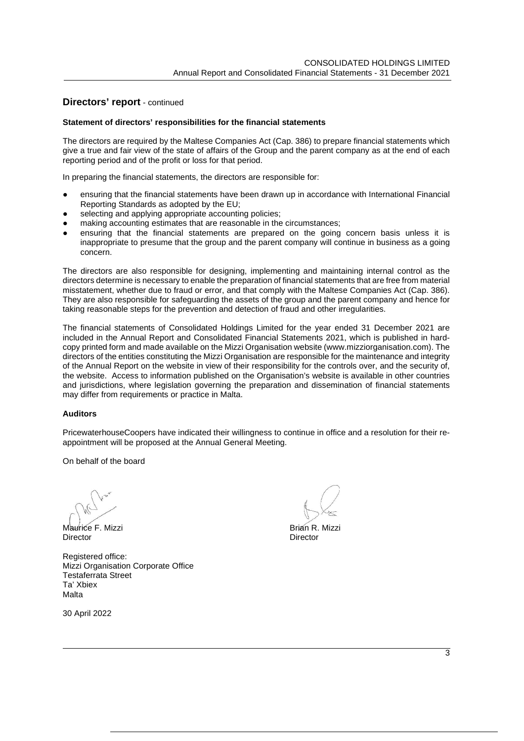## Directors' report - continued

**Statement of directors' responsibilities for the financial statements**

The directors are required by the Maltese Companies Act (Cap. 386) to prepare financial statements which give a true and fair view of the state of affairs of the Group and the parent company as at the end of each reporting period and of the profit or loss for that period.

In preparing the financial statements, the directors are responsible for:

- ensuring that the financial statements have been drawn up in accordance with International Financial Reporting Standards as adopted by the EU;
- selecting and applying appropriate accounting policies;
- making accounting estimates that are reasonable in the circumstances;
- ensuring that the financial statements are prepared on the going concern basis unless it is inappropriate to presume that the group and the parent company will continue in business as a going concern.

The directors are also responsible for designing, implementing and maintaining internal control as the directors determine is necessary to enable the preparation of financial statements that are free from material misstatement, whether due to fraud or error, and that comply with the Maltese Companies Act (Cap. 386). They are also responsible for safeguarding the assets of the group and the parent company and hence for taking reasonable steps for the prevention and detection of fraud and other irregularities.

The financial statements of Consolidated Holdings Limited for the year ended 31 December 2021 are included in the Annual Report and Consolidated Financial Statements 2021, which is published in hard-copy printed form and made available on the Mizzi Organisation website (www.mizziorganisation.com). The directors of the entities constituting the Mizzi Organisation are responsible for the maintenance and integrity of the Annual Report on the website in view of their responsibility for the controls over, and the security of, the website. Access to information published on the Organisation's website is available in other countries and jurisdictions, where legislation governing the preparation and dissemination of financial statements may differ from requirements or practice in Malta.

**Auditors**

PricewaterhouseCoopers have indicated their willingness to continue in office and a resolution for their re-appointment will be proposed at the Annual General Meeting.

On behalf of the board

Maurice F. Mizzi
Director

Brian R. Mizzi
Director

Registered office:
Mizzi Organisation Corporate Office
Testaferrata Street
Ta' Xbiex
Malta

30 April 2022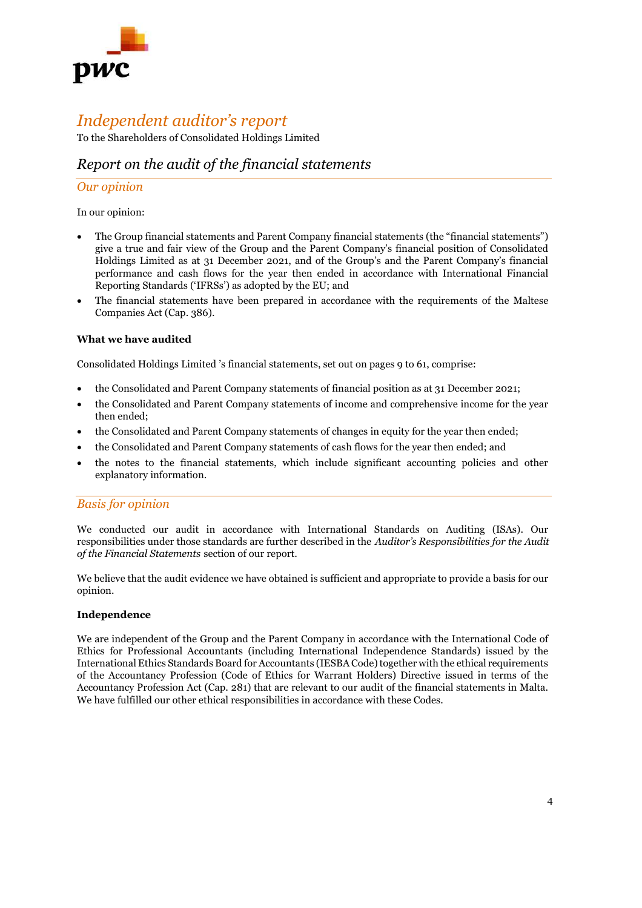# Independent auditor's report

To the Shareholders of Consolidated Holdings Limited

## Report on the audit of the financial statements

### Our opinion

In our opinion:

- The Group financial statements and Parent Company financial statements (the "financial statements") give a true and fair view of the Group and the Parent Company's financial position of Consolidated Holdings Limited as at 31 December 2021, and of the Group's and the Parent Company's financial performance and cash flows for the year then ended in accordance with International Financial Reporting Standards ('IFRSs') as adopted by the EU; and
- The financial statements have been prepared in accordance with the requirements of the Maltese Companies Act (Cap. 386).

**What we have audited**

Consolidated Holdings Limited 's financial statements, set out on pages 9 to 61, comprise:

- the Consolidated and Parent Company statements of financial position as at 31 December 2021;
- the Consolidated and Parent Company statements of income and comprehensive income for the year then ended;
- the Consolidated and Parent Company statements of changes in equity for the year then ended;
- the Consolidated and Parent Company statements of cash flows for the year then ended; and
- the notes to the financial statements, which include significant accounting policies and other explanatory information.

### Basis for opinion

We conducted our audit in accordance with International Standards on Auditing (ISAs). Our responsibilities under those standards are further described in the *Auditor's Responsibilities for the Audit of the Financial Statements* section of our report.

We believe that the audit evidence we have obtained is sufficient and appropriate to provide a basis for our opinion.

**Independence**

We are independent of the Group and the Parent Company in accordance with the International Code of Ethics for Professional Accountants (including International Independence Standards) issued by the International Ethics Standards Board for Accountants (IESBA Code) together with the ethical requirements of the Accountancy Profession (Code of Ethics for Warrant Holders) Directive issued in terms of the Accountancy Profession Act (Cap. 281) that are relevant to our audit of the financial statements in Malta. We have fulfilled our other ethical responsibilities in accordance with these Codes.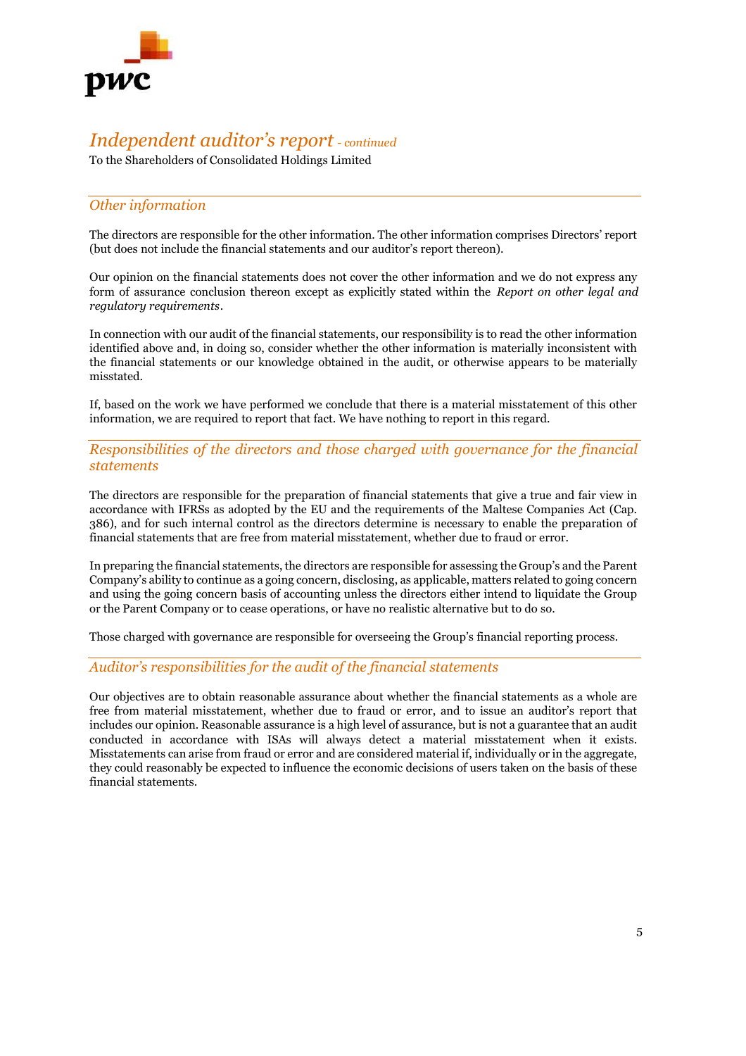# *Independent auditor's report* - *continued*

To the Shareholders of Consolidated Holdings Limited

## *Other information*

The directors are responsible for the other information. The other information comprises Directors' report (but does not include the financial statements and our auditor's report thereon).

Our opinion on the financial statements does not cover the other information and we do not express any form of assurance conclusion thereon except as explicitly stated within the *Report on other legal and regulatory requirements*.

In connection with our audit of the financial statements, our responsibility is to read the other information identified above and, in doing so, consider whether the other information is materially inconsistent with the financial statements or our knowledge obtained in the audit, or otherwise appears to be materially misstated.

If, based on the work we have performed we conclude that there is a material misstatement of this other information, we are required to report that fact. We have nothing to report in this regard.

## *Responsibilities of the directors and those charged with governance for the financial statements*

The directors are responsible for the preparation of financial statements that give a true and fair view in accordance with IFRSs as adopted by the EU and the requirements of the Maltese Companies Act (Cap. 386), and for such internal control as the directors determine is necessary to enable the preparation of financial statements that are free from material misstatement, whether due to fraud or error.

In preparing the financial statements, the directors are responsible for assessing the Group's and the Parent Company's ability to continue as a going concern, disclosing, as applicable, matters related to going concern and using the going concern basis of accounting unless the directors either intend to liquidate the Group or the Parent Company or to cease operations, or have no realistic alternative but to do so.

Those charged with governance are responsible for overseeing the Group's financial reporting process.

## *Auditor's responsibilities for the audit of the financial statements*

Our objectives are to obtain reasonable assurance about whether the financial statements as a whole are free from material misstatement, whether due to fraud or error, and to issue an auditor's report that includes our opinion. Reasonable assurance is a high level of assurance, but is not a guarantee that an audit conducted in accordance with ISAs will always detect a material misstatement when it exists. Misstatements can arise from fraud or error and are considered material if, individually or in the aggregate, they could reasonably be expected to influence the economic decisions of users taken on the basis of these financial statements.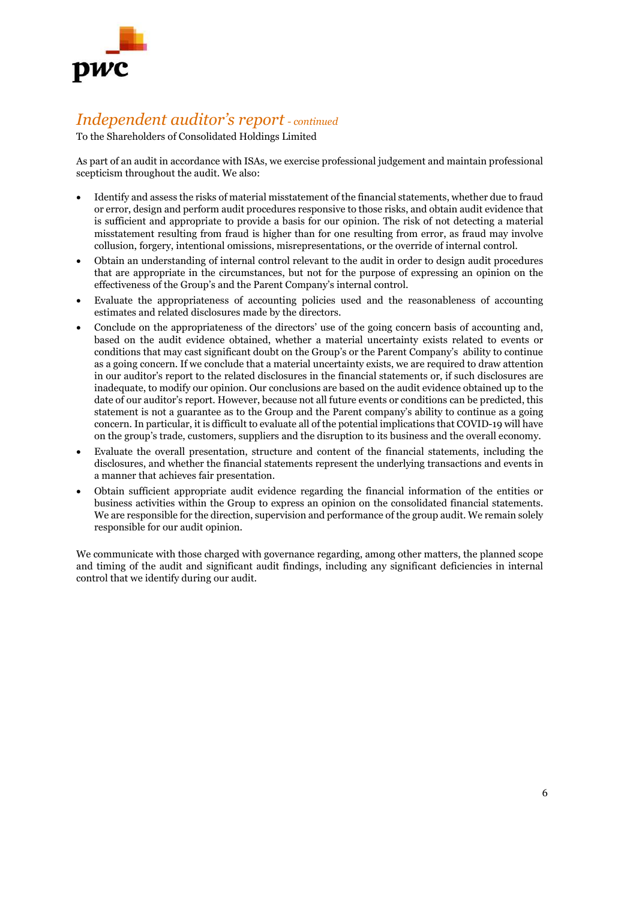# *Independent auditor's report* - *continued*

To the Shareholders of Consolidated Holdings Limited

As part of an audit in accordance with ISAs, we exercise professional judgement and maintain professional scepticism throughout the audit. We also:

- Identify and assess the risks of material misstatement of the financial statements, whether due to fraud or error, design and perform audit procedures responsive to those risks, and obtain audit evidence that is sufficient and appropriate to provide a basis for our opinion. The risk of not detecting a material misstatement resulting from fraud is higher than for one resulting from error, as fraud may involve collusion, forgery, intentional omissions, misrepresentations, or the override of internal control.
- Obtain an understanding of internal control relevant to the audit in order to design audit procedures that are appropriate in the circumstances, but not for the purpose of expressing an opinion on the effectiveness of the Group's and the Parent Company's internal control.
- Evaluate the appropriateness of accounting policies used and the reasonableness of accounting estimates and related disclosures made by the directors.
- Conclude on the appropriateness of the directors' use of the going concern basis of accounting and, based on the audit evidence obtained, whether a material uncertainty exists related to events or conditions that may cast significant doubt on the Group's or the Parent Company's ability to continue as a going concern. If we conclude that a material uncertainty exists, we are required to draw attention in our auditor's report to the related disclosures in the financial statements or, if such disclosures are inadequate, to modify our opinion. Our conclusions are based on the audit evidence obtained up to the date of our auditor's report. However, because not all future events or conditions can be predicted, this statement is not a guarantee as to the Group and the Parent company's ability to continue as a going concern. In particular, it is difficult to evaluate all of the potential implications that COVID-19 will have on the group's trade, customers, suppliers and the disruption to its business and the overall economy.
- Evaluate the overall presentation, structure and content of the financial statements, including the disclosures, and whether the financial statements represent the underlying transactions and events in a manner that achieves fair presentation.
- Obtain sufficient appropriate audit evidence regarding the financial information of the entities or business activities within the Group to express an opinion on the consolidated financial statements. We are responsible for the direction, supervision and performance of the group audit. We remain solely responsible for our audit opinion.

We communicate with those charged with governance regarding, among other matters, the planned scope and timing of the audit and significant audit findings, including any significant deficiencies in internal control that we identify during our audit.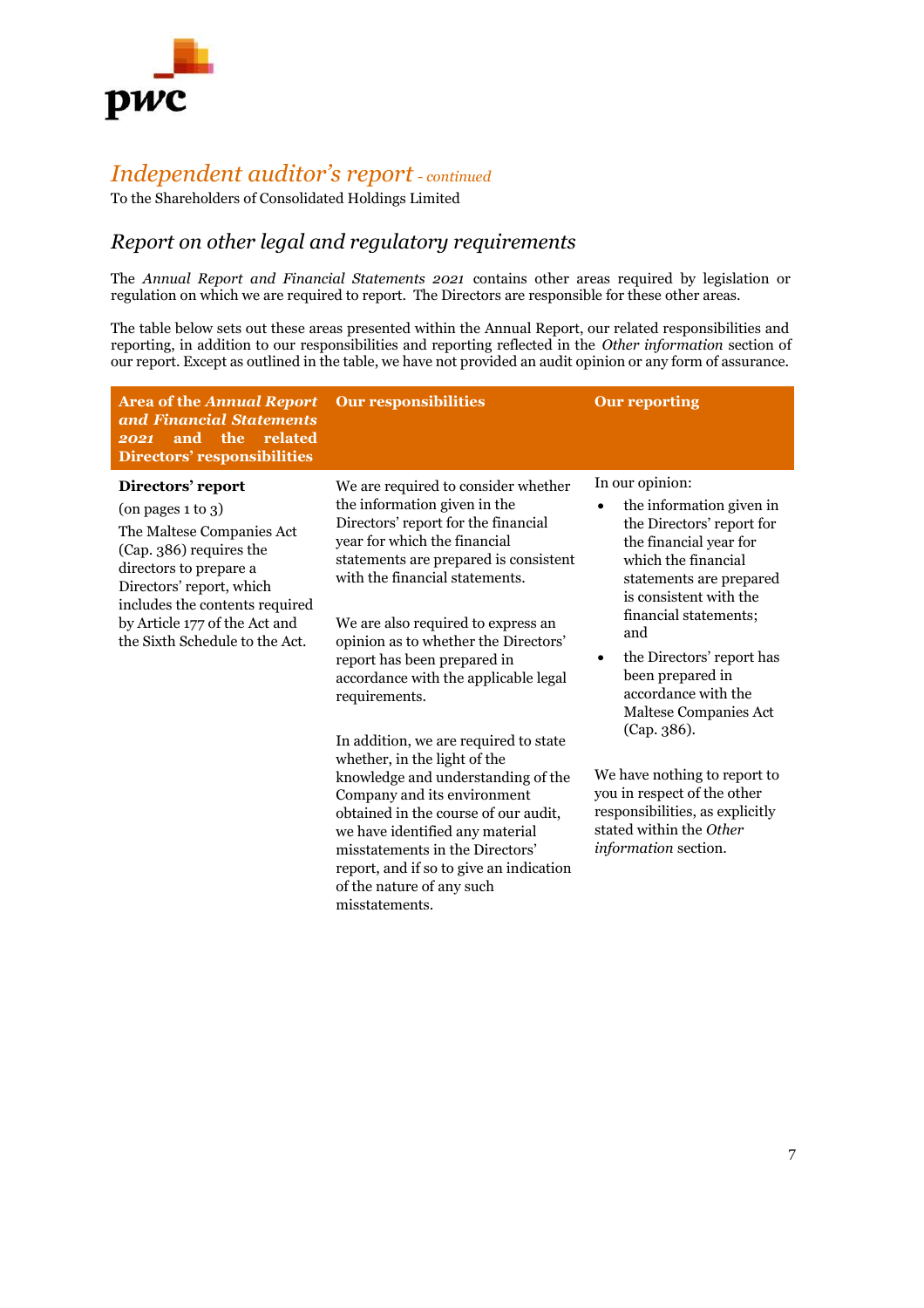# *Independent auditor's report* *- continued*

To the Shareholders of Consolidated Holdings Limited

## *Report on other legal and regulatory requirements*

The *Annual Report and Financial Statements 2021* contains other areas required by legislation or regulation on which we are required to report. The Directors are responsible for these other areas.

The table below sets out these areas presented within the Annual Report, our related responsibilities and reporting, in addition to our responsibilities and reporting reflected in the *Other information* section of our report. Except as outlined in the table, we have not provided an audit opinion or any form of assurance.

| **Area of the *Annual Report and Financial Statements 2021* and the related Directors' responsibilities** | **Our responsibilities** | **Our reporting** |
|---|---|---|
| **Directors' report**<br>(on pages 1 to 3)<br>The Maltese Companies Act (Cap. 386) requires the directors to prepare a Directors' report, which includes the contents required by Article 177 of the Act and the Sixth Schedule to the Act. | We are required to consider whether the information given in the Directors' report for the financial year for which the financial statements are prepared is consistent with the financial statements.<br><br>We are also required to express an opinion as to whether the Directors' report has been prepared in accordance with the applicable legal requirements.<br><br>In addition, we are required to state whether, in the light of the knowledge and understanding of the Company and its environment obtained in the course of our audit, we have identified any material misstatements in the Directors' report, and if so to give an indication of the nature of any such misstatements. | In our opinion:<br>• the information given in the Directors' report for the financial year for which the financial statements are prepared is consistent with the financial statements; and<br>• the Directors' report has been prepared in accordance with the Maltese Companies Act (Cap. 386).<br><br>We have nothing to report to you in respect of the other responsibilities, as explicitly stated within the *Other information* section. |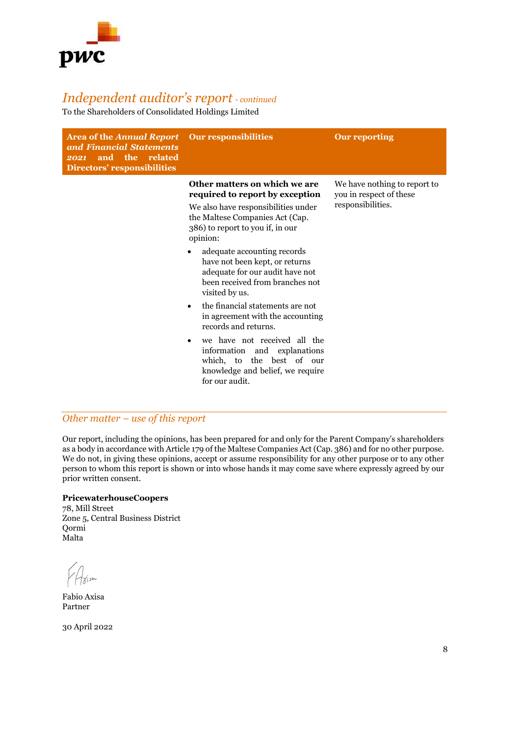## *Independent auditor's report - continued*

To the Shareholders of Consolidated Holdings Limited

| Area of the *Annual Report and Financial Statements 2021* and the related Directors' responsibilities | Our responsibilities | Our reporting |
|---|---|---|
| | **Other matters on which we are required to report by exception**<br>We also have responsibilities under the Maltese Companies Act (Cap. 386) to report to you if, in our opinion:<br>• adequate accounting records have not been kept, or returns adequate for our audit have not been received from branches not visited by us.<br>• the financial statements are not in agreement with the accounting records and returns.<br>• we have not received all the information and explanations which, to the best of our knowledge and belief, we require for our audit. | We have nothing to report to you in respect of these responsibilities. |

### *Other matter – use of this report*

Our report, including the opinions, has been prepared for and only for the Parent Company's shareholders as a body in accordance with Article 179 of the Maltese Companies Act (Cap. 386) and for no other purpose. We do not, in giving these opinions, accept or assume responsibility for any other purpose or to any other person to whom this report is shown or into whose hands it may come save where expressly agreed by our prior written consent.

**PricewaterhouseCoopers**
78, Mill Street
Zone 5, Central Business District
Qormi
Malta

Fabio Axisa
Partner

30 April 2022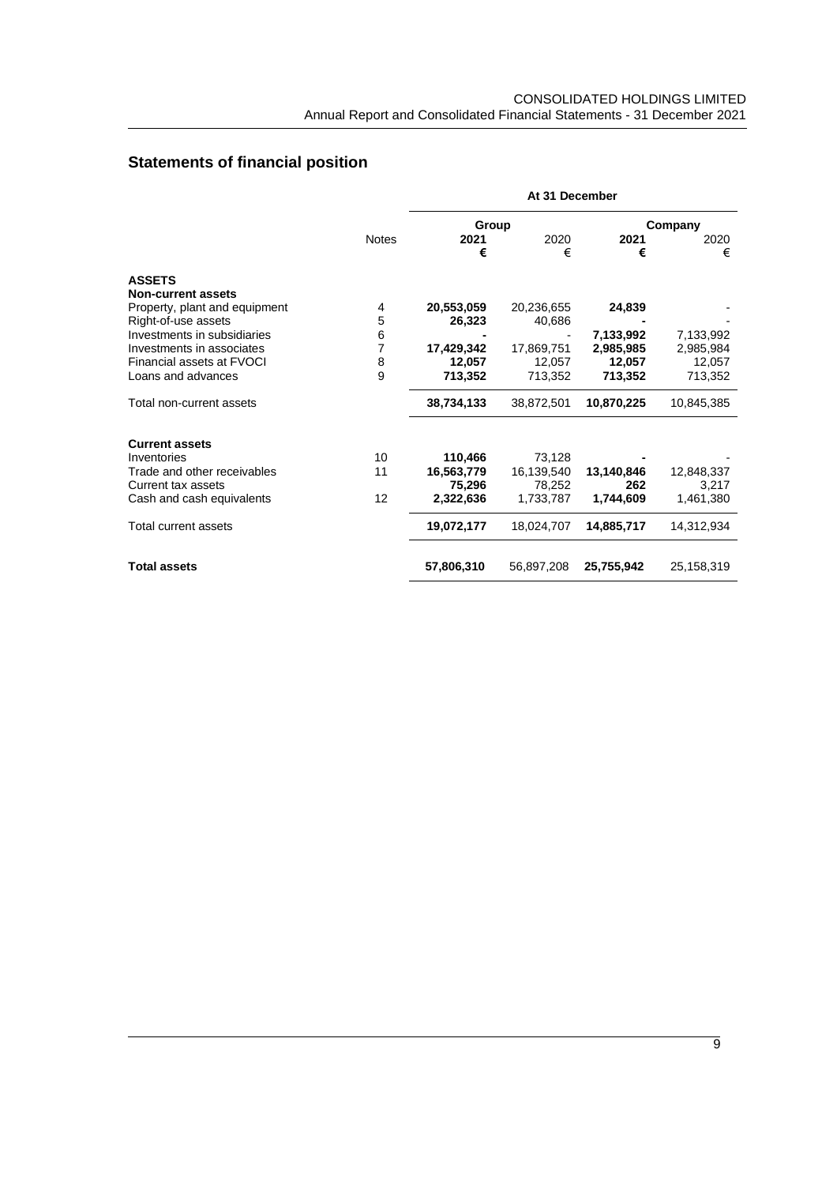## Statements of financial position

| | Notes | At 31 December | | | |
|---|---|---|---|---|---|
| | | Group | | Company | |
| | | **2021** | 2020 | **2021** | 2020 |
| | | **€** | € | **€** | € |
| **ASSETS** | | | | | |
| **Non-current assets** | | | | | |
| Property, plant and equipment | 4 | **20,553,059** | 20,236,655 | **24,839** | - |
| Right-of-use assets | 5 | **26,323** | 40,686 | **-** | - |
| Investments in subsidiaries | 6 | **-** | - | **7,133,992** | 7,133,992 |
| Investments in associates | 7 | **17,429,342** | 17,869,751 | **2,985,985** | 2,985,984 |
| Financial assets at FVOCI | 8 | **12,057** | 12,057 | **12,057** | 12,057 |
| Loans and advances | 9 | **713,352** | 713,352 | **713,352** | 713,352 |
| Total non-current assets | | **38,734,133** | 38,872,501 | **10,870,225** | 10,845,385 |
| **Current assets** | | | | | |
| Inventories | 10 | **110,466** | 73,128 | **-** | - |
| Trade and other receivables | 11 | **16,563,779** | 16,139,540 | **13,140,846** | 12,848,337 |
| Current tax assets | | **75,296** | 78,252 | **262** | 3,217 |
| Cash and cash equivalents | 12 | **2,322,636** | 1,733,787 | **1,744,609** | 1,461,380 |
| Total current assets | | **19,072,177** | 18,024,707 | **14,885,717** | 14,312,934 |
| **Total assets** | | **57,806,310** | 56,897,208 | **25,755,942** | 25,158,319 |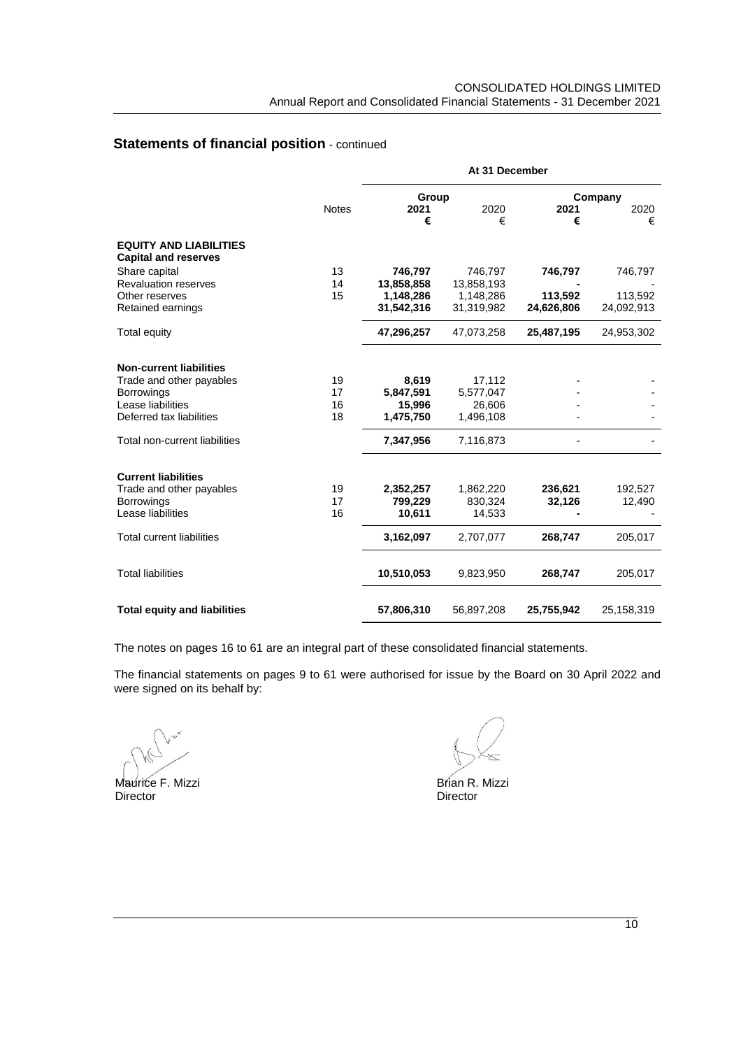## Statements of financial position - continued

| | Notes | At 31 December | | | |
|---|---|---|---|---|---|
| | | Group | | Company | |
| | | **2021** | 2020 | **2021** | 2020 |
| | | **€** | € | **€** | € |
| **EQUITY AND LIABILITIES** | | | | | |
| **Capital and reserves** | | | | | |
| Share capital | 13 | **746,797** | 746,797 | **746,797** | 746,797 |
| Revaluation reserves | 14 | **13,858,858** | 13,858,193 | **-** | - |
| Other reserves | 15 | **1,148,286** | 1,148,286 | **113,592** | 113,592 |
| Retained earnings | | **31,542,316** | 31,319,982 | **24,626,806** | 24,092,913 |
| Total equity | | **47,296,257** | 47,073,258 | **25,487,195** | 24,953,302 |
| **Non-current liabilities** | | | | | |
| Trade and other payables | 19 | **8,619** | 17,112 | **-** | - |
| Borrowings | 17 | **5,847,591** | 5,577,047 | **-** | - |
| Lease liabilities | 16 | **15,996** | 26,606 | **-** | - |
| Deferred tax liabilities | 18 | **1,475,750** | 1,496,108 | **-** | - |
| Total non-current liabilities | | **7,347,956** | 7,116,873 | **-** | - |
| **Current liabilities** | | | | | |
| Trade and other payables | 19 | **2,352,257** | 1,862,220 | **236,621** | 192,527 |
| Borrowings | 17 | **799,229** | 830,324 | **32,126** | 12,490 |
| Lease liabilities | 16 | **10,611** | 14,533 | **-** | - |
| Total current liabilities | | **3,162,097** | 2,707,077 | **268,747** | 205,017 |
| Total liabilities | | **10,510,053** | 9,823,950 | **268,747** | 205,017 |
| **Total equity and liabilities** | | **57,806,310** | 56,897,208 | **25,755,942** | 25,158,319 |

The notes on pages 16 to 61 are an integral part of these consolidated financial statements.

The financial statements on pages 9 to 61 were authorised for issue by the Board on 30 April 2022 and were signed on its behalf by:

Maurice F. Mizzi
Director

Brian R. Mizzi
Director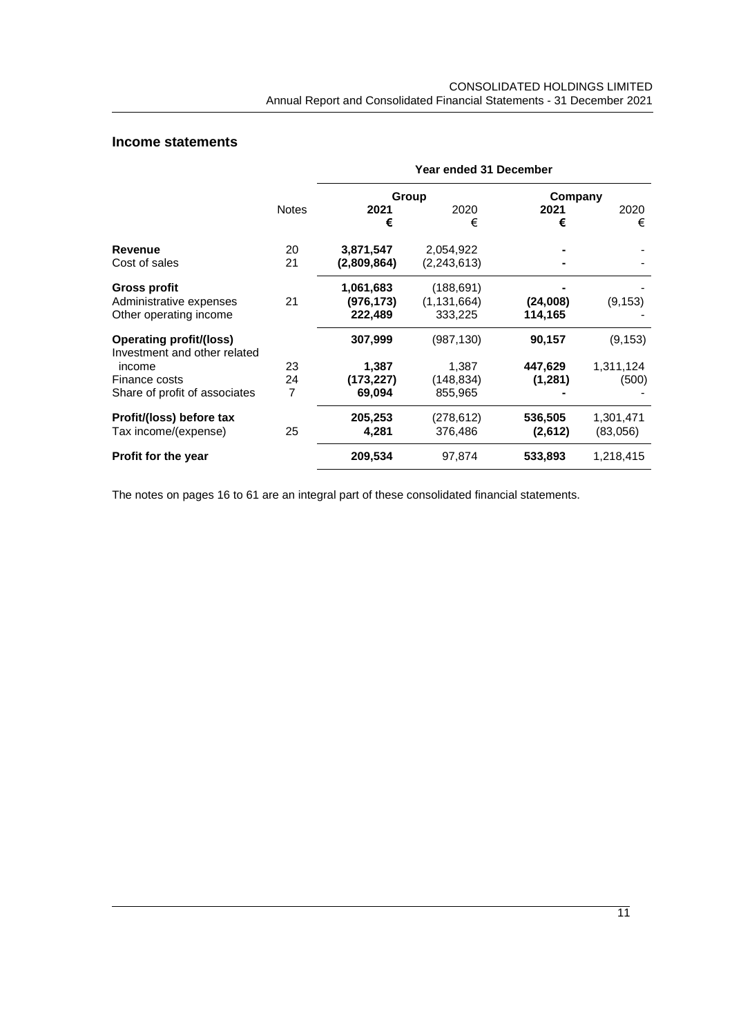## Income statements

| | Notes | Year ended 31 December | | | |
|---|---|---|---|---|---|
| | | Group | | Company | |
| | | **2021** | 2020 | **2021** | 2020 |
| | | **€** | € | **€** | € |
| **Revenue** | 20 | **3,871,547** | 2,054,922 | **-** | - |
| Cost of sales | 21 | **(2,809,864)** | (2,243,613) | **-** | - |
| **Gross profit** | | **1,061,683** | (188,691) | **-** | - |
| Administrative expenses | 21 | **(976,173)** | (1,131,664) | **(24,008)** | (9,153) |
| Other operating income | | **222,489** | 333,225 | **114,165** | - |
| **Operating profit/(loss)** | | **307,999** | (987,130) | **90,157** | (9,153) |
| Investment and other related income | 23 | **1,387** | 1,387 | **447,629** | 1,311,124 |
| Finance costs | 24 | **(173,227)** | (148,834) | **(1,281)** | (500) |
| Share of profit of associates | 7 | **69,094** | 855,965 | **-** | - |
| **Profit/(loss) before tax** | | **205,253** | (278,612) | **536,505** | 1,301,471 |
| Tax income/(expense) | 25 | **4,281** | 376,486 | **(2,612)** | (83,056) |
| **Profit for the year** | | **209,534** | 97,874 | **533,893** | 1,218,415 |

The notes on pages 16 to 61 are an integral part of these consolidated financial statements.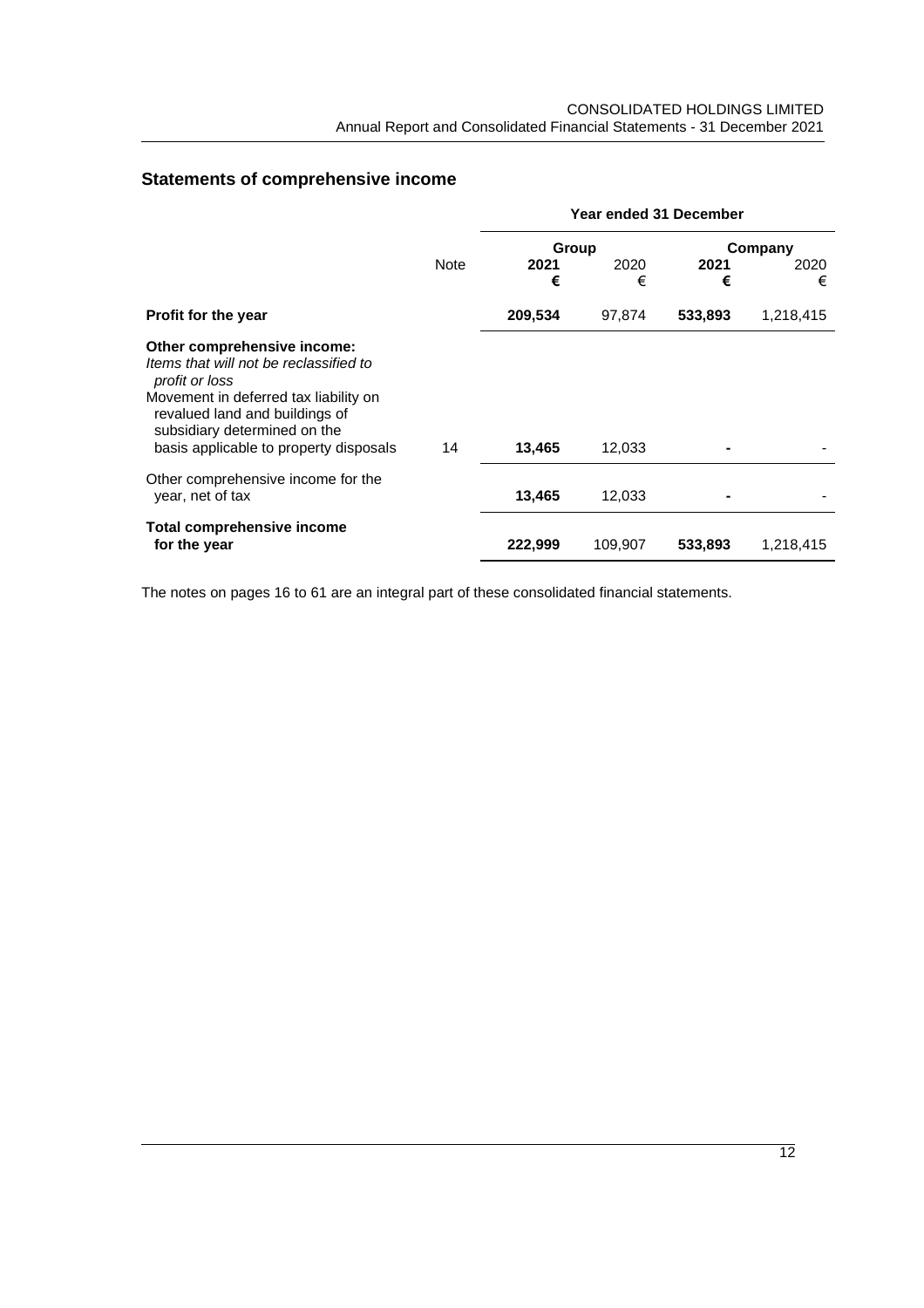## Statements of comprehensive income

| | | Year ended 31 December | | | |
|---|---|---|---|---|---|
| | | Group | | Company | |
| | Note | **2021** | 2020 | **2021** | 2020 |
| | | **€** | € | **€** | € |
| **Profit for the year** | | **209,534** | 97,874 | **533,893** | 1,218,415 |
| **Other comprehensive income:** | | | | | |
| *Items that will not be reclassified to profit or loss* | | | | | |
| Movement in deferred tax liability on revalued land and buildings of subsidiary determined on the basis applicable to property disposals | 14 | **13,465** | 12,033 | **-** | - |
| Other comprehensive income for the year, net of tax | | **13,465** | 12,033 | **-** | - |
| **Total comprehensive income for the year** | | **222,999** | 109,907 | **533,893** | 1,218,415 |

The notes on pages 16 to 61 are an integral part of these consolidated financial statements.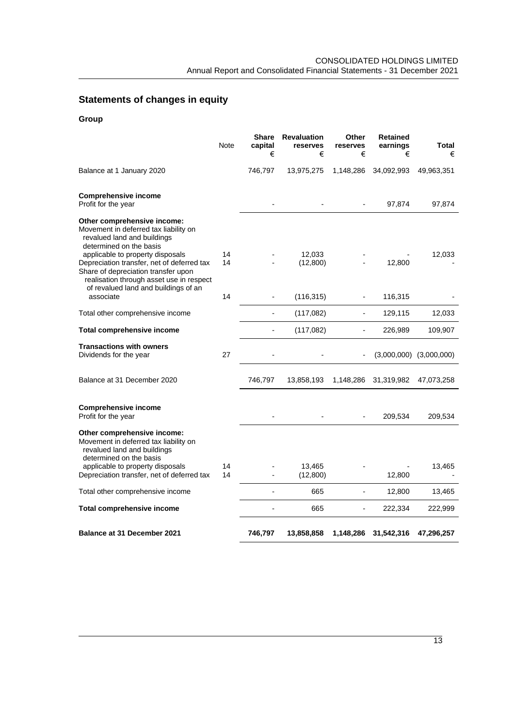## Statements of changes in equity

### Group

| | Note | Share capital € | Revaluation reserves € | Other reserves € | Retained earnings € | Total € |
|---|---|---|---|---|---|---|
| Balance at 1 January 2020 | | 746,797 | 13,975,275 | 1,148,286 | 34,092,993 | 49,963,351 |
| **Comprehensive income** | | | | | | |
| Profit for the year | | - | - | - | 97,874 | 97,874 |
| **Other comprehensive income:** | | | | | | |
| Movement in deferred tax liability on revalued land and buildings determined on the basis applicable to property disposals | 14 | - | 12,033 | - | - | 12,033 |
| Depreciation transfer, net of deferred tax | 14 | - | (12,800) | - | 12,800 | - |
| Share of depreciation transfer upon realisation through asset use in respect of revalued land and buildings of an associate | 14 | - | (116,315) | - | 116,315 | - |
| Total other comprehensive income | | - | (117,082) | - | 129,115 | 12,033 |
| **Total comprehensive income** | | - | (117,082) | - | 226,989 | 109,907 |
| **Transactions with owners** | | | | | | |
| Dividends for the year | 27 | - | - | - | (3,000,000) | (3,000,000) |
| Balance at 31 December 2020 | | 746,797 | 13,858,193 | 1,148,286 | 31,319,982 | 47,073,258 |
| **Comprehensive income** | | | | | | |
| Profit for the year | | - | - | - | 209,534 | 209,534 |
| **Other comprehensive income:** | | | | | | |
| Movement in deferred tax liability on revalued land and buildings determined on the basis applicable to property disposals | 14 | - | 13,465 | - | - | 13,465 |
| Depreciation transfer, net of deferred tax | 14 | - | (12,800) | | 12,800 | - |
| Total other comprehensive income | | - | 665 | - | 12,800 | 13,465 |
| **Total comprehensive income** | | - | 665 | - | 222,334 | 222,999 |
| **Balance at 31 December 2021** | | **746,797** | **13,858,858** | **1,148,286** | **31,542,316** | **47,296,257** |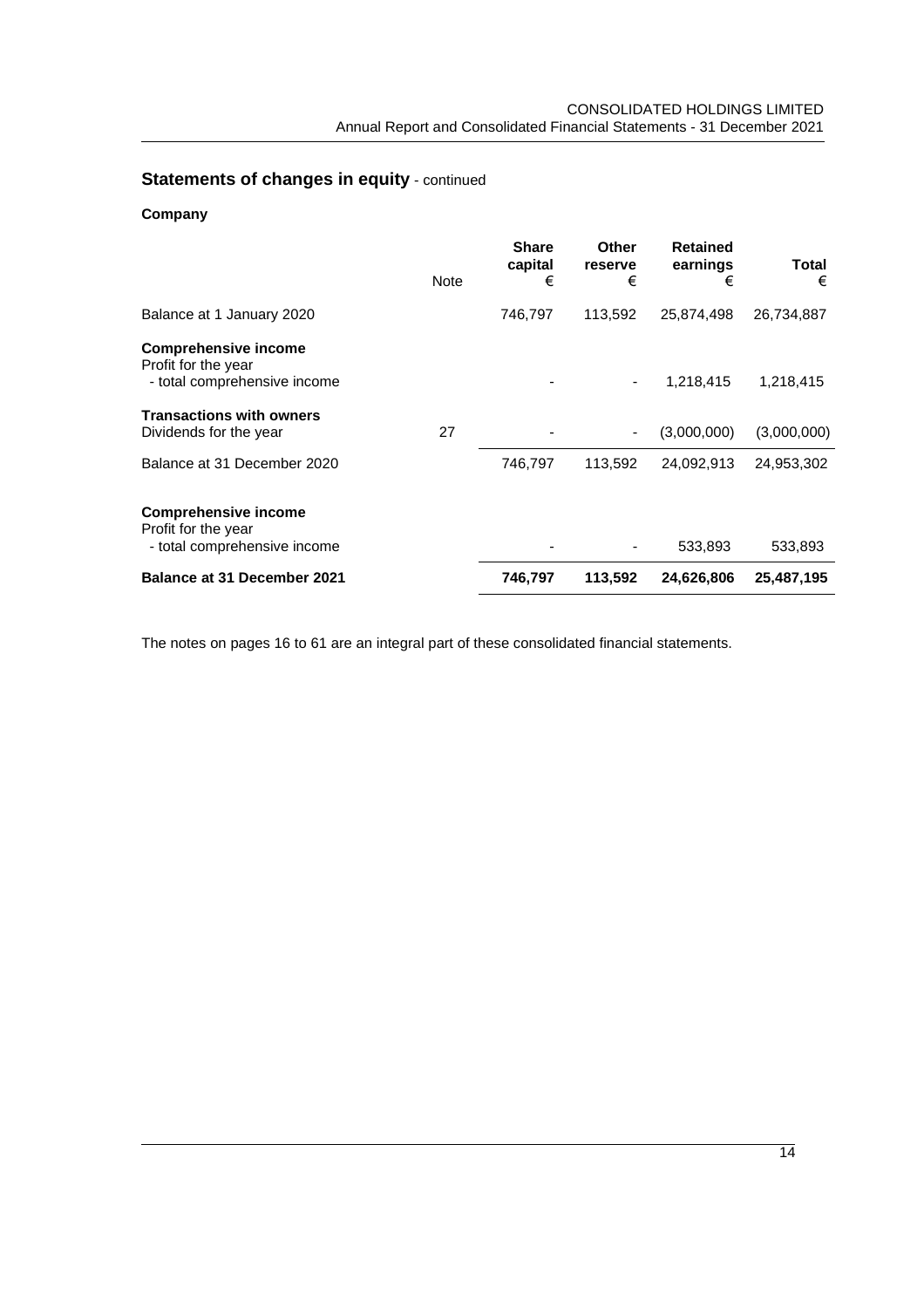## Statements of changes in equity - continued

**Company**

| | Note | Share capital € | Other reserve € | Retained earnings € | Total € |
|---|---|---|---|---|---|
| Balance at 1 January 2020 | | 746,797 | 113,592 | 25,874,498 | 26,734,887 |
| **Comprehensive income** | | | | | |
| Profit for the year | | | | | |
| - total comprehensive income | | - | - | 1,218,415 | 1,218,415 |
| **Transactions with owners** | | | | | |
| Dividends for the year | 27 | - | - | (3,000,000) | (3,000,000) |
| Balance at 31 December 2020 | | 746,797 | 113,592 | 24,092,913 | 24,953,302 |
| **Comprehensive income** | | | | | |
| Profit for the year | | | | | |
| - total comprehensive income | | - | - | 533,893 | 533,893 |
| **Balance at 31 December 2021** | | **746,797** | **113,592** | **24,626,806** | **25,487,195** |

The notes on pages 16 to 61 are an integral part of these consolidated financial statements.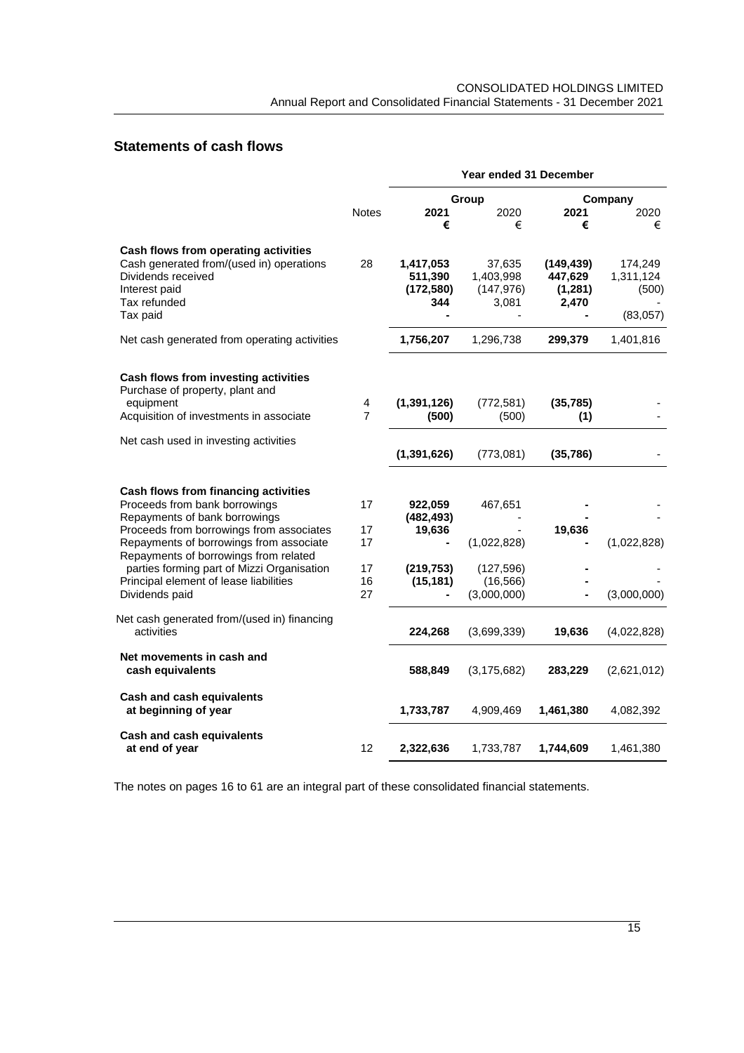## Statements of cash flows

| | | Year ended 31 December | | | |
|---|---|---|---|---|---|
| | | Group | | Company | |
| | Notes | **2021** | 2020 | **2021** | 2020 |
| | | **€** | € | **€** | € |
| **Cash flows from operating activities** | | | | | |
| Cash generated from/(used in) operations | 28 | **1,417,053** | 37,635 | **(149,439)** | 174,249 |
| Dividends received | | **511,390** | 1,403,998 | **447,629** | 1,311,124 |
| Interest paid | | **(172,580)** | (147,976) | **(1,281)** | (500) |
| Tax refunded | | **344** | 3,081 | **2,470** | - |
| Tax paid | | **-** | - | **-** | (83,057) |
| Net cash generated from operating activities | | **1,756,207** | 1,296,738 | **299,379** | 1,401,816 |
| **Cash flows from investing activities** | | | | | |
| Purchase of property, plant and equipment | 4 | **(1,391,126)** | (772,581) | **(35,785)** | - |
| Acquisition of investments in associate | 7 | **(500)** | (500) | **(1)** | - |
| Net cash used in investing activities | | **(1,391,626)** | (773,081) | **(35,786)** | - |
| **Cash flows from financing activities** | | | | | |
| Proceeds from bank borrowings | 17 | **922,059** | 467,651 | **-** | - |
| Repayments of bank borrowings | | **(482,493)** | - | **-** | - |
| Proceeds from borrowings from associates | 17 | **19,636** | - | **19,636** | |
| Repayments of borrowings from associate | 17 | **-** | (1,022,828) | **-** | (1,022,828) |
| Repayments of borrowings from related parties forming part of Mizzi Organisation | 17 | **(219,753)** | (127,596) | **-** | - |
| Principal element of lease liabilities | 16 | **(15,181)** | (16,566) | **-** | - |
| Dividends paid | 27 | **-** | (3,000,000) | **-** | (3,000,000) |
| Net cash generated from/(used in) financing activities | | **224,268** | (3,699,339) | **19,636** | (4,022,828) |
| **Net movements in cash and cash equivalents** | | **588,849** | (3,175,682) | **283,229** | (2,621,012) |
| **Cash and cash equivalents at beginning of year** | | **1,733,787** | 4,909,469 | **1,461,380** | 4,082,392 |
| **Cash and cash equivalents at end of year** | 12 | **2,322,636** | 1,733,787 | **1,744,609** | 1,461,380 |

The notes on pages 16 to 61 are an integral part of these consolidated financial statements.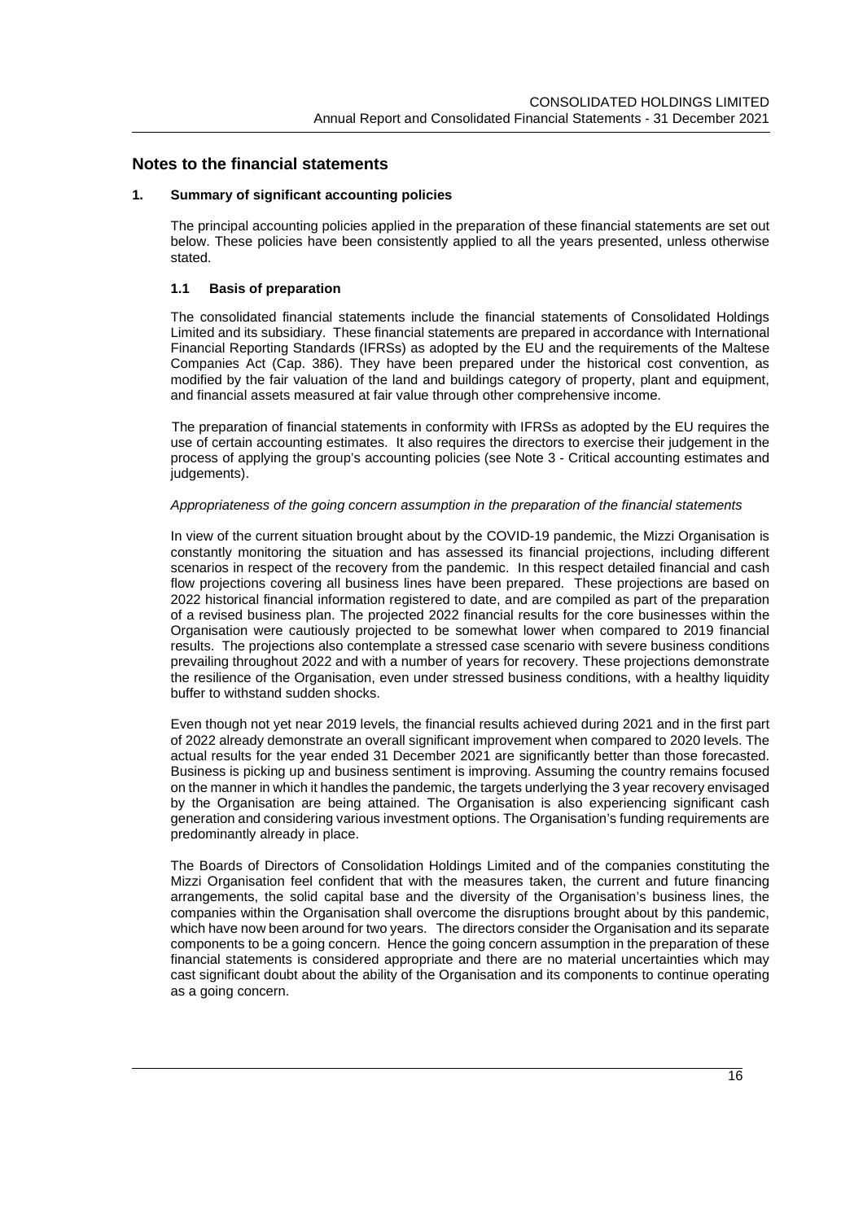## Notes to the financial statements

### 1. Summary of significant accounting policies

The principal accounting policies applied in the preparation of these financial statements are set out below. These policies have been consistently applied to all the years presented, unless otherwise stated.

#### 1.1 Basis of preparation

The consolidated financial statements include the financial statements of Consolidated Holdings Limited and its subsidiary. These financial statements are prepared in accordance with International Financial Reporting Standards (IFRSs) as adopted by the EU and the requirements of the Maltese Companies Act (Cap. 386). They have been prepared under the historical cost convention, as modified by the fair valuation of the land and buildings category of property, plant and equipment, and financial assets measured at fair value through other comprehensive income.

The preparation of financial statements in conformity with IFRSs as adopted by the EU requires the use of certain accounting estimates. It also requires the directors to exercise their judgement in the process of applying the group's accounting policies (see Note 3 - Critical accounting estimates and judgements).

*Appropriateness of the going concern assumption in the preparation of the financial statements*

In view of the current situation brought about by the COVID-19 pandemic, the Mizzi Organisation is constantly monitoring the situation and has assessed its financial projections, including different scenarios in respect of the recovery from the pandemic. In this respect detailed financial and cash flow projections covering all business lines have been prepared. These projections are based on 2022 historical financial information registered to date, and are compiled as part of the preparation of a revised business plan. The projected 2022 financial results for the core businesses within the Organisation were cautiously projected to be somewhat lower when compared to 2019 financial results. The projections also contemplate a stressed case scenario with severe business conditions prevailing throughout 2022 and with a number of years for recovery. These projections demonstrate the resilience of the Organisation, even under stressed business conditions, with a healthy liquidity buffer to withstand sudden shocks.

Even though not yet near 2019 levels, the financial results achieved during 2021 and in the first part of 2022 already demonstrate an overall significant improvement when compared to 2020 levels. The actual results for the year ended 31 December 2021 are significantly better than those forecasted. Business is picking up and business sentiment is improving. Assuming the country remains focused on the manner in which it handles the pandemic, the targets underlying the 3 year recovery envisaged by the Organisation are being attained. The Organisation is also experiencing significant cash generation and considering various investment options. The Organisation's funding requirements are predominantly already in place.

The Boards of Directors of Consolidation Holdings Limited and of the companies constituting the Mizzi Organisation feel confident that with the measures taken, the current and future financing arrangements, the solid capital base and the diversity of the Organisation's business lines, the companies within the Organisation shall overcome the disruptions brought about by this pandemic, which have now been around for two years. The directors consider the Organisation and its separate components to be a going concern. Hence the going concern assumption in the preparation of these financial statements is considered appropriate and there are no material uncertainties which may cast significant doubt about the ability of the Organisation and its components to continue operating as a going concern.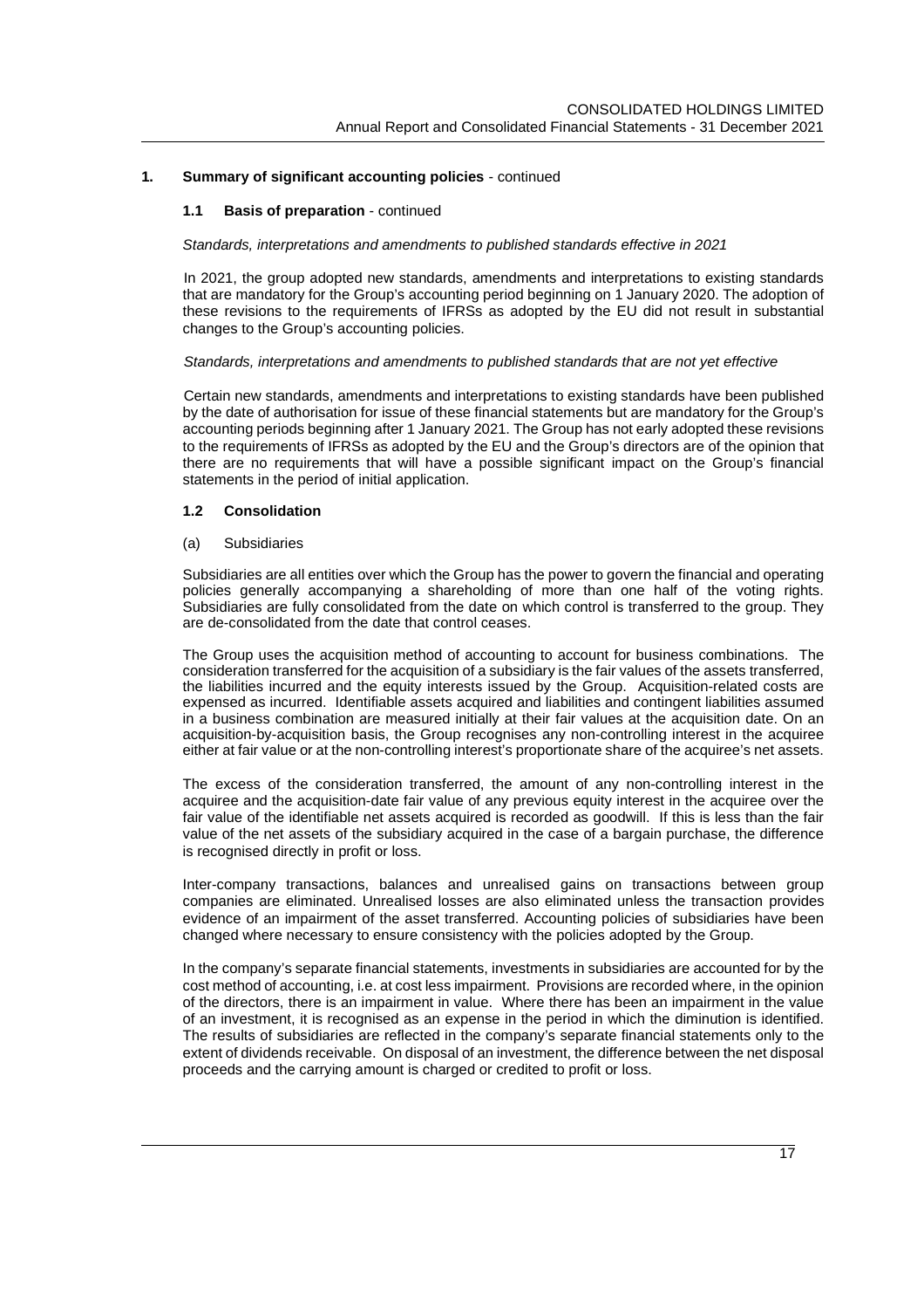## 1. Summary of significant accounting policies - continued

### 1.1 Basis of preparation - continued

*Standards, interpretations and amendments to published standards effective in 2021*

In 2021, the group adopted new standards, amendments and interpretations to existing standards that are mandatory for the Group's accounting period beginning on 1 January 2020. The adoption of these revisions to the requirements of IFRSs as adopted by the EU did not result in substantial changes to the Group's accounting policies.

*Standards, interpretations and amendments to published standards that are not yet effective*

Certain new standards, amendments and interpretations to existing standards have been published by the date of authorisation for issue of these financial statements but are mandatory for the Group's accounting periods beginning after 1 January 2021. The Group has not early adopted these revisions to the requirements of IFRSs as adopted by the EU and the Group's directors are of the opinion that there are no requirements that will have a possible significant impact on the Group's financial statements in the period of initial application.

### 1.2 Consolidation

(a) Subsidiaries

Subsidiaries are all entities over which the Group has the power to govern the financial and operating policies generally accompanying a shareholding of more than one half of the voting rights. Subsidiaries are fully consolidated from the date on which control is transferred to the group. They are de-consolidated from the date that control ceases.

The Group uses the acquisition method of accounting to account for business combinations. The consideration transferred for the acquisition of a subsidiary is the fair values of the assets transferred, the liabilities incurred and the equity interests issued by the Group. Acquisition-related costs are expensed as incurred. Identifiable assets acquired and liabilities and contingent liabilities assumed in a business combination are measured initially at their fair values at the acquisition date. On an acquisition-by-acquisition basis, the Group recognises any non-controlling interest in the acquiree either at fair value or at the non-controlling interest's proportionate share of the acquiree's net assets.

The excess of the consideration transferred, the amount of any non-controlling interest in the acquiree and the acquisition-date fair value of any previous equity interest in the acquiree over the fair value of the identifiable net assets acquired is recorded as goodwill. If this is less than the fair value of the net assets of the subsidiary acquired in the case of a bargain purchase, the difference is recognised directly in profit or loss.

Inter-company transactions, balances and unrealised gains on transactions between group companies are eliminated. Unrealised losses are also eliminated unless the transaction provides evidence of an impairment of the asset transferred. Accounting policies of subsidiaries have been changed where necessary to ensure consistency with the policies adopted by the Group.

In the company's separate financial statements, investments in subsidiaries are accounted for by the cost method of accounting, i.e. at cost less impairment. Provisions are recorded where, in the opinion of the directors, there is an impairment in value. Where there has been an impairment in the value of an investment, it is recognised as an expense in the period in which the diminution is identified. The results of subsidiaries are reflected in the company's separate financial statements only to the extent of dividends receivable. On disposal of an investment, the difference between the net disposal proceeds and the carrying amount is charged or credited to profit or loss.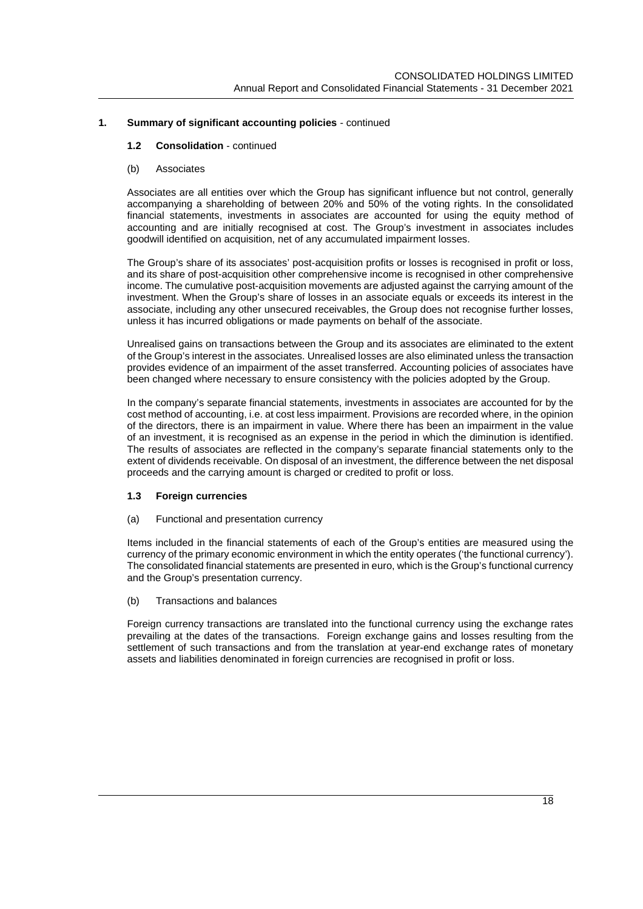## 1. Summary of significant accounting policies - continued

### 1.2 Consolidation - continued

(b) Associates

Associates are all entities over which the Group has significant influence but not control, generally accompanying a shareholding of between 20% and 50% of the voting rights. In the consolidated financial statements, investments in associates are accounted for using the equity method of accounting and are initially recognised at cost. The Group's investment in associates includes goodwill identified on acquisition, net of any accumulated impairment losses.

The Group's share of its associates' post-acquisition profits or losses is recognised in profit or loss, and its share of post-acquisition other comprehensive income is recognised in other comprehensive income. The cumulative post-acquisition movements are adjusted against the carrying amount of the investment. When the Group's share of losses in an associate equals or exceeds its interest in the associate, including any other unsecured receivables, the Group does not recognise further losses, unless it has incurred obligations or made payments on behalf of the associate.

Unrealised gains on transactions between the Group and its associates are eliminated to the extent of the Group's interest in the associates. Unrealised losses are also eliminated unless the transaction provides evidence of an impairment of the asset transferred. Accounting policies of associates have been changed where necessary to ensure consistency with the policies adopted by the Group.

In the company's separate financial statements, investments in associates are accounted for by the cost method of accounting, i.e. at cost less impairment. Provisions are recorded where, in the opinion of the directors, there is an impairment in value. Where there has been an impairment in the value of an investment, it is recognised as an expense in the period in which the diminution is identified. The results of associates are reflected in the company's separate financial statements only to the extent of dividends receivable. On disposal of an investment, the difference between the net disposal proceeds and the carrying amount is charged or credited to profit or loss.

### 1.3 Foreign currencies

(a) Functional and presentation currency

Items included in the financial statements of each of the Group's entities are measured using the currency of the primary economic environment in which the entity operates ('the functional currency'). The consolidated financial statements are presented in euro, which is the Group's functional currency and the Group's presentation currency.

(b) Transactions and balances

Foreign currency transactions are translated into the functional currency using the exchange rates prevailing at the dates of the transactions. Foreign exchange gains and losses resulting from the settlement of such transactions and from the translation at year-end exchange rates of monetary assets and liabilities denominated in foreign currencies are recognised in profit or loss.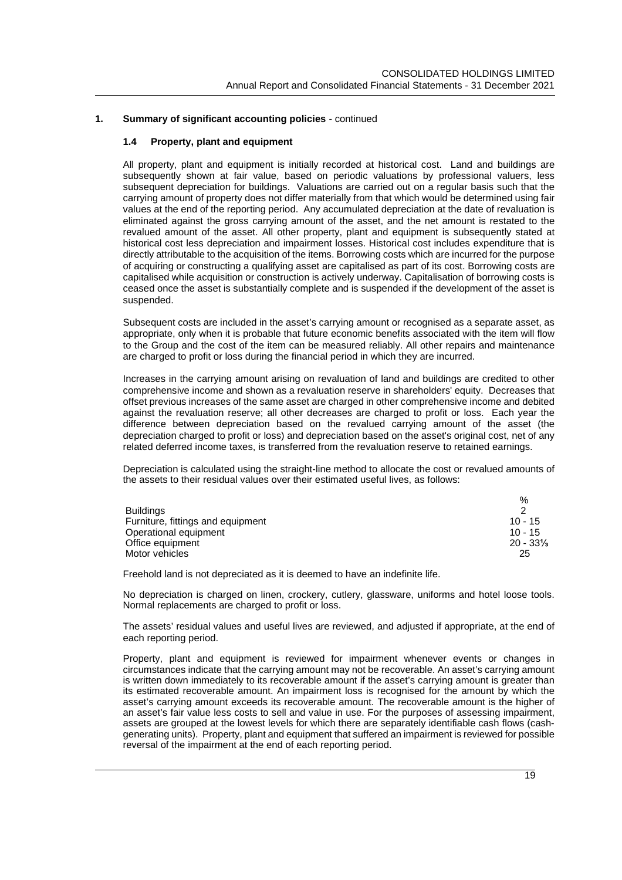## 1. Summary of significant accounting policies - continued

### 1.4 Property, plant and equipment

All property, plant and equipment is initially recorded at historical cost. Land and buildings are subsequently shown at fair value, based on periodic valuations by professional valuers, less subsequent depreciation for buildings. Valuations are carried out on a regular basis such that the carrying amount of property does not differ materially from that which would be determined using fair values at the end of the reporting period. Any accumulated depreciation at the date of revaluation is eliminated against the gross carrying amount of the asset, and the net amount is restated to the revalued amount of the asset. All other property, plant and equipment is subsequently stated at historical cost less depreciation and impairment losses. Historical cost includes expenditure that is directly attributable to the acquisition of the items. Borrowing costs which are incurred for the purpose of acquiring or constructing a qualifying asset are capitalised as part of its cost. Borrowing costs are capitalised while acquisition or construction is actively underway. Capitalisation of borrowing costs is ceased once the asset is substantially complete and is suspended if the development of the asset is suspended.

Subsequent costs are included in the asset's carrying amount or recognised as a separate asset, as appropriate, only when it is probable that future economic benefits associated with the item will flow to the Group and the cost of the item can be measured reliably. All other repairs and maintenance are charged to profit or loss during the financial period in which they are incurred.

Increases in the carrying amount arising on revaluation of land and buildings are credited to other comprehensive income and shown as a revaluation reserve in shareholders' equity. Decreases that offset previous increases of the same asset are charged in other comprehensive income and debited against the revaluation reserve; all other decreases are charged to profit or loss. Each year the difference between depreciation based on the revalued carrying amount of the asset (the depreciation charged to profit or loss) and depreciation based on the asset's original cost, net of any related deferred income taxes, is transferred from the revaluation reserve to retained earnings.

Depreciation is calculated using the straight-line method to allocate the cost or revalued amounts of the assets to their residual values over their estimated useful lives, as follows:

| | % |
|---|---|
| Buildings | 2 |
| Furniture, fittings and equipment | 10 - 15 |
| Operational equipment | 10 - 15 |
| Office equipment | 20 - 33⅓ |
| Motor vehicles | 25 |

Freehold land is not depreciated as it is deemed to have an indefinite life.

No depreciation is charged on linen, crockery, cutlery, glassware, uniforms and hotel loose tools. Normal replacements are charged to profit or loss.

The assets' residual values and useful lives are reviewed, and adjusted if appropriate, at the end of each reporting period.

Property, plant and equipment is reviewed for impairment whenever events or changes in circumstances indicate that the carrying amount may not be recoverable. An asset's carrying amount is written down immediately to its recoverable amount if the asset's carrying amount is greater than its estimated recoverable amount. An impairment loss is recognised for the amount by which the asset's carrying amount exceeds its recoverable amount. The recoverable amount is the higher of an asset's fair value less costs to sell and value in use. For the purposes of assessing impairment, assets are grouped at the lowest levels for which there are separately identifiable cash flows (cash-generating units). Property, plant and equipment that suffered an impairment is reviewed for possible reversal of the impairment at the end of each reporting period.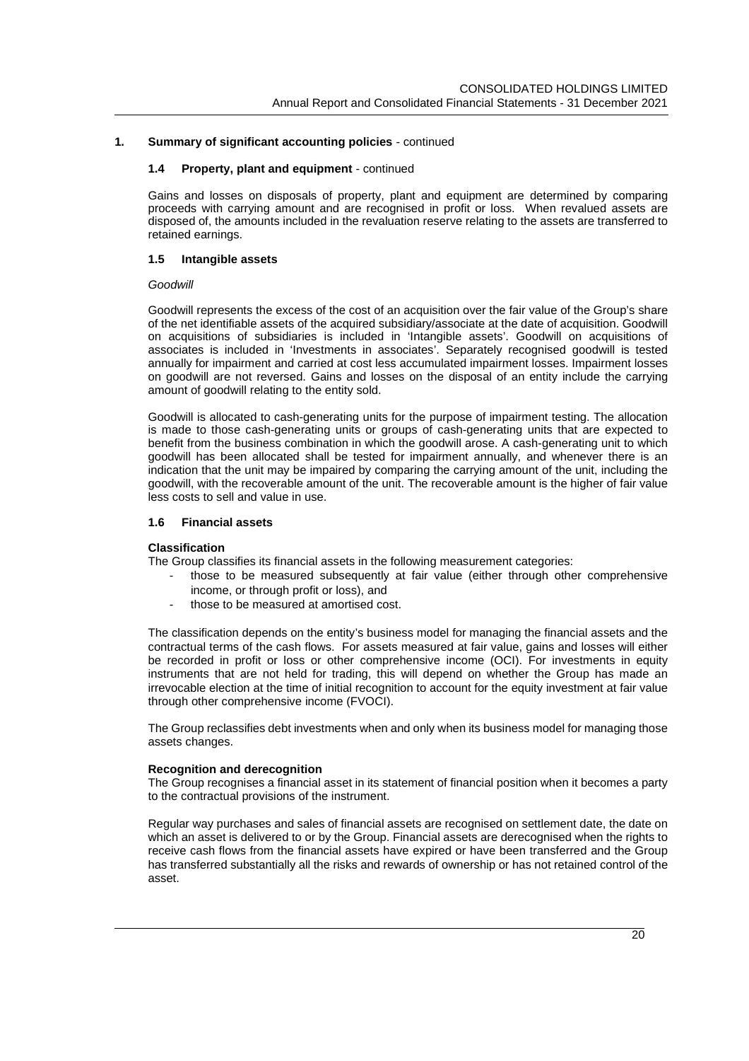## 1. Summary of significant accounting policies - continued

### 1.4 Property, plant and equipment - continued

Gains and losses on disposals of property, plant and equipment are determined by comparing proceeds with carrying amount and are recognised in profit or loss. When revalued assets are disposed of, the amounts included in the revaluation reserve relating to the assets are transferred to retained earnings.

### 1.5 Intangible assets

*Goodwill*

Goodwill represents the excess of the cost of an acquisition over the fair value of the Group's share of the net identifiable assets of the acquired subsidiary/associate at the date of acquisition. Goodwill on acquisitions of subsidiaries is included in 'Intangible assets'. Goodwill on acquisitions of associates is included in 'Investments in associates'. Separately recognised goodwill is tested annually for impairment and carried at cost less accumulated impairment losses. Impairment losses on goodwill are not reversed. Gains and losses on the disposal of an entity include the carrying amount of goodwill relating to the entity sold.

Goodwill is allocated to cash-generating units for the purpose of impairment testing. The allocation is made to those cash-generating units or groups of cash-generating units that are expected to benefit from the business combination in which the goodwill arose. A cash-generating unit to which goodwill has been allocated shall be tested for impairment annually, and whenever there is an indication that the unit may be impaired by comparing the carrying amount of the unit, including the goodwill, with the recoverable amount of the unit. The recoverable amount is the higher of fair value less costs to sell and value in use.

### 1.6 Financial assets

**Classification**

The Group classifies its financial assets in the following measurement categories:

- those to be measured subsequently at fair value (either through other comprehensive income, or through profit or loss), and
- those to be measured at amortised cost.

The classification depends on the entity's business model for managing the financial assets and the contractual terms of the cash flows. For assets measured at fair value, gains and losses will either be recorded in profit or loss or other comprehensive income (OCI). For investments in equity instruments that are not held for trading, this will depend on whether the Group has made an irrevocable election at the time of initial recognition to account for the equity investment at fair value through other comprehensive income (FVOCI).

The Group reclassifies debt investments when and only when its business model for managing those assets changes.

**Recognition and derecognition**

The Group recognises a financial asset in its statement of financial position when it becomes a party to the contractual provisions of the instrument.

Regular way purchases and sales of financial assets are recognised on settlement date, the date on which an asset is delivered to or by the Group. Financial assets are derecognised when the rights to receive cash flows from the financial assets have expired or have been transferred and the Group has transferred substantially all the risks and rewards of ownership or has not retained control of the asset.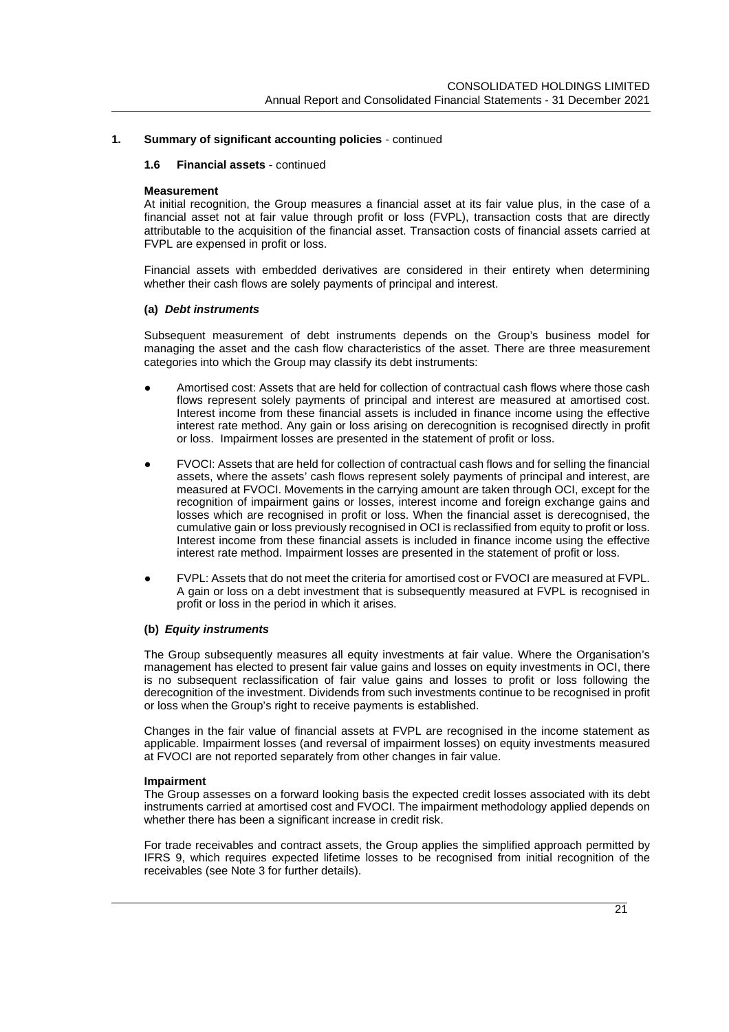## 1. Summary of significant accounting policies - continued

### 1.6 Financial assets - continued

**Measurement**

At initial recognition, the Group measures a financial asset at its fair value plus, in the case of a financial asset not at fair value through profit or loss (FVPL), transaction costs that are directly attributable to the acquisition of the financial asset. Transaction costs of financial assets carried at FVPL are expensed in profit or loss.

Financial assets with embedded derivatives are considered in their entirety when determining whether their cash flows are solely payments of principal and interest.

**(a) *Debt instruments***

Subsequent measurement of debt instruments depends on the Group's business model for managing the asset and the cash flow characteristics of the asset. There are three measurement categories into which the Group may classify its debt instruments:

- Amortised cost: Assets that are held for collection of contractual cash flows where those cash flows represent solely payments of principal and interest are measured at amortised cost. Interest income from these financial assets is included in finance income using the effective interest rate method. Any gain or loss arising on derecognition is recognised directly in profit or loss. Impairment losses are presented in the statement of profit or loss.
- FVOCI: Assets that are held for collection of contractual cash flows and for selling the financial assets, where the assets' cash flows represent solely payments of principal and interest, are measured at FVOCI. Movements in the carrying amount are taken through OCI, except for the recognition of impairment gains or losses, interest income and foreign exchange gains and losses which are recognised in profit or loss. When the financial asset is derecognised, the cumulative gain or loss previously recognised in OCI is reclassified from equity to profit or loss. Interest income from these financial assets is included in finance income using the effective interest rate method. Impairment losses are presented in the statement of profit or loss.
- FVPL: Assets that do not meet the criteria for amortised cost or FVOCI are measured at FVPL. A gain or loss on a debt investment that is subsequently measured at FVPL is recognised in profit or loss in the period in which it arises.

**(b) *Equity instruments***

The Group subsequently measures all equity investments at fair value. Where the Organisation's management has elected to present fair value gains and losses on equity investments in OCI, there is no subsequent reclassification of fair value gains and losses to profit or loss following the derecognition of the investment. Dividends from such investments continue to be recognised in profit or loss when the Group's right to receive payments is established.

Changes in the fair value of financial assets at FVPL are recognised in the income statement as applicable. Impairment losses (and reversal of impairment losses) on equity investments measured at FVOCI are not reported separately from other changes in fair value.

**Impairment**

The Group assesses on a forward looking basis the expected credit losses associated with its debt instruments carried at amortised cost and FVOCI. The impairment methodology applied depends on whether there has been a significant increase in credit risk.

For trade receivables and contract assets, the Group applies the simplified approach permitted by IFRS 9, which requires expected lifetime losses to be recognised from initial recognition of the receivables (see Note 3 for further details).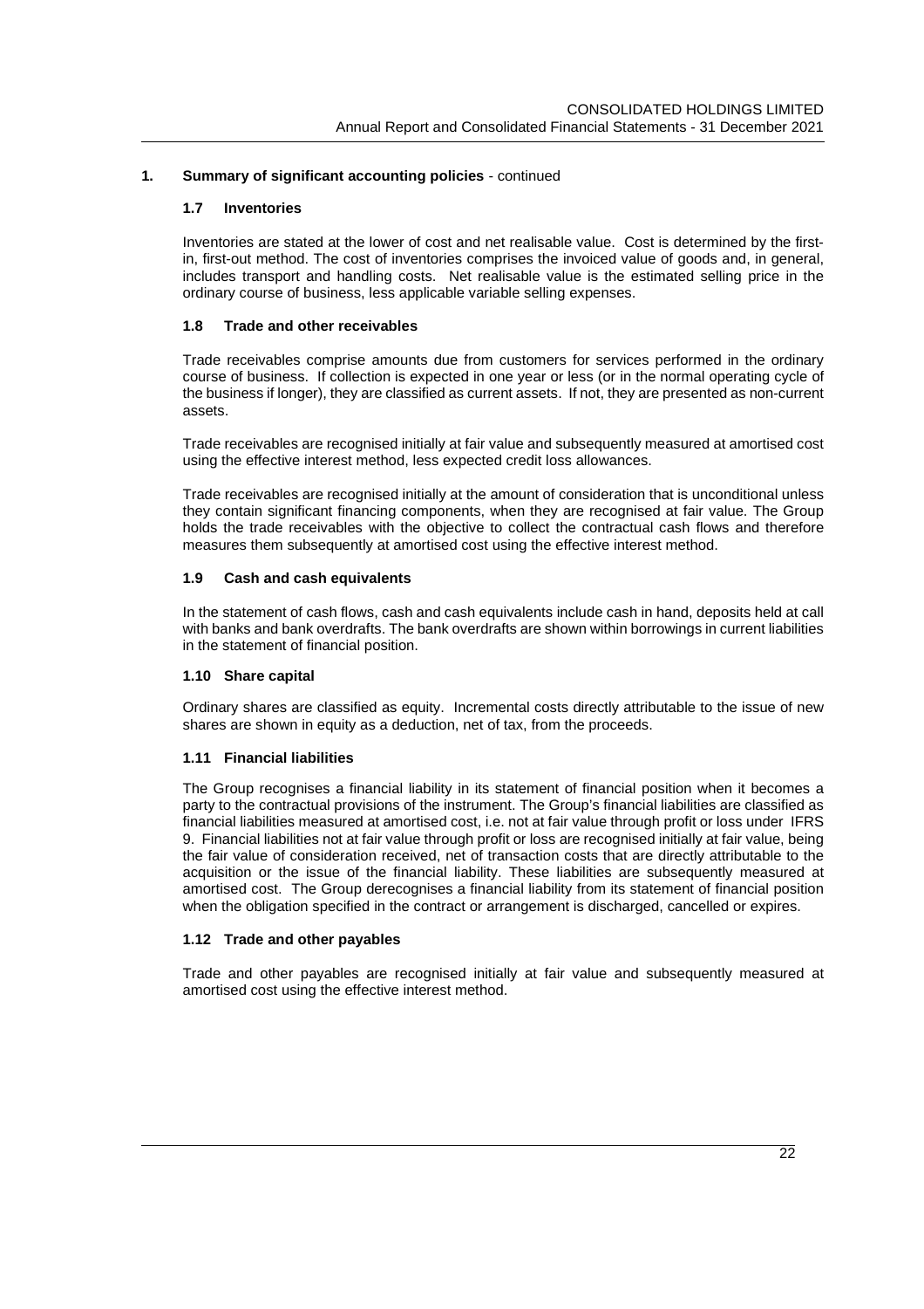## 1. Summary of significant accounting policies - continued

### 1.7 Inventories

Inventories are stated at the lower of cost and net realisable value. Cost is determined by the first-in, first-out method. The cost of inventories comprises the invoiced value of goods and, in general, includes transport and handling costs. Net realisable value is the estimated selling price in the ordinary course of business, less applicable variable selling expenses.

### 1.8 Trade and other receivables

Trade receivables comprise amounts due from customers for services performed in the ordinary course of business. If collection is expected in one year or less (or in the normal operating cycle of the business if longer), they are classified as current assets. If not, they are presented as non-current assets.

Trade receivables are recognised initially at fair value and subsequently measured at amortised cost using the effective interest method, less expected credit loss allowances.

Trade receivables are recognised initially at the amount of consideration that is unconditional unless they contain significant financing components, when they are recognised at fair value. The Group holds the trade receivables with the objective to collect the contractual cash flows and therefore measures them subsequently at amortised cost using the effective interest method.

### 1.9 Cash and cash equivalents

In the statement of cash flows, cash and cash equivalents include cash in hand, deposits held at call with banks and bank overdrafts. The bank overdrafts are shown within borrowings in current liabilities in the statement of financial position.

### 1.10 Share capital

Ordinary shares are classified as equity. Incremental costs directly attributable to the issue of new shares are shown in equity as a deduction, net of tax, from the proceeds.

### 1.11 Financial liabilities

The Group recognises a financial liability in its statement of financial position when it becomes a party to the contractual provisions of the instrument. The Group's financial liabilities are classified as financial liabilities measured at amortised cost, i.e. not at fair value through profit or loss under IFRS 9. Financial liabilities not at fair value through profit or loss are recognised initially at fair value, being the fair value of consideration received, net of transaction costs that are directly attributable to the acquisition or the issue of the financial liability. These liabilities are subsequently measured at amortised cost. The Group derecognises a financial liability from its statement of financial position when the obligation specified in the contract or arrangement is discharged, cancelled or expires.

### 1.12 Trade and other payables

Trade and other payables are recognised initially at fair value and subsequently measured at amortised cost using the effective interest method.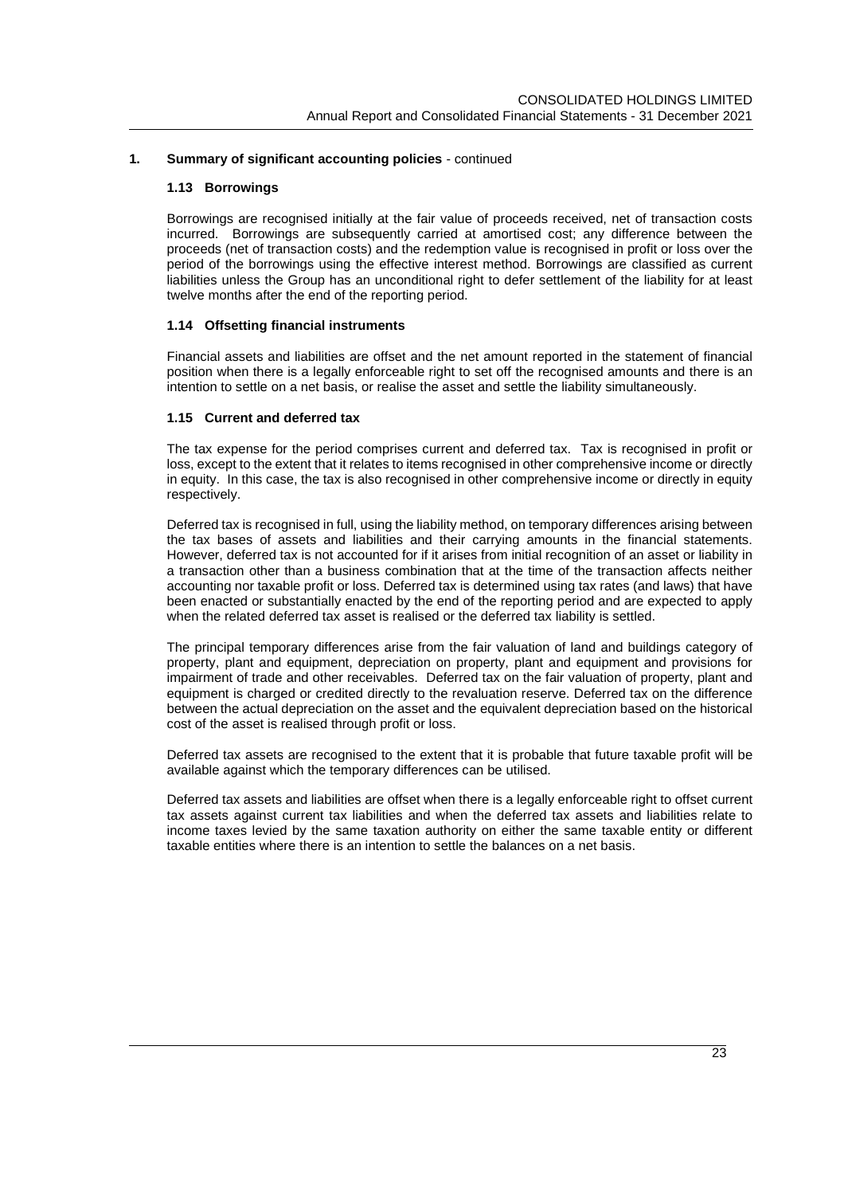## 1. Summary of significant accounting policies - continued

### 1.13 Borrowings

Borrowings are recognised initially at the fair value of proceeds received, net of transaction costs incurred. Borrowings are subsequently carried at amortised cost; any difference between the proceeds (net of transaction costs) and the redemption value is recognised in profit or loss over the period of the borrowings using the effective interest method. Borrowings are classified as current liabilities unless the Group has an unconditional right to defer settlement of the liability for at least twelve months after the end of the reporting period.

### 1.14 Offsetting financial instruments

Financial assets and liabilities are offset and the net amount reported in the statement of financial position when there is a legally enforceable right to set off the recognised amounts and there is an intention to settle on a net basis, or realise the asset and settle the liability simultaneously.

### 1.15 Current and deferred tax

The tax expense for the period comprises current and deferred tax. Tax is recognised in profit or loss, except to the extent that it relates to items recognised in other comprehensive income or directly in equity. In this case, the tax is also recognised in other comprehensive income or directly in equity respectively.

Deferred tax is recognised in full, using the liability method, on temporary differences arising between the tax bases of assets and liabilities and their carrying amounts in the financial statements. However, deferred tax is not accounted for if it arises from initial recognition of an asset or liability in a transaction other than a business combination that at the time of the transaction affects neither accounting nor taxable profit or loss. Deferred tax is determined using tax rates (and laws) that have been enacted or substantially enacted by the end of the reporting period and are expected to apply when the related deferred tax asset is realised or the deferred tax liability is settled.

The principal temporary differences arise from the fair valuation of land and buildings category of property, plant and equipment, depreciation on property, plant and equipment and provisions for impairment of trade and other receivables. Deferred tax on the fair valuation of property, plant and equipment is charged or credited directly to the revaluation reserve. Deferred tax on the difference between the actual depreciation on the asset and the equivalent depreciation based on the historical cost of the asset is realised through profit or loss.

Deferred tax assets are recognised to the extent that it is probable that future taxable profit will be available against which the temporary differences can be utilised.

Deferred tax assets and liabilities are offset when there is a legally enforceable right to offset current tax assets against current tax liabilities and when the deferred tax assets and liabilities relate to income taxes levied by the same taxation authority on either the same taxable entity or different taxable entities where there is an intention to settle the balances on a net basis.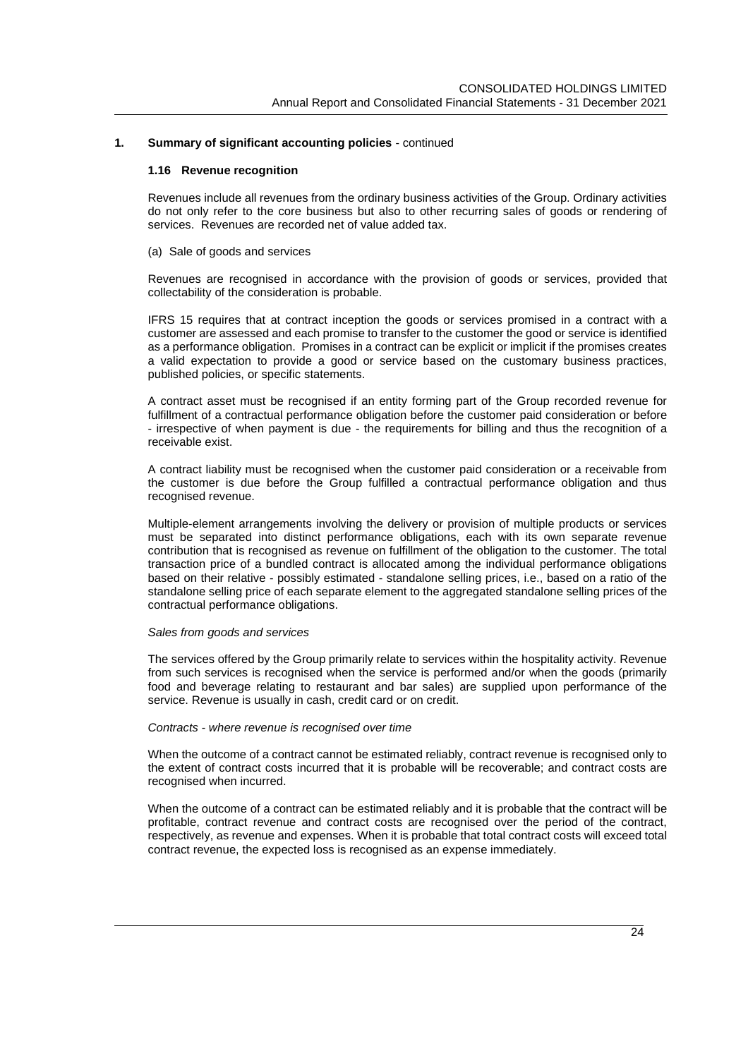## 1. Summary of significant accounting policies - continued

### 1.16 Revenue recognition

Revenues include all revenues from the ordinary business activities of the Group. Ordinary activities do not only refer to the core business but also to other recurring sales of goods or rendering of services. Revenues are recorded net of value added tax.

(a) Sale of goods and services

Revenues are recognised in accordance with the provision of goods or services, provided that collectability of the consideration is probable.

IFRS 15 requires that at contract inception the goods or services promised in a contract with a customer are assessed and each promise to transfer to the customer the good or service is identified as a performance obligation. Promises in a contract can be explicit or implicit if the promises creates a valid expectation to provide a good or service based on the customary business practices, published policies, or specific statements.

A contract asset must be recognised if an entity forming part of the Group recorded revenue for fulfillment of a contractual performance obligation before the customer paid consideration or before - irrespective of when payment is due - the requirements for billing and thus the recognition of a receivable exist.

A contract liability must be recognised when the customer paid consideration or a receivable from the customer is due before the Group fulfilled a contractual performance obligation and thus recognised revenue.

Multiple-element arrangements involving the delivery or provision of multiple products or services must be separated into distinct performance obligations, each with its own separate revenue contribution that is recognised as revenue on fulfillment of the obligation to the customer. The total transaction price of a bundled contract is allocated among the individual performance obligations based on their relative - possibly estimated - standalone selling prices, i.e., based on a ratio of the standalone selling price of each separate element to the aggregated standalone selling prices of the contractual performance obligations.

*Sales from goods and services*

The services offered by the Group primarily relate to services within the hospitality activity. Revenue from such services is recognised when the service is performed and/or when the goods (primarily food and beverage relating to restaurant and bar sales) are supplied upon performance of the service. Revenue is usually in cash, credit card or on credit.

*Contracts - where revenue is recognised over time*

When the outcome of a contract cannot be estimated reliably, contract revenue is recognised only to the extent of contract costs incurred that it is probable will be recoverable; and contract costs are recognised when incurred.

When the outcome of a contract can be estimated reliably and it is probable that the contract will be profitable, contract revenue and contract costs are recognised over the period of the contract, respectively, as revenue and expenses. When it is probable that total contract costs will exceed total contract revenue, the expected loss is recognised as an expense immediately.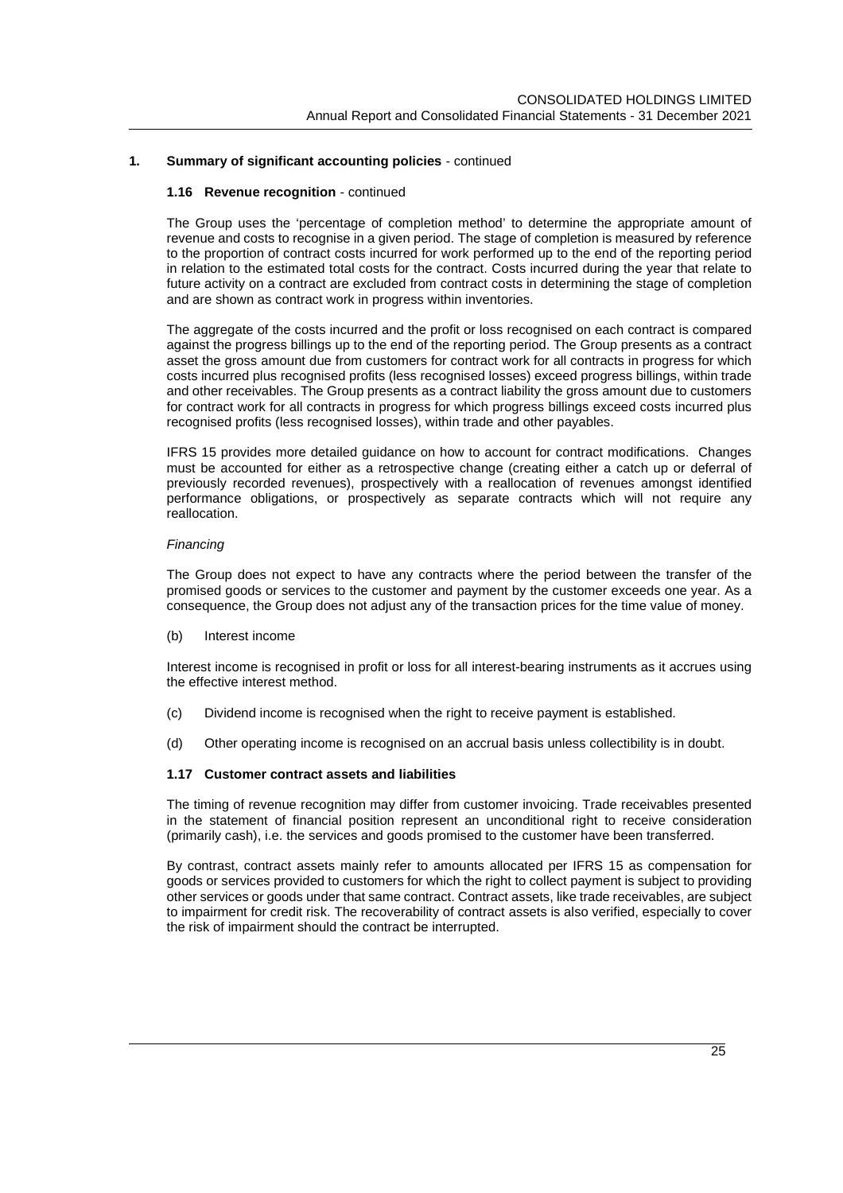## 1. Summary of significant accounting policies - continued

### 1.16 Revenue recognition - continued

The Group uses the 'percentage of completion method' to determine the appropriate amount of revenue and costs to recognise in a given period. The stage of completion is measured by reference to the proportion of contract costs incurred for work performed up to the end of the reporting period in relation to the estimated total costs for the contract. Costs incurred during the year that relate to future activity on a contract are excluded from contract costs in determining the stage of completion and are shown as contract work in progress within inventories.

The aggregate of the costs incurred and the profit or loss recognised on each contract is compared against the progress billings up to the end of the reporting period. The Group presents as a contract asset the gross amount due from customers for contract work for all contracts in progress for which costs incurred plus recognised profits (less recognised losses) exceed progress billings, within trade and other receivables. The Group presents as a contract liability the gross amount due to customers for contract work for all contracts in progress for which progress billings exceed costs incurred plus recognised profits (less recognised losses), within trade and other payables.

IFRS 15 provides more detailed guidance on how to account for contract modifications. Changes must be accounted for either as a retrospective change (creating either a catch up or deferral of previously recorded revenues), prospectively with a reallocation of revenues amongst identified performance obligations, or prospectively as separate contracts which will not require any reallocation.

*Financing*

The Group does not expect to have any contracts where the period between the transfer of the promised goods or services to the customer and payment by the customer exceeds one year. As a consequence, the Group does not adjust any of the transaction prices for the time value of money.

(b) Interest income

Interest income is recognised in profit or loss for all interest-bearing instruments as it accrues using the effective interest method.

(c) Dividend income is recognised when the right to receive payment is established.

(d) Other operating income is recognised on an accrual basis unless collectibility is in doubt.

### 1.17 Customer contract assets and liabilities

The timing of revenue recognition may differ from customer invoicing. Trade receivables presented in the statement of financial position represent an unconditional right to receive consideration (primarily cash), i.e. the services and goods promised to the customer have been transferred.

By contrast, contract assets mainly refer to amounts allocated per IFRS 15 as compensation for goods or services provided to customers for which the right to collect payment is subject to providing other services or goods under that same contract. Contract assets, like trade receivables, are subject to impairment for credit risk. The recoverability of contract assets is also verified, especially to cover the risk of impairment should the contract be interrupted.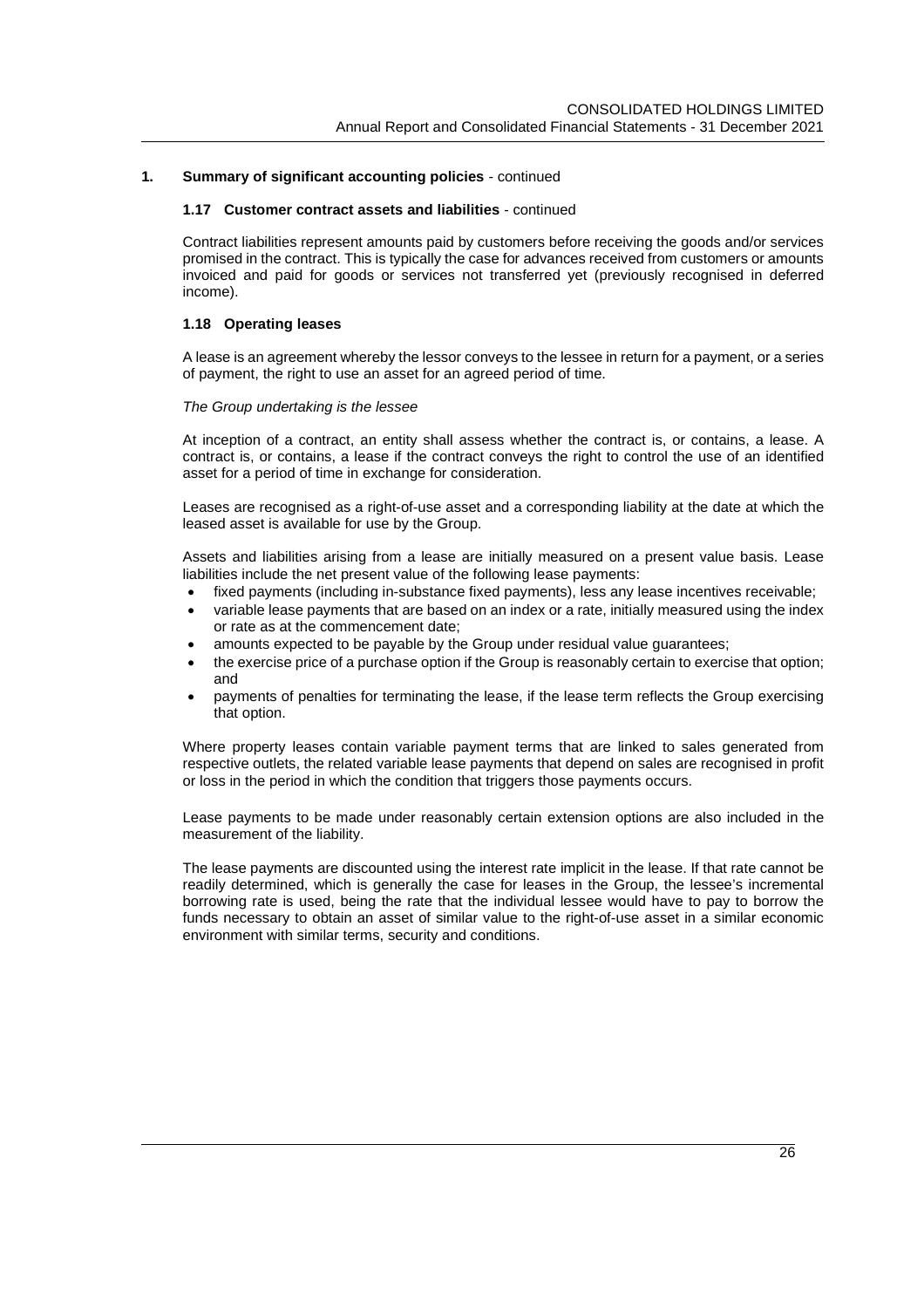## 1. Summary of significant accounting policies - continued

### 1.17 Customer contract assets and liabilities - continued

Contract liabilities represent amounts paid by customers before receiving the goods and/or services promised in the contract. This is typically the case for advances received from customers or amounts invoiced and paid for goods or services not transferred yet (previously recognised in deferred income).

### 1.18 Operating leases

A lease is an agreement whereby the lessor conveys to the lessee in return for a payment, or a series of payment, the right to use an asset for an agreed period of time.

*The Group undertaking is the lessee*

At inception of a contract, an entity shall assess whether the contract is, or contains, a lease. A contract is, or contains, a lease if the contract conveys the right to control the use of an identified asset for a period of time in exchange for consideration.

Leases are recognised as a right-of-use asset and a corresponding liability at the date at which the leased asset is available for use by the Group.

Assets and liabilities arising from a lease are initially measured on a present value basis. Lease liabilities include the net present value of the following lease payments:

- fixed payments (including in-substance fixed payments), less any lease incentives receivable;
- variable lease payments that are based on an index or a rate, initially measured using the index or rate as at the commencement date;
- amounts expected to be payable by the Group under residual value guarantees;
- the exercise price of a purchase option if the Group is reasonably certain to exercise that option; and
- payments of penalties for terminating the lease, if the lease term reflects the Group exercising that option.

Where property leases contain variable payment terms that are linked to sales generated from respective outlets, the related variable lease payments that depend on sales are recognised in profit or loss in the period in which the condition that triggers those payments occurs.

Lease payments to be made under reasonably certain extension options are also included in the measurement of the liability.

The lease payments are discounted using the interest rate implicit in the lease. If that rate cannot be readily determined, which is generally the case for leases in the Group, the lessee's incremental borrowing rate is used, being the rate that the individual lessee would have to pay to borrow the funds necessary to obtain an asset of similar value to the right-of-use asset in a similar economic environment with similar terms, security and conditions.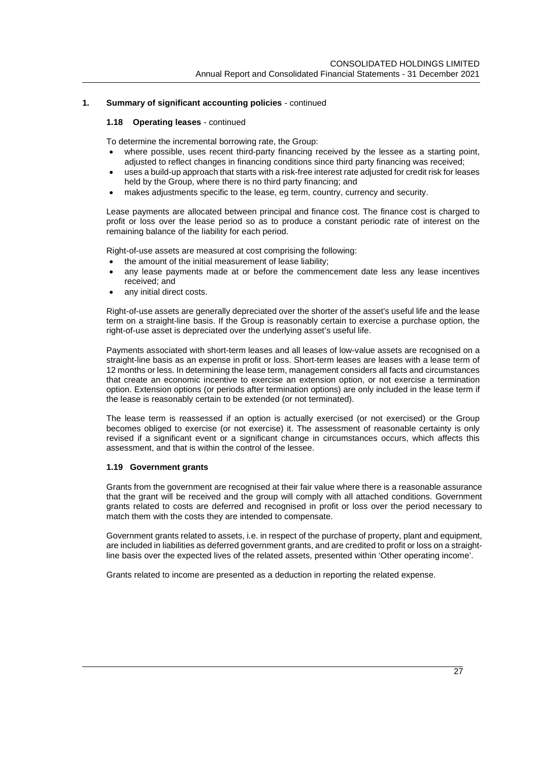## 1. Summary of significant accounting policies - continued

### 1.18 Operating leases - continued

To determine the incremental borrowing rate, the Group:

- where possible, uses recent third-party financing received by the lessee as a starting point, adjusted to reflect changes in financing conditions since third party financing was received;
- uses a build-up approach that starts with a risk-free interest rate adjusted for credit risk for leases held by the Group, where there is no third party financing; and
- makes adjustments specific to the lease, eg term, country, currency and security.

Lease payments are allocated between principal and finance cost. The finance cost is charged to profit or loss over the lease period so as to produce a constant periodic rate of interest on the remaining balance of the liability for each period.

Right-of-use assets are measured at cost comprising the following:

- the amount of the initial measurement of lease liability;
- any lease payments made at or before the commencement date less any lease incentives received; and
- any initial direct costs.

Right-of-use assets are generally depreciated over the shorter of the asset's useful life and the lease term on a straight-line basis. If the Group is reasonably certain to exercise a purchase option, the right-of-use asset is depreciated over the underlying asset's useful life.

Payments associated with short-term leases and all leases of low-value assets are recognised on a straight-line basis as an expense in profit or loss. Short-term leases are leases with a lease term of 12 months or less. In determining the lease term, management considers all facts and circumstances that create an economic incentive to exercise an extension option, or not exercise a termination option. Extension options (or periods after termination options) are only included in the lease term if the lease is reasonably certain to be extended (or not terminated).

The lease term is reassessed if an option is actually exercised (or not exercised) or the Group becomes obliged to exercise (or not exercise) it. The assessment of reasonable certainty is only revised if a significant event or a significant change in circumstances occurs, which affects this assessment, and that is within the control of the lessee.

### 1.19 Government grants

Grants from the government are recognised at their fair value where there is a reasonable assurance that the grant will be received and the group will comply with all attached conditions. Government grants related to costs are deferred and recognised in profit or loss over the period necessary to match them with the costs they are intended to compensate.

Government grants related to assets, i.e. in respect of the purchase of property, plant and equipment, are included in liabilities as deferred government grants, and are credited to profit or loss on a straight-line basis over the expected lives of the related assets, presented within 'Other operating income'.

Grants related to income are presented as a deduction in reporting the related expense.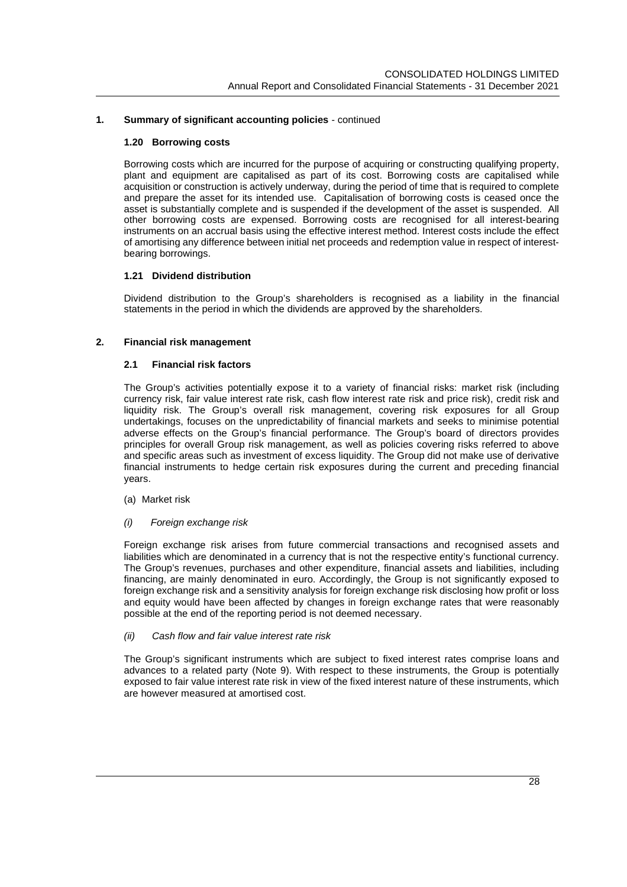## 1. Summary of significant accounting policies - continued

### 1.20 Borrowing costs

Borrowing costs which are incurred for the purpose of acquiring or constructing qualifying property, plant and equipment are capitalised as part of its cost. Borrowing costs are capitalised while acquisition or construction is actively underway, during the period of time that is required to complete and prepare the asset for its intended use. Capitalisation of borrowing costs is ceased once the asset is substantially complete and is suspended if the development of the asset is suspended. All other borrowing costs are expensed. Borrowing costs are recognised for all interest-bearing instruments on an accrual basis using the effective interest method. Interest costs include the effect of amortising any difference between initial net proceeds and redemption value in respect of interest-bearing borrowings.

### 1.21 Dividend distribution

Dividend distribution to the Group's shareholders is recognised as a liability in the financial statements in the period in which the dividends are approved by the shareholders.

## 2. Financial risk management

### 2.1 Financial risk factors

The Group's activities potentially expose it to a variety of financial risks: market risk (including currency risk, fair value interest rate risk, cash flow interest rate risk and price risk), credit risk and liquidity risk. The Group's overall risk management, covering risk exposures for all Group undertakings, focuses on the unpredictability of financial markets and seeks to minimise potential adverse effects on the Group's financial performance. The Group's board of directors provides principles for overall Group risk management, as well as policies covering risks referred to above and specific areas such as investment of excess liquidity. The Group did not make use of derivative financial instruments to hedge certain risk exposures during the current and preceding financial years.

(a) Market risk

*(i) Foreign exchange risk*

Foreign exchange risk arises from future commercial transactions and recognised assets and liabilities which are denominated in a currency that is not the respective entity's functional currency. The Group's revenues, purchases and other expenditure, financial assets and liabilities, including financing, are mainly denominated in euro. Accordingly, the Group is not significantly exposed to foreign exchange risk and a sensitivity analysis for foreign exchange risk disclosing how profit or loss and equity would have been affected by changes in foreign exchange rates that were reasonably possible at the end of the reporting period is not deemed necessary.

*(ii) Cash flow and fair value interest rate risk*

The Group's significant instruments which are subject to fixed interest rates comprise loans and advances to a related party (Note 9). With respect to these instruments, the Group is potentially exposed to fair value interest rate risk in view of the fixed interest nature of these instruments, which are however measured at amortised cost.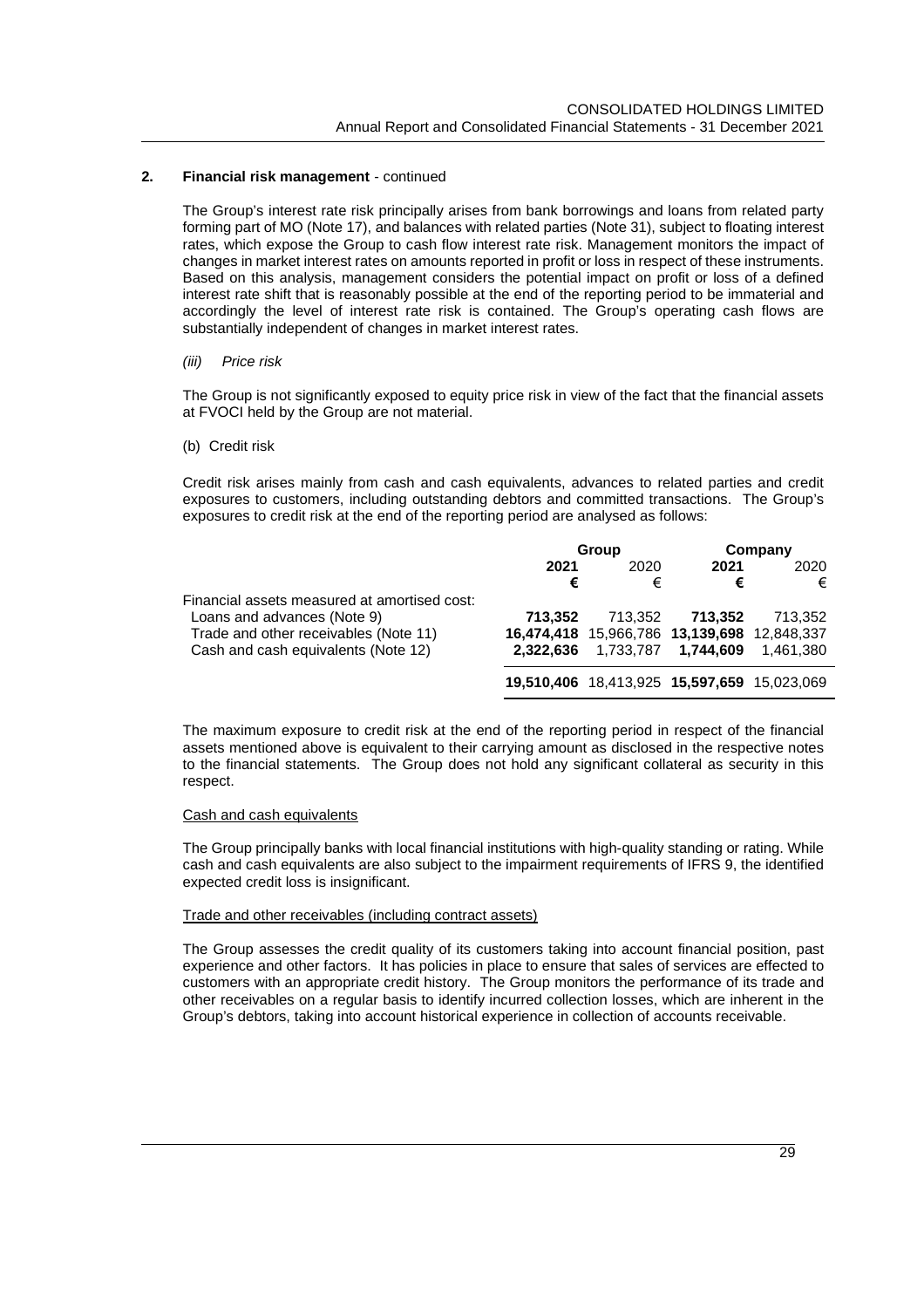## 2. Financial risk management - continued

The Group's interest rate risk principally arises from bank borrowings and loans from related party forming part of MO (Note 17), and balances with related parties (Note 31), subject to floating interest rates, which expose the Group to cash flow interest rate risk. Management monitors the impact of changes in market interest rates on amounts reported in profit or loss in respect of these instruments. Based on this analysis, management considers the potential impact on profit or loss of a defined interest rate shift that is reasonably possible at the end of the reporting period to be immaterial and accordingly the level of interest rate risk is contained. The Group's operating cash flows are substantially independent of changes in market interest rates.

*(iii) Price risk*

The Group is not significantly exposed to equity price risk in view of the fact that the financial assets at FVOCI held by the Group are not material.

(b) Credit risk

Credit risk arises mainly from cash and cash equivalents, advances to related parties and credit exposures to customers, including outstanding debtors and committed transactions. The Group's exposures to credit risk at the end of the reporting period are analysed as follows:

| | Group | | Company | |
|---|---|---|---|---|
| | **2021** | 2020 | **2021** | 2020 |
| | **€** | € | **€** | € |
| Financial assets measured at amortised cost: | | | | |
| Loans and advances (Note 9) | **713,352** | 713,352 | **713,352** | 713,352 |
| Trade and other receivables (Note 11) | **16,474,418** | 15,966,786 | **13,139,698** | 12,848,337 |
| Cash and cash equivalents (Note 12) | **2,322,636** | 1,733,787 | **1,744,609** | 1,461,380 |
| | **19,510,406** | 18,413,925 | **15,597,659** | 15,023,069 |

The maximum exposure to credit risk at the end of the reporting period in respect of the financial assets mentioned above is equivalent to their carrying amount as disclosed in the respective notes to the financial statements. The Group does not hold any significant collateral as security in this respect.

Cash and cash equivalents

The Group principally banks with local financial institutions with high-quality standing or rating. While cash and cash equivalents are also subject to the impairment requirements of IFRS 9, the identified expected credit loss is insignificant.

Trade and other receivables (including contract assets)

The Group assesses the credit quality of its customers taking into account financial position, past experience and other factors. It has policies in place to ensure that sales of services are effected to customers with an appropriate credit history. The Group monitors the performance of its trade and other receivables on a regular basis to identify incurred collection losses, which are inherent in the Group's debtors, taking into account historical experience in collection of accounts receivable.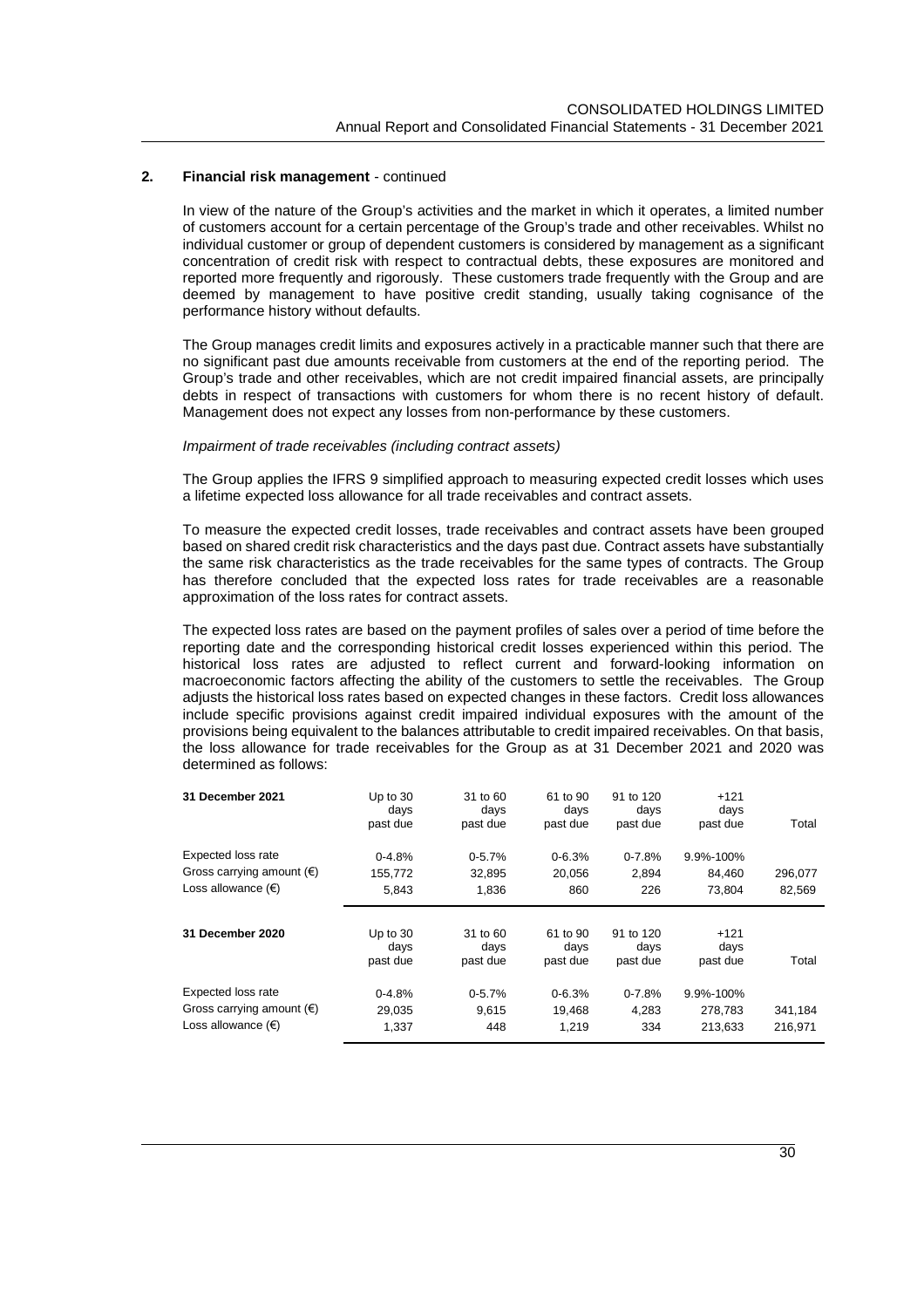**2. Financial risk management** - continued

In view of the nature of the Group's activities and the market in which it operates, a limited number of customers account for a certain percentage of the Group's trade and other receivables. Whilst no individual customer or group of dependent customers is considered by management as a significant concentration of credit risk with respect to contractual debts, these exposures are monitored and reported more frequently and rigorously. These customers trade frequently with the Group and are deemed by management to have positive credit standing, usually taking cognisance of the performance history without defaults.

The Group manages credit limits and exposures actively in a practicable manner such that there are no significant past due amounts receivable from customers at the end of the reporting period. The Group's trade and other receivables, which are not credit impaired financial assets, are principally debts in respect of transactions with customers for whom there is no recent history of default. Management does not expect any losses from non-performance by these customers.

*Impairment of trade receivables (including contract assets)*

The Group applies the IFRS 9 simplified approach to measuring expected credit losses which uses a lifetime expected loss allowance for all trade receivables and contract assets.

To measure the expected credit losses, trade receivables and contract assets have been grouped based on shared credit risk characteristics and the days past due. Contract assets have substantially the same risk characteristics as the trade receivables for the same types of contracts. The Group has therefore concluded that the expected loss rates for trade receivables are a reasonable approximation of the loss rates for contract assets.

The expected loss rates are based on the payment profiles of sales over a period of time before the reporting date and the corresponding historical credit losses experienced within this period. The historical loss rates are adjusted to reflect current and forward-looking information on macroeconomic factors affecting the ability of the customers to settle the receivables. The Group adjusts the historical loss rates based on expected changes in these factors. Credit loss allowances include specific provisions against credit impaired individual exposures with the amount of the provisions being equivalent to the balances attributable to credit impaired receivables. On that basis, the loss allowance for trade receivables for the Group as at 31 December 2021 and 2020 was determined as follows:

| **31 December 2021** | Up to 30 days past due | 31 to 60 days past due | 61 to 90 days past due | 91 to 120 days past due | +121 days past due | Total |
|---|---|---|---|---|---|---|
| Expected loss rate | 0-4.8% | 0-5.7% | 0-6.3% | 0-7.8% | 9.9%-100% | |
| Gross carrying amount (€) | 155,772 | 32,895 | 20,056 | 2,894 | 84,460 | 296,077 |
| Loss allowance (€) | 5,843 | 1,836 | 860 | 226 | 73,804 | 82,569 |

| **31 December 2020** | Up to 30 days past due | 31 to 60 days past due | 61 to 90 days past due | 91 to 120 days past due | +121 days past due | Total |
|---|---|---|---|---|---|---|
| Expected loss rate | 0-4.8% | 0-5.7% | 0-6.3% | 0-7.8% | 9.9%-100% | |
| Gross carrying amount (€) | 29,035 | 9,615 | 19,468 | 4,283 | 278,783 | 341,184 |
| Loss allowance (€) | 1,337 | 448 | 1,219 | 334 | 213,633 | 216,971 |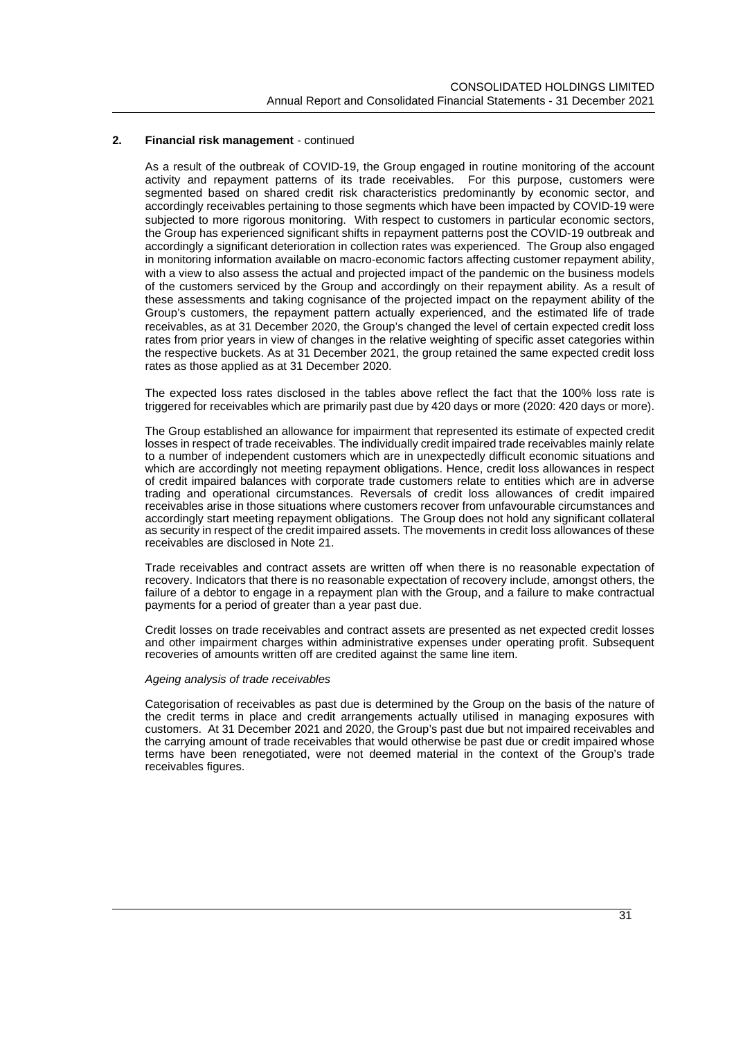## 2. Financial risk management - continued

As a result of the outbreak of COVID-19, the Group engaged in routine monitoring of the account activity and repayment patterns of its trade receivables. For this purpose, customers were segmented based on shared credit risk characteristics predominantly by economic sector, and accordingly receivables pertaining to those segments which have been impacted by COVID-19 were subjected to more rigorous monitoring. With respect to customers in particular economic sectors, the Group has experienced significant shifts in repayment patterns post the COVID-19 outbreak and accordingly a significant deterioration in collection rates was experienced. The Group also engaged in monitoring information available on macro-economic factors affecting customer repayment ability, with a view to also assess the actual and projected impact of the pandemic on the business models of the customers serviced by the Group and accordingly on their repayment ability. As a result of these assessments and taking cognisance of the projected impact on the repayment ability of the Group's customers, the repayment pattern actually experienced, and the estimated life of trade receivables, as at 31 December 2020, the Group's changed the level of certain expected credit loss rates from prior years in view of changes in the relative weighting of specific asset categories within the respective buckets. As at 31 December 2021, the group retained the same expected credit loss rates as those applied as at 31 December 2020.

The expected loss rates disclosed in the tables above reflect the fact that the 100% loss rate is triggered for receivables which are primarily past due by 420 days or more (2020: 420 days or more).

The Group established an allowance for impairment that represented its estimate of expected credit losses in respect of trade receivables. The individually credit impaired trade receivables mainly relate to a number of independent customers which are in unexpectedly difficult economic situations and which are accordingly not meeting repayment obligations. Hence, credit loss allowances in respect of credit impaired balances with corporate trade customers relate to entities which are in adverse trading and operational circumstances. Reversals of credit loss allowances of credit impaired receivables arise in those situations where customers recover from unfavourable circumstances and accordingly start meeting repayment obligations. The Group does not hold any significant collateral as security in respect of the credit impaired assets. The movements in credit loss allowances of these receivables are disclosed in Note 21.

Trade receivables and contract assets are written off when there is no reasonable expectation of recovery. Indicators that there is no reasonable expectation of recovery include, amongst others, the failure of a debtor to engage in a repayment plan with the Group, and a failure to make contractual payments for a period of greater than a year past due.

Credit losses on trade receivables and contract assets are presented as net expected credit losses and other impairment charges within administrative expenses under operating profit. Subsequent recoveries of amounts written off are credited against the same line item.

*Ageing analysis of trade receivables*

Categorisation of receivables as past due is determined by the Group on the basis of the nature of the credit terms in place and credit arrangements actually utilised in managing exposures with customers. At 31 December 2021 and 2020, the Group's past due but not impaired receivables and the carrying amount of trade receivables that would otherwise be past due or credit impaired whose terms have been renegotiated, were not deemed material in the context of the Group's trade receivables figures.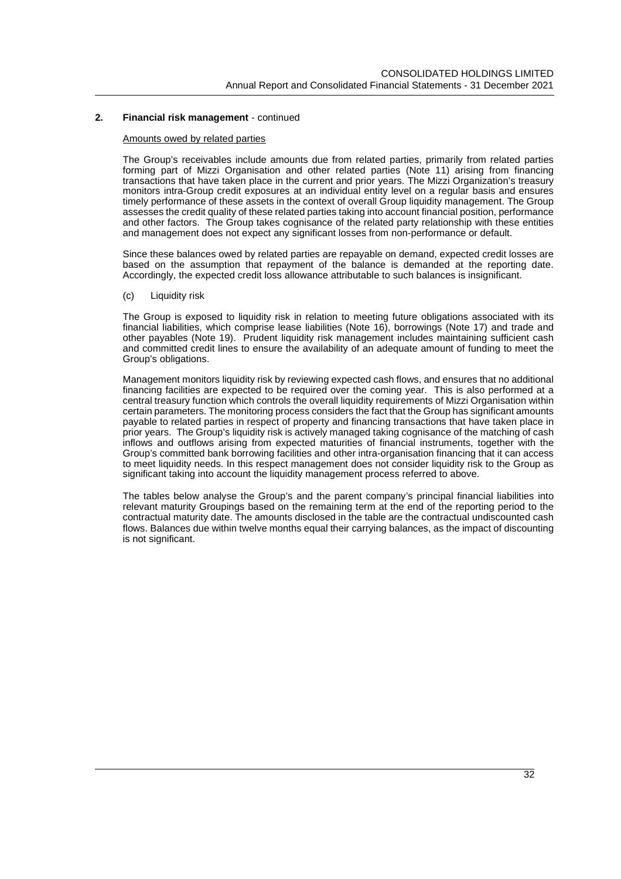## 2. Financial risk management - continued

Amounts owed by related parties

The Group's receivables include amounts due from related parties, primarily from related parties forming part of Mizzi Organisation and other related parties (Note 11) arising from financing transactions that have taken place in the current and prior years. The Mizzi Organization's treasury monitors intra-Group credit exposures at an individual entity level on a regular basis and ensures timely performance of these assets in the context of overall Group liquidity management. The Group assesses the credit quality of these related parties taking into account financial position, performance and other factors. The Group takes cognisance of the related party relationship with these entities and management does not expect any significant losses from non-performance or default.

Since these balances owed by related parties are repayable on demand, expected credit losses are based on the assumption that repayment of the balance is demanded at the reporting date. Accordingly, the expected credit loss allowance attributable to such balances is insignificant.

(c) Liquidity risk

The Group is exposed to liquidity risk in relation to meeting future obligations associated with its financial liabilities, which comprise lease liabilities (Note 16), borrowings (Note 17) and trade and other payables (Note 19). Prudent liquidity risk management includes maintaining sufficient cash and committed credit lines to ensure the availability of an adequate amount of funding to meet the Group's obligations.

Management monitors liquidity risk by reviewing expected cash flows, and ensures that no additional financing facilities are expected to be required over the coming year. This is also performed at a central treasury function which controls the overall liquidity requirements of Mizzi Organisation within certain parameters. The monitoring process considers the fact that the Group has significant amounts payable to related parties in respect of property and financing transactions that have taken place in prior years. The Group's liquidity risk is actively managed taking cognisance of the matching of cash inflows and outflows arising from expected maturities of financial instruments, together with the Group's committed bank borrowing facilities and other intra-organisation financing that it can access to meet liquidity needs. In this respect management does not consider liquidity risk to the Group as significant taking into account the liquidity management process referred to above.

The tables below analyse the Group's and the parent company's principal financial liabilities into relevant maturity Groupings based on the remaining term at the end of the reporting period to the contractual maturity date. The amounts disclosed in the table are the contractual undiscounted cash flows. Balances due within twelve months equal their carrying balances, as the impact of discounting is not significant.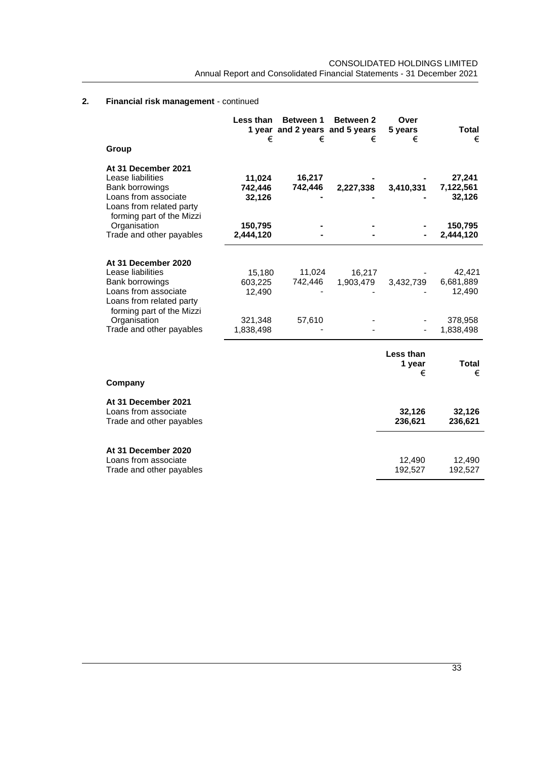## 2. Financial risk management - continued

| | Less than 1 year € | Between 1 and 2 years € | Between 2 and 5 years € | Over 5 years € | Total € |
|---|---|---|---|---|---|
| **Group** | | | | | |
| **At 31 December 2021** | | | | | |
| Lease liabilities | **11,024** | **16,217** | **-** | **-** | **27,241** |
| Bank borrowings | **742,446** | **742,446** | **2,227,338** | **3,410,331** | **7,122,561** |
| Loans from associate | **32,126** | **-** | **-** | **-** | **32,126** |
| Loans from related party forming part of the Mizzi Organisation | **150,795** | **-** | **-** | **-** | **150,795** |
| Trade and other payables | **2,444,120** | **-** | **-** | **-** | **2,444,120** |
| **At 31 December 2020** | | | | | |
| Lease liabilities | 15,180 | 11,024 | 16,217 | - | 42,421 |
| Bank borrowings | 603,225 | 742,446 | 1,903,479 | 3,432,739 | 6,681,889 |
| Loans from associate | 12,490 | - | - | - | 12,490 |
| Loans from related party forming part of the Mizzi Organisation | 321,348 | 57,610 | - | - | 378,958 |
| Trade and other payables | 1,838,498 | - | - | - | 1,838,498 |

| | Less than 1 year € | Total € |
|---|---|---|
| **Company** | | |
| **At 31 December 2021** | | |
| Loans from associate | **32,126** | **32,126** |
| Trade and other payables | **236,621** | **236,621** |
| **At 31 December 2020** | | |
| Loans from associate | 12,490 | 12,490 |
| Trade and other payables | 192,527 | 192,527 |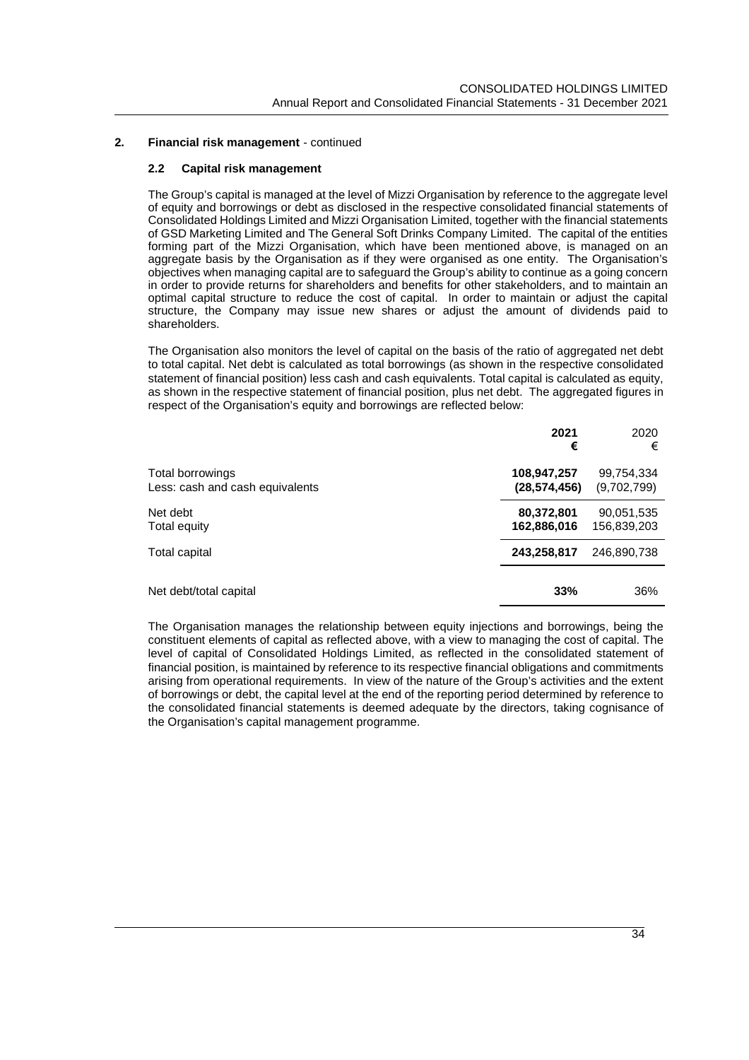## 2. Financial risk management - continued

### 2.2 Capital risk management

The Group's capital is managed at the level of Mizzi Organisation by reference to the aggregate level of equity and borrowings or debt as disclosed in the respective consolidated financial statements of Consolidated Holdings Limited and Mizzi Organisation Limited, together with the financial statements of GSD Marketing Limited and The General Soft Drinks Company Limited. The capital of the entities forming part of the Mizzi Organisation, which have been mentioned above, is managed on an aggregate basis by the Organisation as if they were organised as one entity. The Organisation's objectives when managing capital are to safeguard the Group's ability to continue as a going concern in order to provide returns for shareholders and benefits for other stakeholders, and to maintain an optimal capital structure to reduce the cost of capital. In order to maintain or adjust the capital structure, the Company may issue new shares or adjust the amount of dividends paid to shareholders.

The Organisation also monitors the level of capital on the basis of the ratio of aggregated net debt to total capital. Net debt is calculated as total borrowings (as shown in the respective consolidated statement of financial position) less cash and cash equivalents. Total capital is calculated as equity, as shown in the respective statement of financial position, plus net debt. The aggregated figures in respect of the Organisation's equity and borrowings are reflected below:

| | **2021** **€** | 2020 € |
|---|---|---|
| Total borrowings | **108,947,257** | 99,754,334 |
| Less: cash and cash equivalents | **(28,574,456)** | (9,702,799) |
| Net debt | **80,372,801** | 90,051,535 |
| Total equity | **162,886,016** | 156,839,203 |
| Total capital | **243,258,817** | 246,890,738 |
| Net debt/total capital | **33%** | 36% |

The Organisation manages the relationship between equity injections and borrowings, being the constituent elements of capital as reflected above, with a view to managing the cost of capital. The level of capital of Consolidated Holdings Limited, as reflected in the consolidated statement of financial position, is maintained by reference to its respective financial obligations and commitments arising from operational requirements. In view of the nature of the Group's activities and the extent of borrowings or debt, the capital level at the end of the reporting period determined by reference to the consolidated financial statements is deemed adequate by the directors, taking cognisance of the Organisation's capital management programme.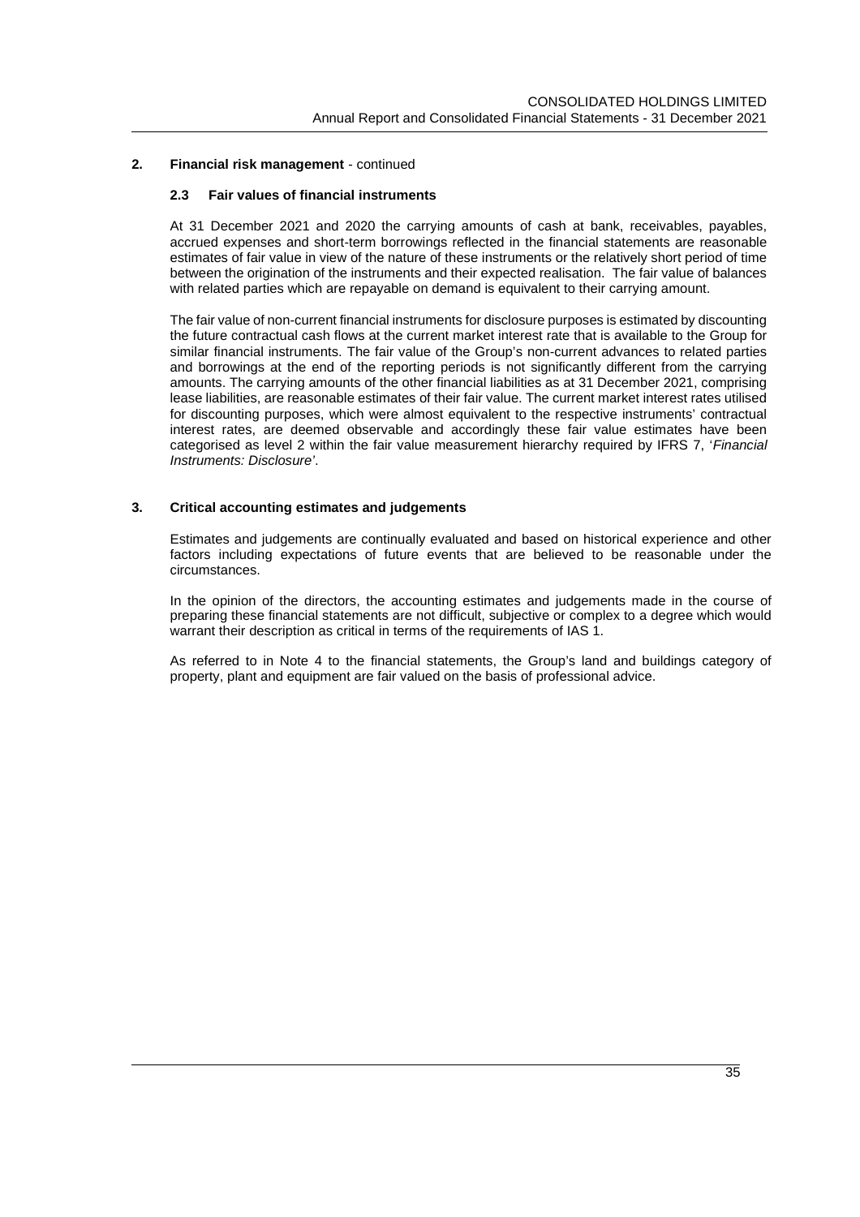## 2. Financial risk management - continued

### 2.3 Fair values of financial instruments

At 31 December 2021 and 2020 the carrying amounts of cash at bank, receivables, payables, accrued expenses and short-term borrowings reflected in the financial statements are reasonable estimates of fair value in view of the nature of these instruments or the relatively short period of time between the origination of the instruments and their expected realisation. The fair value of balances with related parties which are repayable on demand is equivalent to their carrying amount.

The fair value of non-current financial instruments for disclosure purposes is estimated by discounting the future contractual cash flows at the current market interest rate that is available to the Group for similar financial instruments. The fair value of the Group's non-current advances to related parties and borrowings at the end of the reporting periods is not significantly different from the carrying amounts. The carrying amounts of the other financial liabilities as at 31 December 2021, comprising lease liabilities, are reasonable estimates of their fair value. The current market interest rates utilised for discounting purposes, which were almost equivalent to the respective instruments' contractual interest rates, are deemed observable and accordingly these fair value estimates have been categorised as level 2 within the fair value measurement hierarchy required by IFRS 7, '*Financial Instruments: Disclosure*'.

## 3. Critical accounting estimates and judgements

Estimates and judgements are continually evaluated and based on historical experience and other factors including expectations of future events that are believed to be reasonable under the circumstances.

In the opinion of the directors, the accounting estimates and judgements made in the course of preparing these financial statements are not difficult, subjective or complex to a degree which would warrant their description as critical in terms of the requirements of IAS 1.

As referred to in Note 4 to the financial statements, the Group's land and buildings category of property, plant and equipment are fair valued on the basis of professional advice.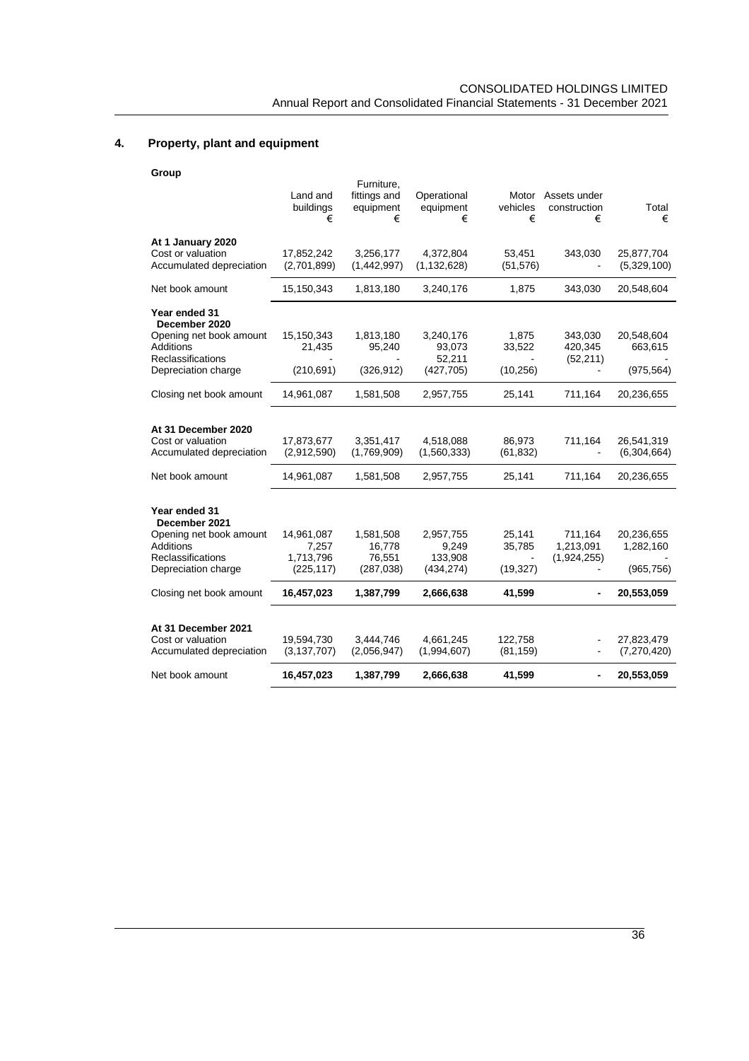## 4. Property, plant and equipment

**Group**

| | Land and buildings € | Furniture, fittings and equipment € | Operational equipment € | Motor vehicles € | Assets under construction € | Total € |
|---|---|---|---|---|---|---|
| **At 1 January 2020** | | | | | | |
| Cost or valuation | 17,852,242 | 3,256,177 | 4,372,804 | 53,451 | 343,030 | 25,877,704 |
| Accumulated depreciation | (2,701,899) | (1,442,997) | (1,132,628) | (51,576) | - | (5,329,100) |
| Net book amount | 15,150,343 | 1,813,180 | 3,240,176 | 1,875 | 343,030 | 20,548,604 |
| **Year ended 31 December 2020** | | | | | | |
| Opening net book amount | 15,150,343 | 1,813,180 | 3,240,176 | 1,875 | 343,030 | 20,548,604 |
| Additions | 21,435 | 95,240 | 93,073 | 33,522 | 420,345 | 663,615 |
| Reclassifications | - | - | 52,211 | - | (52,211) | - |
| Depreciation charge | (210,691) | (326,912) | (427,705) | (10,256) | - | (975,564) |
| Closing net book amount | 14,961,087 | 1,581,508 | 2,957,755 | 25,141 | 711,164 | 20,236,655 |
| **At 31 December 2020** | | | | | | |
| Cost or valuation | 17,873,677 | 3,351,417 | 4,518,088 | 86,973 | 711,164 | 26,541,319 |
| Accumulated depreciation | (2,912,590) | (1,769,909) | (1,560,333) | (61,832) | - | (6,304,664) |
| Net book amount | 14,961,087 | 1,581,508 | 2,957,755 | 25,141 | 711,164 | 20,236,655 |
| **Year ended 31 December 2021** | | | | | | |
| Opening net book amount | 14,961,087 | 1,581,508 | 2,957,755 | 25,141 | 711,164 | 20,236,655 |
| Additions | 7,257 | 16,778 | 9,249 | 35,785 | 1,213,091 | 1,282,160 |
| Reclassifications | 1,713,796 | 76,551 | 133,908 | - | (1,924,255) | - |
| Depreciation charge | (225,117) | (287,038) | (434,274) | (19,327) | - | (965,756) |
| Closing net book amount | **16,457,023** | **1,387,799** | **2,666,638** | **41,599** | **-** | **20,553,059** |
| **At 31 December 2021** | | | | | | |
| Cost or valuation | 19,594,730 | 3,444,746 | 4,661,245 | 122,758 | - | 27,823,479 |
| Accumulated depreciation | (3,137,707) | (2,056,947) | (1,994,607) | (81,159) | - | (7,270,420) |
| Net book amount | **16,457,023** | **1,387,799** | **2,666,638** | **41,599** | **-** | **20,553,059** |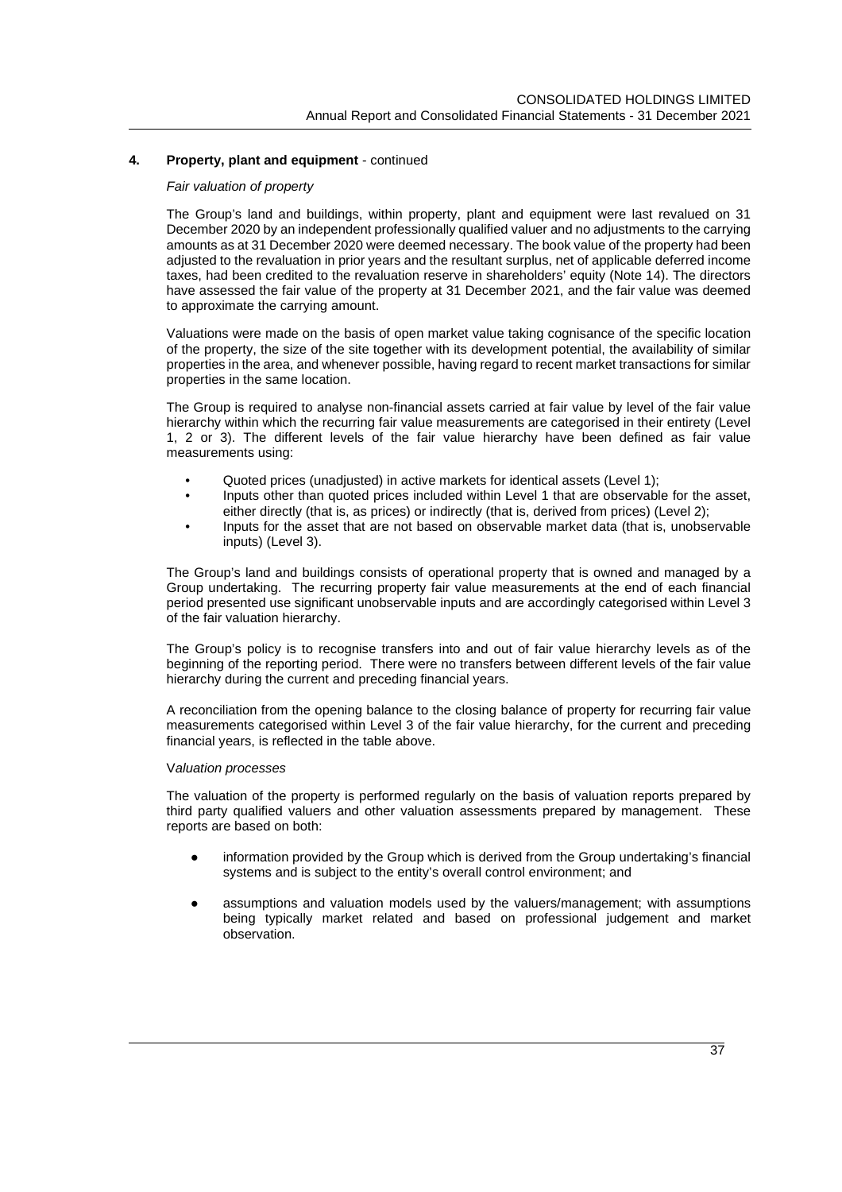## 4. Property, plant and equipment - continued

*Fair valuation of property*

The Group's land and buildings, within property, plant and equipment were last revalued on 31 December 2020 by an independent professionally qualified valuer and no adjustments to the carrying amounts as at 31 December 2020 were deemed necessary. The book value of the property had been adjusted to the revaluation in prior years and the resultant surplus, net of applicable deferred income taxes, had been credited to the revaluation reserve in shareholders' equity (Note 14). The directors have assessed the fair value of the property at 31 December 2021, and the fair value was deemed to approximate the carrying amount.

Valuations were made on the basis of open market value taking cognisance of the specific location of the property, the size of the site together with its development potential, the availability of similar properties in the area, and whenever possible, having regard to recent market transactions for similar properties in the same location.

The Group is required to analyse non-financial assets carried at fair value by level of the fair value hierarchy within which the recurring fair value measurements are categorised in their entirety (Level 1, 2 or 3). The different levels of the fair value hierarchy have been defined as fair value measurements using:

- Quoted prices (unadjusted) in active markets for identical assets (Level 1);
- Inputs other than quoted prices included within Level 1 that are observable for the asset, either directly (that is, as prices) or indirectly (that is, derived from prices) (Level 2);
- Inputs for the asset that are not based on observable market data (that is, unobservable inputs) (Level 3).

The Group's land and buildings consists of operational property that is owned and managed by a Group undertaking. The recurring property fair value measurements at the end of each financial period presented use significant unobservable inputs and are accordingly categorised within Level 3 of the fair valuation hierarchy.

The Group's policy is to recognise transfers into and out of fair value hierarchy levels as of the beginning of the reporting period. There were no transfers between different levels of the fair value hierarchy during the current and preceding financial years.

A reconciliation from the opening balance to the closing balance of property for recurring fair value measurements categorised within Level 3 of the fair value hierarchy, for the current and preceding financial years, is reflected in the table above.

*Valuation processes*

The valuation of the property is performed regularly on the basis of valuation reports prepared by third party qualified valuers and other valuation assessments prepared by management. These reports are based on both:

- information provided by the Group which is derived from the Group undertaking's financial systems and is subject to the entity's overall control environment; and
- assumptions and valuation models used by the valuers/management; with assumptions being typically market related and based on professional judgement and market observation.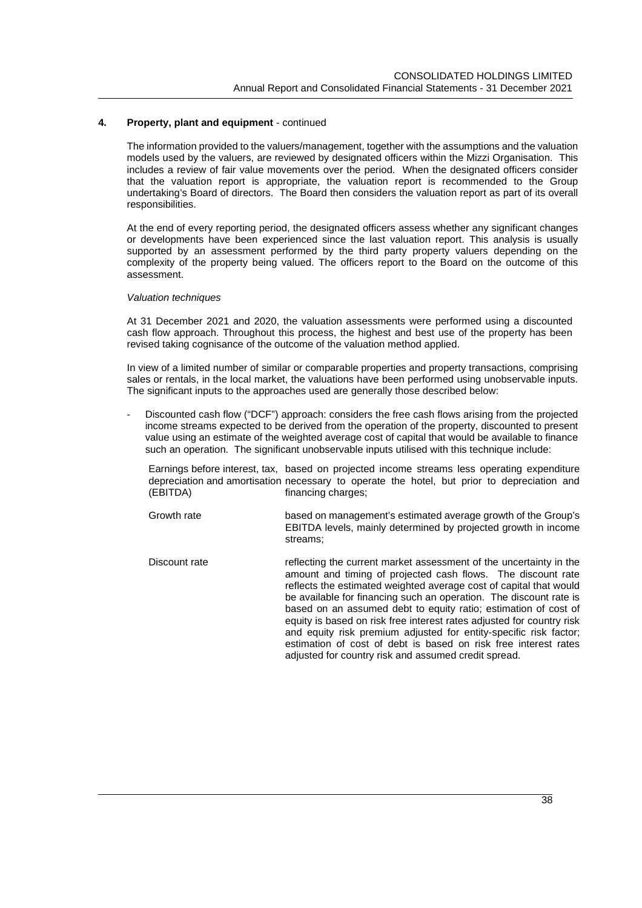## 4. Property, plant and equipment - continued

The information provided to the valuers/management, together with the assumptions and the valuation models used by the valuers, are reviewed by designated officers within the Mizzi Organisation. This includes a review of fair value movements over the period. When the designated officers consider that the valuation report is appropriate, the valuation report is recommended to the Group undertaking's Board of directors. The Board then considers the valuation report as part of its overall responsibilities.

At the end of every reporting period, the designated officers assess whether any significant changes or developments have been experienced since the last valuation report. This analysis is usually supported by an assessment performed by the third party property valuers depending on the complexity of the property being valued. The officers report to the Board on the outcome of this assessment.

*Valuation techniques*

At 31 December 2021 and 2020, the valuation assessments were performed using a discounted cash flow approach. Throughout this process, the highest and best use of the property has been revised taking cognisance of the outcome of the valuation method applied.

In view of a limited number of similar or comparable properties and property transactions, comprising sales or rentals, in the local market, the valuations have been performed using unobservable inputs. The significant inputs to the approaches used are generally those described below:

- Discounted cash flow ("DCF") approach: considers the free cash flows arising from the projected income streams expected to be derived from the operation of the property, discounted to present value using an estimate of the weighted average cost of capital that would be available to finance such an operation. The significant unobservable inputs utilised with this technique include:

| | |
|---|---|
| Earnings before interest, tax, depreciation and amortisation (EBITDA) | based on projected income streams less operating expenditure necessary to operate the hotel, but prior to depreciation and financing charges; |
| Growth rate | based on management's estimated average growth of the Group's EBITDA levels, mainly determined by projected growth in income streams; |
| Discount rate | reflecting the current market assessment of the uncertainty in the amount and timing of projected cash flows. The discount rate reflects the estimated weighted average cost of capital that would be available for financing such an operation. The discount rate is based on an assumed debt to equity ratio; estimation of cost of equity is based on risk free interest rates adjusted for country risk and equity risk premium adjusted for entity-specific risk factor; estimation of cost of debt is based on risk free interest rates adjusted for country risk and assumed credit spread. |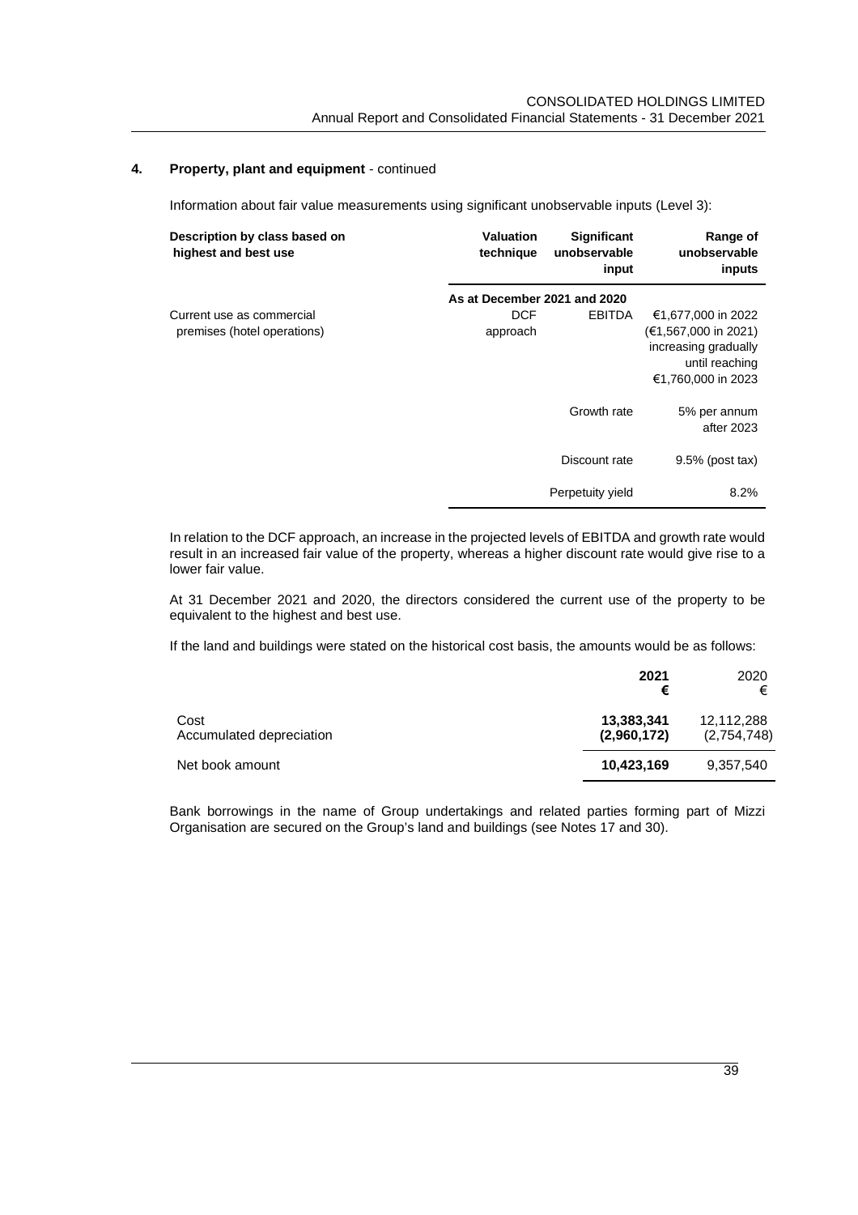## 4. Property, plant and equipment - continued

Information about fair value measurements using significant unobservable inputs (Level 3):

| Description by class based on highest and best use | Valuation technique | Significant unobservable input | Range of unobservable inputs |
|---|---|---|---|
| | **As at December 2021 and 2020** | | |
| Current use as commercial premises (hotel operations) | DCF approach | EBITDA | €1,677,000 in 2022 (€1,567,000 in 2021) increasing gradually until reaching €1,760,000 in 2023 |
| | | Growth rate | 5% per annum after 2023 |
| | | Discount rate | 9.5% (post tax) |
| | | Perpetuity yield | 8.2% |

In relation to the DCF approach, an increase in the projected levels of EBITDA and growth rate would result in an increased fair value of the property, whereas a higher discount rate would give rise to a lower fair value.

At 31 December 2021 and 2020, the directors considered the current use of the property to be equivalent to the highest and best use.

If the land and buildings were stated on the historical cost basis, the amounts would be as follows:

| | **2021** **€** | 2020 € |
|---|---|---|
| Cost | **13,383,341** | 12,112,288 |
| Accumulated depreciation | **(2,960,172)** | (2,754,748) |
| Net book amount | **10,423,169** | 9,357,540 |

Bank borrowings in the name of Group undertakings and related parties forming part of Mizzi Organisation are secured on the Group's land and buildings (see Notes 17 and 30).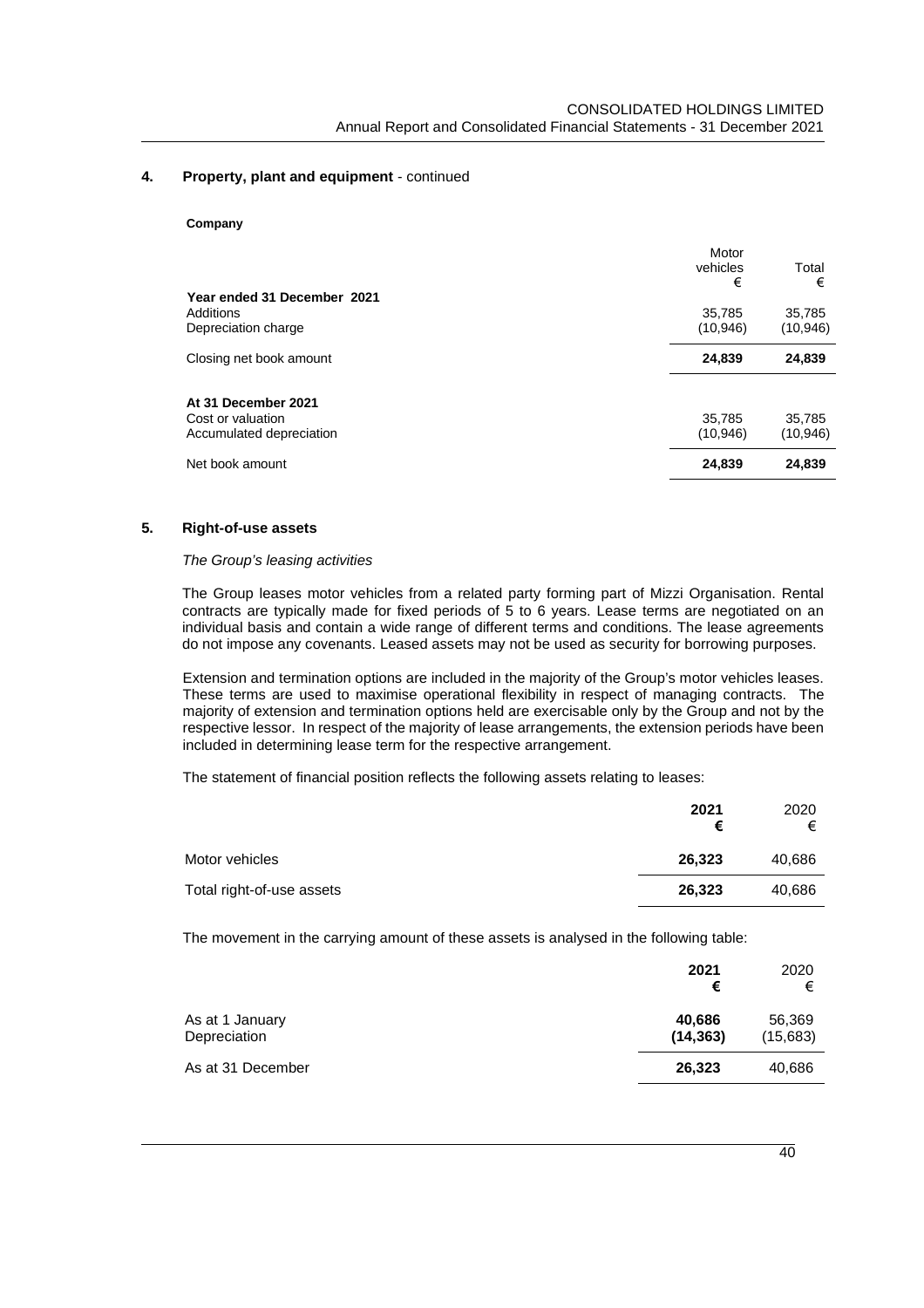## 4. Property, plant and equipment - continued

**Company**

| | Motor vehicles € | Total € |
|---|---|---|
| **Year ended 31 December 2021** | | |
| Additions | 35,785 | 35,785 |
| Depreciation charge | (10,946) | (10,946) |
| Closing net book amount | **24,839** | **24,839** |
| | | |
| **At 31 December 2021** | | |
| Cost or valuation | 35,785 | 35,785 |
| Accumulated depreciation | (10,946) | (10,946) |
| Net book amount | **24,839** | **24,839** |

## 5. Right-of-use assets

*The Group's leasing activities*

The Group leases motor vehicles from a related party forming part of Mizzi Organisation. Rental contracts are typically made for fixed periods of 5 to 6 years. Lease terms are negotiated on an individual basis and contain a wide range of different terms and conditions. The lease agreements do not impose any covenants. Leased assets may not be used as security for borrowing purposes.

Extension and termination options are included in the majority of the Group's motor vehicles leases. These terms are used to maximise operational flexibility in respect of managing contracts. The majority of extension and termination options held are exercisable only by the Group and not by the respective lessor. In respect of the majority of lease arrangements, the extension periods have been included in determining lease term for the respective arrangement.

The statement of financial position reflects the following assets relating to leases:

| | **2021 €** | 2020 € |
|---|---|---|
| Motor vehicles | **26,323** | 40,686 |
| Total right-of-use assets | **26,323** | 40,686 |

The movement in the carrying amount of these assets is analysed in the following table:

| | **2021 €** | 2020 € |
|---|---|---|
| As at 1 January | **40,686** | 56,369 |
| Depreciation | **(14,363)** | (15,683) |
| As at 31 December | **26,323** | 40,686 |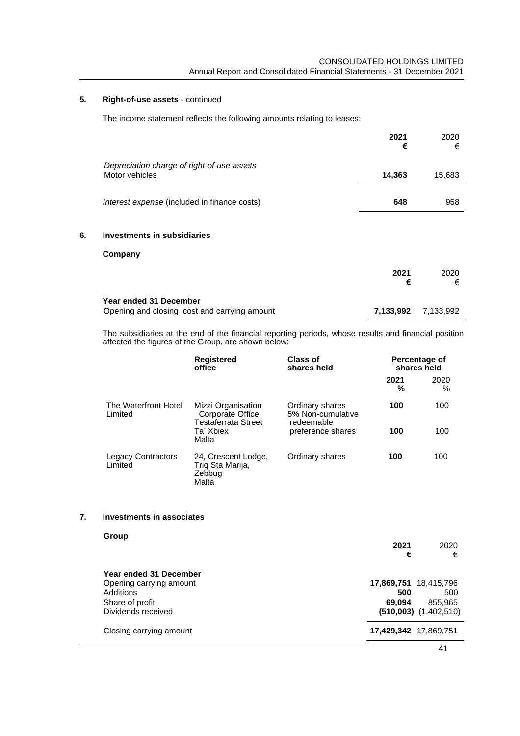## 5. Right-of-use assets - continued

The income statement reflects the following amounts relating to leases:

| | 2021 € | 2020 € |
|---|---|---|
| *Depreciation charge of right-of-use assets* | | |
| Motor vehicles | **14,363** | 15,683 |
| *Interest expense* (included in finance costs) | **648** | 958 |

## 6. Investments in subsidiaries

### Company

| | 2021 € | 2020 € |
|---|---|---|
| **Year ended 31 December** | | |
| Opening and closing cost and carrying amount | **7,133,992** | 7,133,992 |

The subsidiaries at the end of the financial reporting periods, whose results and financial position affected the figures of the Group, are shown below:

| | Registered office | Class of shares held | Percentage of shares held | |
|---|---|---|---|---|
| | | | 2021 % | 2020 % |
| The Waterfront Hotel Limited | Mizzi Organisation Corporate Office Testaferrata Street Ta' Xbiex Malta | Ordinary shares | **100** | 100 |
| | | 5% Non-cumulative redeemable preference shares | **100** | 100 |
| Legacy Contractors Limited | 24, Crescent Lodge, Triq Sta Marija, Zebbug Malta | Ordinary shares | **100** | 100 |

## 7. Investments in associates

### Group

| | 2021 € | 2020 € |
|---|---|---|
| **Year ended 31 December** | | |
| Opening carrying amount | **17,869,751** | 18,415,796 |
| Additions | **500** | 500 |
| Share of profit | **69,094** | 855,965 |
| Dividends received | **(510,003)** | (1,402,510) |
| Closing carrying amount | **17,429,342** | 17,869,751 |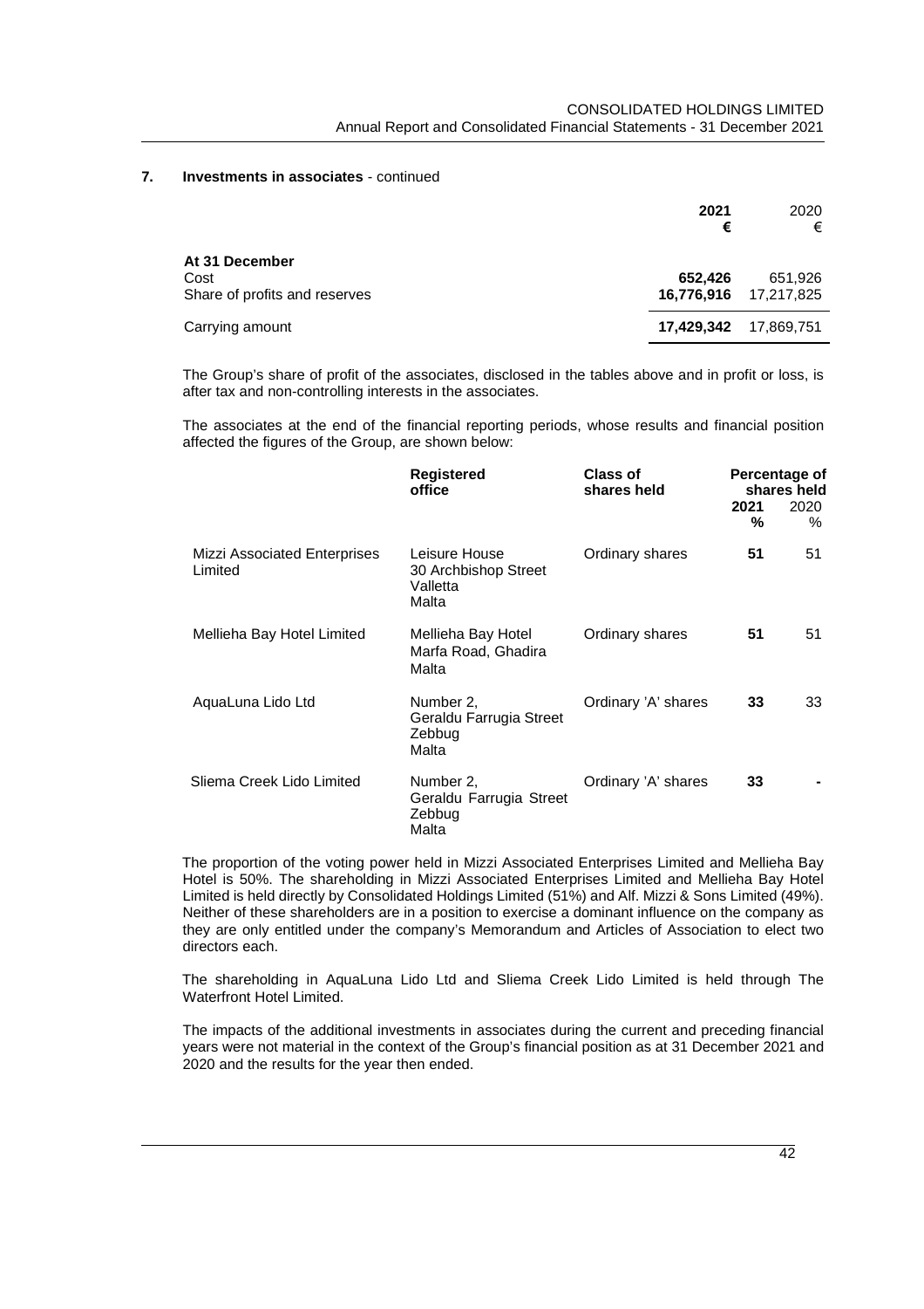## 7. Investments in associates - continued

| | 2021 € | 2020 € |
|---|---|---|
| **At 31 December** | | |
| Cost | **652,426** | 651,926 |
| Share of profits and reserves | **16,776,916** | 17,217,825 |
| Carrying amount | **17,429,342** | 17,869,751 |

The Group's share of profit of the associates, disclosed in the tables above and in profit or loss, is after tax and non-controlling interests in the associates.

The associates at the end of the financial reporting periods, whose results and financial position affected the figures of the Group, are shown below:

| | Registered office | Class of shares held | Percentage of shares held | |
|---|---|---|---|---|
| | | | 2021 % | 2020 % |
| Mizzi Associated Enterprises Limited | Leisure House 30 Archbishop Street Valletta Malta | Ordinary shares | **51** | 51 |
| Mellieha Bay Hotel Limited | Mellieha Bay Hotel Marfa Road, Ghadira Malta | Ordinary shares | **51** | 51 |
| AquaLuna Lido Ltd | Number 2, Geraldu Farrugia Street Zebbug Malta | Ordinary 'A' shares | **33** | 33 |
| Sliema Creek Lido Limited | Number 2, Geraldu Farrugia Street Zebbug Malta | Ordinary 'A' shares | **33** | - |

The proportion of the voting power held in Mizzi Associated Enterprises Limited and Mellieha Bay Hotel is 50%. The shareholding in Mizzi Associated Enterprises Limited and Mellieha Bay Hotel Limited is held directly by Consolidated Holdings Limited (51%) and Alf. Mizzi & Sons Limited (49%). Neither of these shareholders are in a position to exercise a dominant influence on the company as they are only entitled under the company's Memorandum and Articles of Association to elect two directors each.

The shareholding in AquaLuna Lido Ltd and Sliema Creek Lido Limited is held through The Waterfront Hotel Limited.

The impacts of the additional investments in associates during the current and preceding financial years were not material in the context of the Group's financial position as at 31 December 2021 and 2020 and the results for the year then ended.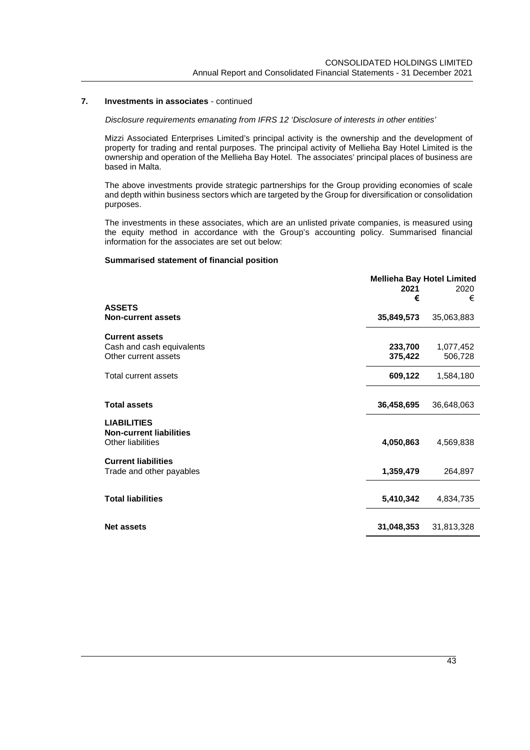## 7. Investments in associates - continued

*Disclosure requirements emanating from IFRS 12 'Disclosure of interests in other entities'*

Mizzi Associated Enterprises Limited's principal activity is the ownership and the development of property for trading and rental purposes. The principal activity of Mellieha Bay Hotel Limited is the ownership and operation of the Mellieha Bay Hotel. The associates' principal places of business are based in Malta.

The above investments provide strategic partnerships for the Group providing economies of scale and depth within business sectors which are targeted by the Group for diversification or consolidation purposes.

The investments in these associates, which are an unlisted private companies, is measured using the equity method in accordance with the Group's accounting policy. Summarised financial information for the associates are set out below:

**Summarised statement of financial position**

| | Mellieha Bay Hotel Limited | |
|---|---|---|
| | **2021** | 2020 |
| | **€** | € |
| **ASSETS** | | |
| **Non-current assets** | **35,849,573** | 35,063,883 |
| **Current assets** | | |
| Cash and cash equivalents | **233,700** | 1,077,452 |
| Other current assets | **375,422** | 506,728 |
| Total current assets | **609,122** | 1,584,180 |
| **Total assets** | **36,458,695** | 36,648,063 |
| **LIABILITIES** | | |
| **Non-current liabilities** | | |
| Other liabilities | **4,050,863** | 4,569,838 |
| **Current liabilities** | | |
| Trade and other payables | **1,359,479** | 264,897 |
| **Total liabilities** | **5,410,342** | 4,834,735 |
| **Net assets** | **31,048,353** | 31,813,328 |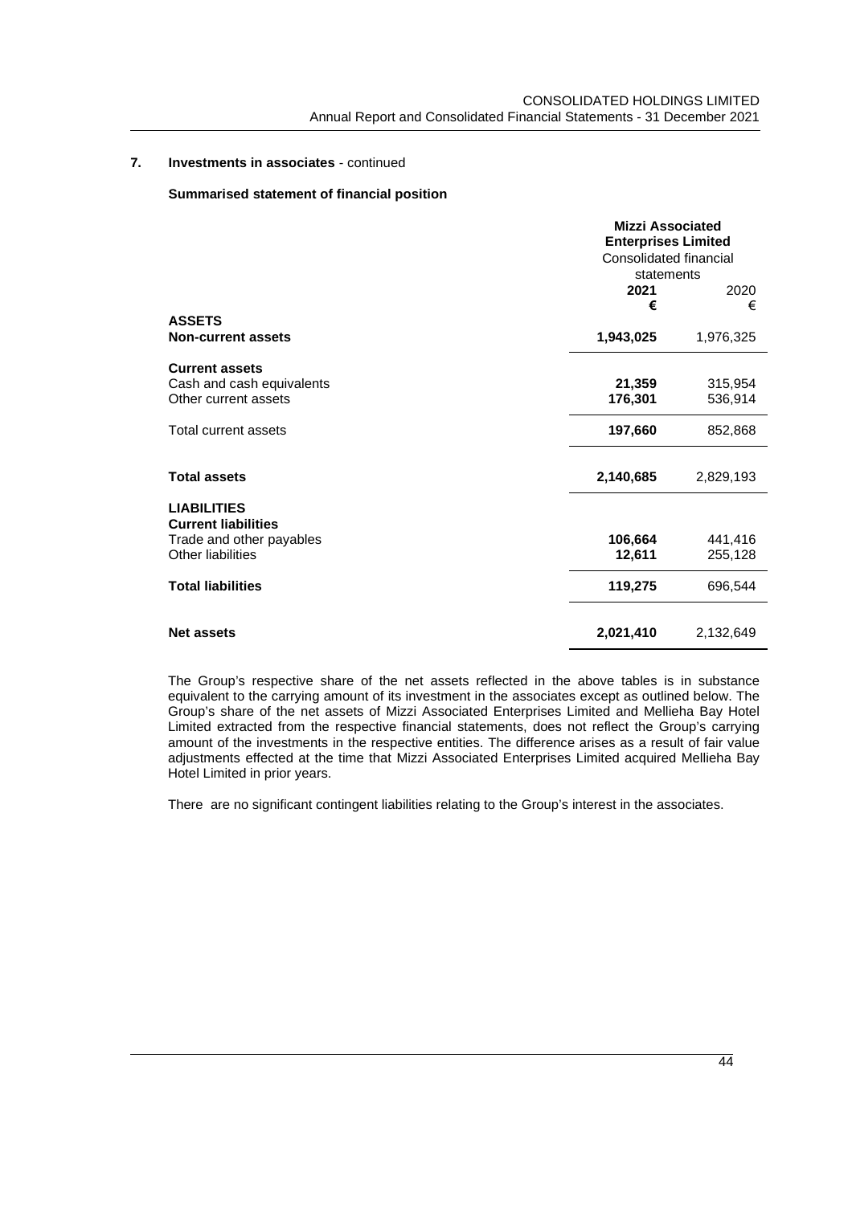## 7. Investments in associates - continued

**Summarised statement of financial position**

| | **Mizzi Associated Enterprises Limited** Consolidated financial statements | |
|---|---|---|
| | **2021** | 2020 |
| | **€** | € |
| **ASSETS** | | |
| **Non-current assets** | **1,943,025** | 1,976,325 |
| **Current assets** | | |
| Cash and cash equivalents | **21,359** | 315,954 |
| Other current assets | **176,301** | 536,914 |
| Total current assets | **197,660** | 852,868 |
| **Total assets** | **2,140,685** | 2,829,193 |
| **LIABILITIES** | | |
| **Current liabilities** | | |
| Trade and other payables | **106,664** | 441,416 |
| Other liabilities | **12,611** | 255,128 |
| **Total liabilities** | **119,275** | 696,544 |
| **Net assets** | **2,021,410** | 2,132,649 |

The Group's respective share of the net assets reflected in the above tables is in substance equivalent to the carrying amount of its investment in the associates except as outlined below. The Group's share of the net assets of Mizzi Associated Enterprises Limited and Mellieha Bay Hotel Limited extracted from the respective financial statements, does not reflect the Group's carrying amount of the investments in the respective entities. The difference arises as a result of fair value adjustments effected at the time that Mizzi Associated Enterprises Limited acquired Mellieha Bay Hotel Limited in prior years.

There are no significant contingent liabilities relating to the Group's interest in the associates.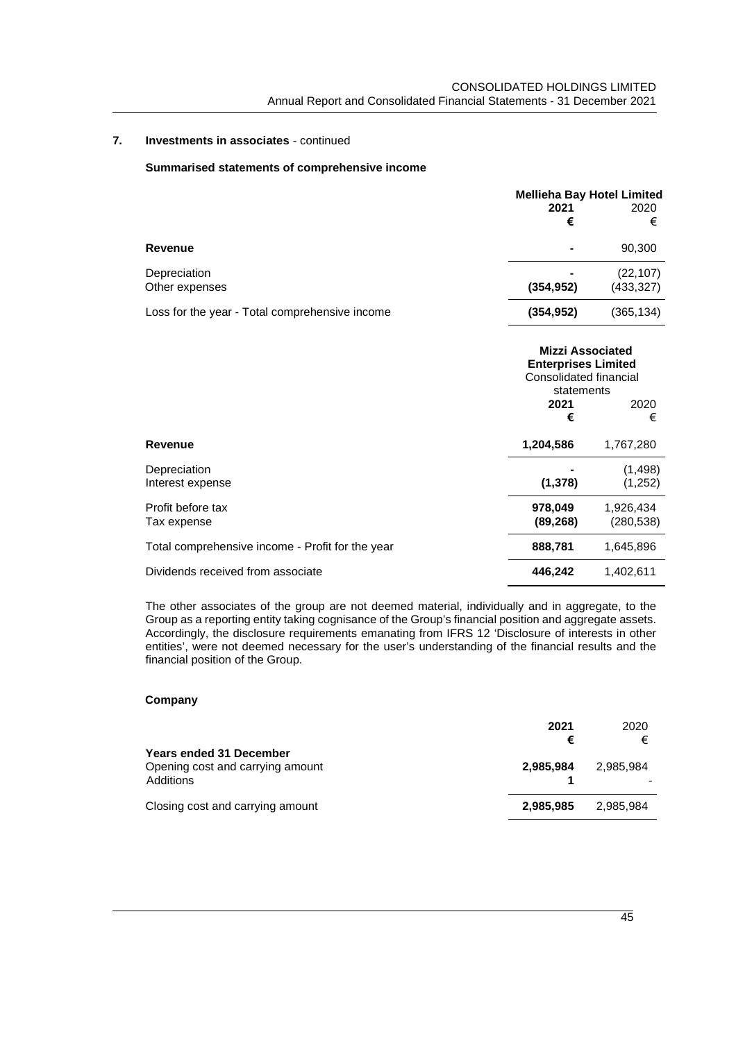## 7. Investments in associates - continued

### Summarised statements of comprehensive income

| | Mellieha Bay Hotel Limited | |
|---|---|---|
| | **2021** | 2020 |
| | **€** | € |
| **Revenue** | **-** | 90,300 |
| Depreciation | **-** | (22,107) |
| Other expenses | **(354,952)** | (433,327) |
| Loss for the year - Total comprehensive income | **(354,952)** | (365,134) |

| | Mizzi Associated Enterprises Limited Consolidated financial statements | |
|---|---|---|
| | **2021** | 2020 |
| | **€** | € |
| **Revenue** | **1,204,586** | 1,767,280 |
| Depreciation | **-** | (1,498) |
| Interest expense | **(1,378)** | (1,252) |
| Profit before tax | **978,049** | 1,926,434 |
| Tax expense | **(89,268)** | (280,538) |
| Total comprehensive income - Profit for the year | **888,781** | 1,645,896 |
| Dividends received from associate | **446,242** | 1,402,611 |

The other associates of the group are not deemed material, individually and in aggregate, to the Group as a reporting entity taking cognisance of the Group's financial position and aggregate assets. Accordingly, the disclosure requirements emanating from IFRS 12 'Disclosure of interests in other entities', were not deemed necessary for the user's understanding of the financial results and the financial position of the Group.

### Company

| | **2021** | 2020 |
|---|---|---|
| | **€** | € |
| **Years ended 31 December** | | |
| Opening cost and carrying amount | **2,985,984** | 2,985,984 |
| Additions | **1** | - |
| Closing cost and carrying amount | **2,985,985** | 2,985,984 |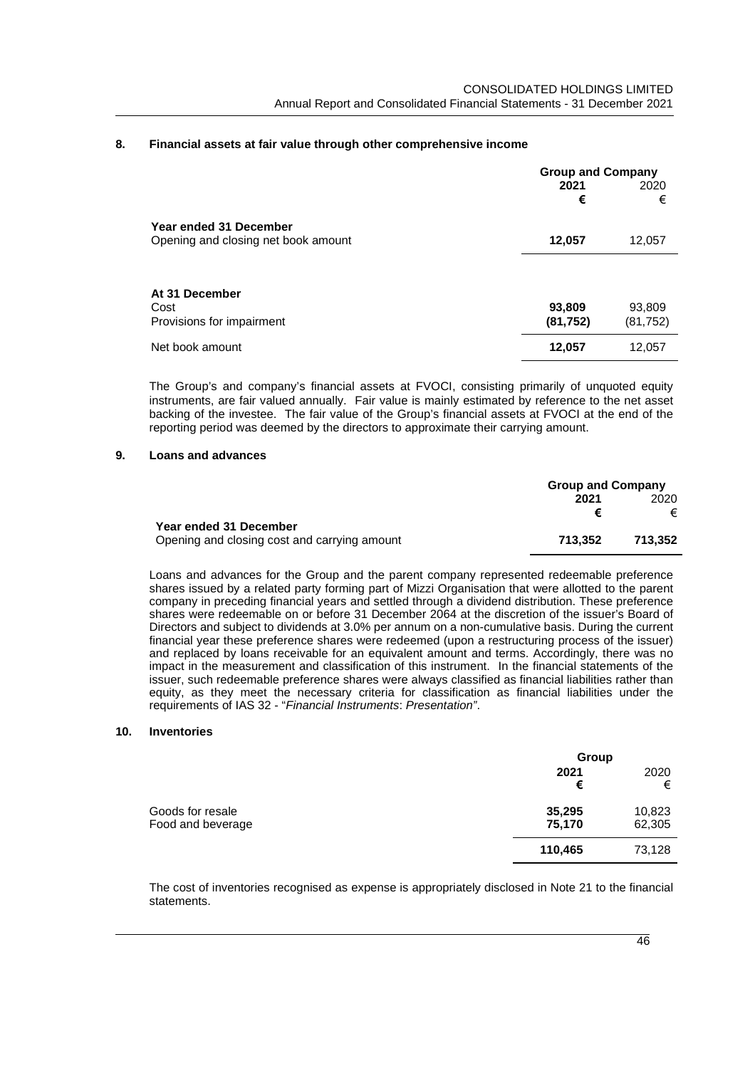## 8. Financial assets at fair value through other comprehensive income

| | Group and Company | |
|---|---|---|
| | **2021** | 2020 |
| | **€** | € |
| **Year ended 31 December** | | |
| Opening and closing net book amount | **12,057** | 12,057 |
| | | |
| **At 31 December** | | |
| Cost | **93,809** | 93,809 |
| Provisions for impairment | **(81,752)** | (81,752) |
| Net book amount | **12,057** | 12,057 |

The Group's and company's financial assets at FVOCI, consisting primarily of unquoted equity instruments, are fair valued annually. Fair value is mainly estimated by reference to the net asset backing of the investee. The fair value of the Group's financial assets at FVOCI at the end of the reporting period was deemed by the directors to approximate their carrying amount.

## 9. Loans and advances

| | Group and Company | |
|---|---|---|
| | **2021** | 2020 |
| | **€** | € |
| **Year ended 31 December** | | |
| Opening and closing cost and carrying amount | **713,352** | **713,352** |

Loans and advances for the Group and the parent company represented redeemable preference shares issued by a related party forming part of Mizzi Organisation that were allotted to the parent company in preceding financial years and settled through a dividend distribution. These preference shares were redeemable on or before 31 December 2064 at the discretion of the issuer's Board of Directors and subject to dividends at 3.0% per annum on a non-cumulative basis. During the current financial year these preference shares were redeemed (upon a restructuring process of the issuer) and replaced by loans receivable for an equivalent amount and terms. Accordingly, there was no impact in the measurement and classification of this instrument. In the financial statements of the issuer, such redeemable preference shares were always classified as financial liabilities rather than equity, as they meet the necessary criteria for classification as financial liabilities under the requirements of IAS 32 - "*Financial Instruments*: *Presentation"*.

## 10. Inventories

| | Group | |
|---|---|---|
| | **2021** | 2020 |
| | **€** | € |
| Goods for resale | **35,295** | 10,823 |
| Food and beverage | **75,170** | 62,305 |
| | **110,465** | 73,128 |

The cost of inventories recognised as expense is appropriately disclosed in Note 21 to the financial statements.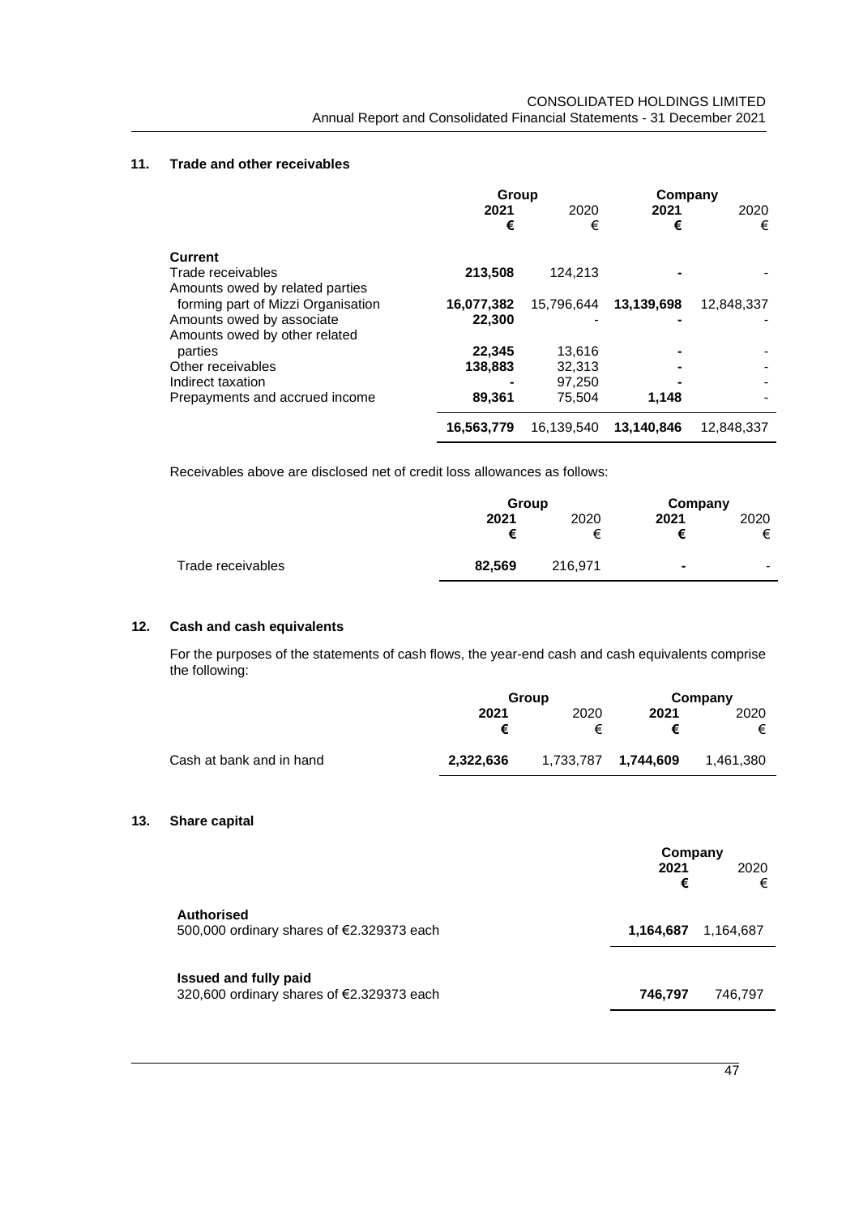## 11. Trade and other receivables

| | Group | | Company | |
|---|---|---|---|---|
| | **2021** | 2020 | **2021** | 2020 |
| | **€** | € | **€** | € |
| **Current** | | | | |
| Trade receivables | **213,508** | 124,213 | **-** | - |
| Amounts owed by related parties forming part of Mizzi Organisation | **16,077,382** | 15,796,644 | **13,139,698** | 12,848,337 |
| Amounts owed by associate | **22,300** | - | **-** | - |
| Amounts owed by other related parties | **22,345** | 13,616 | **-** | - |
| Other receivables | **138,883** | 32,313 | **-** | - |
| Indirect taxation | **-** | 97,250 | **-** | - |
| Prepayments and accrued income | **89,361** | 75,504 | **1,148** | - |
| | **16,563,779** | 16,139,540 | **13,140,846** | 12,848,337 |

Receivables above are disclosed net of credit loss allowances as follows:

| | Group | | Company | |
|---|---|---|---|---|
| | **2021** | 2020 | **2021** | 2020 |
| | **€** | € | **€** | € |
| Trade receivables | **82,569** | 216,971 | **-** | - |

## 12. Cash and cash equivalents

For the purposes of the statements of cash flows, the year-end cash and cash equivalents comprise the following:

| | Group | | Company | |
|---|---|---|---|---|
| | **2021** | 2020 | **2021** | 2020 |
| | **€** | € | **€** | € |
| Cash at bank and in hand | **2,322,636** | 1,733,787 | **1,744,609** | 1,461,380 |

## 13. Share capital

| | Company | |
|---|---|---|
| | **2021** | 2020 |
| | **€** | € |
| **Authorised** | | |
| 500,000 ordinary shares of €2.329373 each | **1,164,687** | 1,164,687 |
| **Issued and fully paid** | | |
| 320,600 ordinary shares of €2.329373 each | **746,797** | 746,797 |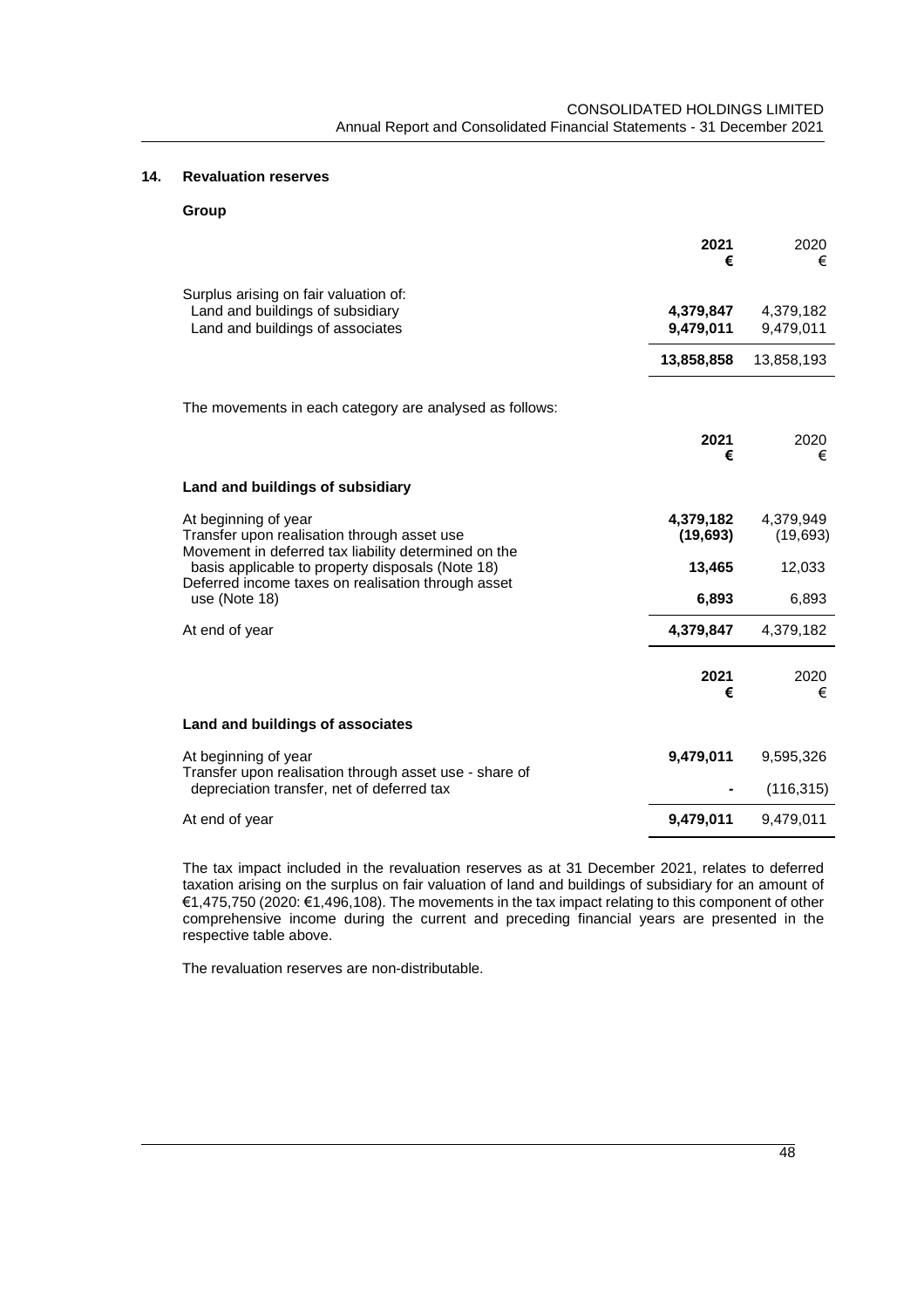## 14. Revaluation reserves

**Group**

| | 2021 € | 2020 € |
|---|---|---|
| Surplus arising on fair valuation of: | | |
| Land and buildings of subsidiary | **4,379,847** | 4,379,182 |
| Land and buildings of associates | **9,479,011** | 9,479,011 |
| | **13,858,858** | 13,858,193 |

The movements in each category are analysed as follows:

| | 2021 € | 2020 € |
|---|---|---|
| **Land and buildings of subsidiary** | | |
| At beginning of year | **4,379,182** | 4,379,949 |
| Transfer upon realisation through asset use | **(19,693)** | (19,693) |
| Movement in deferred tax liability determined on the basis applicable to property disposals (Note 18) | **13,465** | 12,033 |
| Deferred income taxes on realisation through asset use (Note 18) | **6,893** | 6,893 |
| At end of year | **4,379,847** | 4,379,182 |

| | 2021 € | 2020 € |
|---|---|---|
| **Land and buildings of associates** | | |
| At beginning of year | **9,479,011** | 9,595,326 |
| Transfer upon realisation through asset use - share of depreciation transfer, net of deferred tax | **-** | (116,315) |
| At end of year | **9,479,011** | 9,479,011 |

The tax impact included in the revaluation reserves as at 31 December 2021, relates to deferred taxation arising on the surplus on fair valuation of land and buildings of subsidiary for an amount of €1,475,750 (2020: €1,496,108). The movements in the tax impact relating to this component of other comprehensive income during the current and preceding financial years are presented in the respective table above.

The revaluation reserves are non-distributable.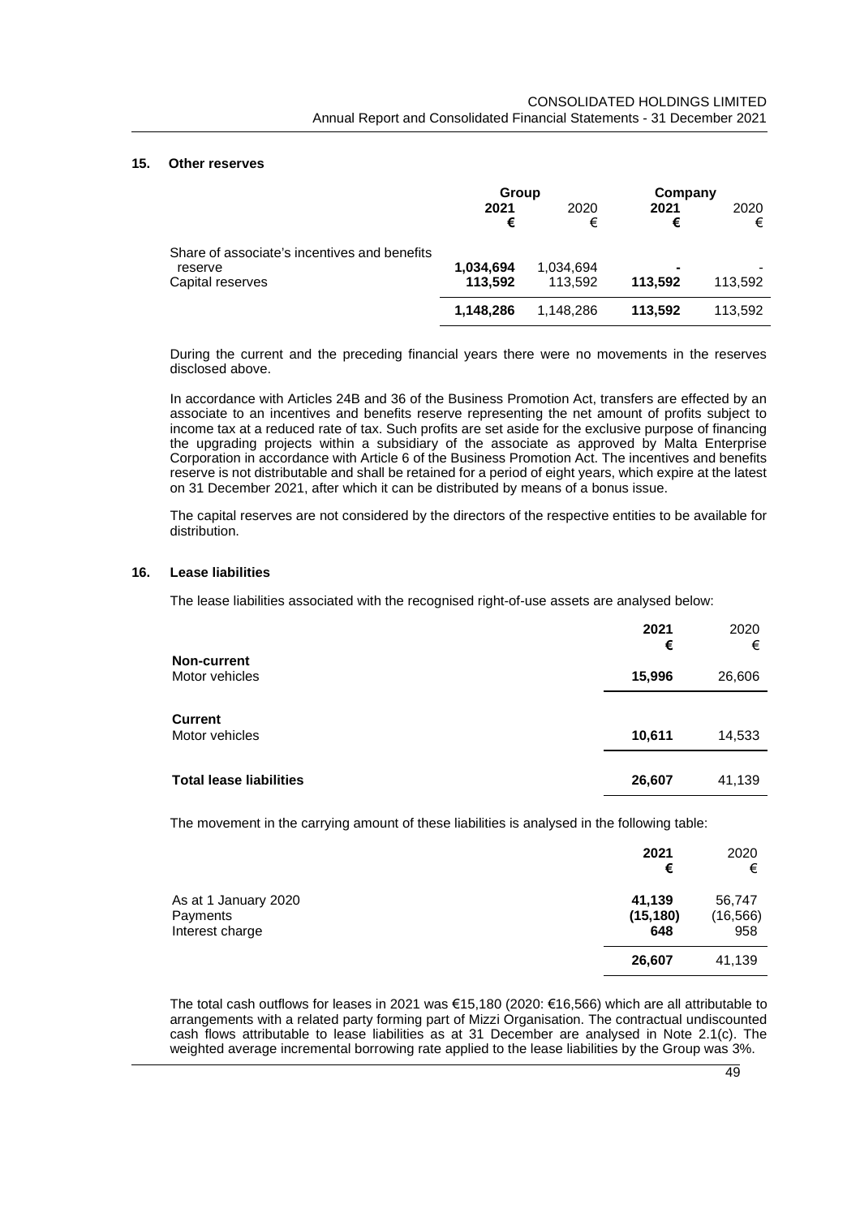## 15. Other reserves

| | Group | | Company | |
|---|---|---|---|---|
| | **2021** | 2020 | **2021** | 2020 |
| | **€** | € | **€** | € |
| Share of associate's incentives and benefits reserve | **1,034,694** | 1,034,694 | **-** | - |
| Capital reserves | **113,592** | 113,592 | **113,592** | 113,592 |
| | **1,148,286** | 1,148,286 | **113,592** | 113,592 |

During the current and the preceding financial years there were no movements in the reserves disclosed above.

In accordance with Articles 24B and 36 of the Business Promotion Act, transfers are effected by an associate to an incentives and benefits reserve representing the net amount of profits subject to income tax at a reduced rate of tax. Such profits are set aside for the exclusive purpose of financing the upgrading projects within a subsidiary of the associate as approved by Malta Enterprise Corporation in accordance with Article 6 of the Business Promotion Act. The incentives and benefits reserve is not distributable and shall be retained for a period of eight years, which expire at the latest on 31 December 2021, after which it can be distributed by means of a bonus issue.

The capital reserves are not considered by the directors of the respective entities to be available for distribution.

## 16. Lease liabilities

The lease liabilities associated with the recognised right-of-use assets are analysed below:

| | **2021** | 2020 |
|---|---|---|
| | **€** | € |
| **Non-current** | | |
| Motor vehicles | **15,996** | 26,606 |
| **Current** | | |
| Motor vehicles | **10,611** | 14,533 |
| **Total lease liabilities** | **26,607** | 41,139 |

The movement in the carrying amount of these liabilities is analysed in the following table:

| | **2021** | 2020 |
|---|---|---|
| | **€** | € |
| As at 1 January 2020 | **41,139** | 56,747 |
| Payments | **(15,180)** | (16,566) |
| Interest charge | **648** | 958 |
| | **26,607** | 41,139 |

The total cash outflows for leases in 2021 was €15,180 (2020: €16,566) which are all attributable to arrangements with a related party forming part of Mizzi Organisation. The contractual undiscounted cash flows attributable to lease liabilities as at 31 December are analysed in Note 2.1(c). The weighted average incremental borrowing rate applied to the lease liabilities by the Group was 3%.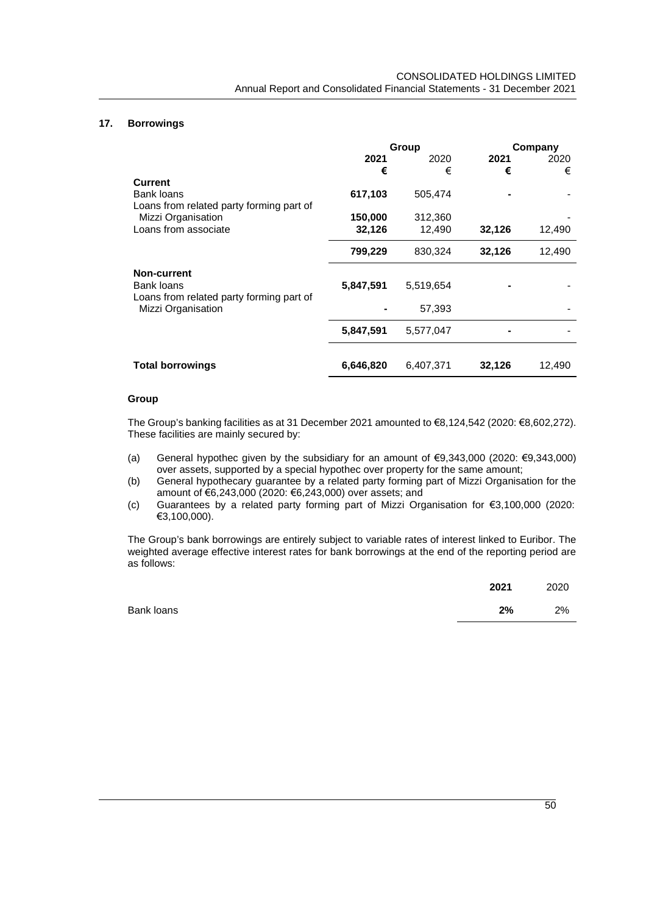## 17. Borrowings

| | Group | | Company | |
|---|---|---|---|---|
| | **2021** | 2020 | **2021** | 2020 |
| | **€** | € | **€** | € |
| **Current** | | | | |
| Bank loans | **617,103** | 505,474 | **-** | - |
| Loans from related party forming part of Mizzi Organisation | **150,000** | 312,360 | | - |
| Loans from associate | **32,126** | 12,490 | **32,126** | 12,490 |
| | **799,229** | 830,324 | **32,126** | 12,490 |
| **Non-current** | | | | |
| Bank loans | **5,847,591** | 5,519,654 | **-** | - |
| Loans from related party forming part of Mizzi Organisation | **-** | 57,393 | | - |
| | **5,847,591** | 5,577,047 | **-** | - |
| **Total borrowings** | **6,646,820** | 6,407,371 | **32,126** | 12,490 |

**Group**

The Group's banking facilities as at 31 December 2021 amounted to €8,124,542 (2020: €8,602,272). These facilities are mainly secured by:

(a) General hypothec given by the subsidiary for an amount of €9,343,000 (2020: €9,343,000) over assets, supported by a special hypothec over property for the same amount;

(b) General hypothecary guarantee by a related party forming part of Mizzi Organisation for the amount of €6,243,000 (2020: €6,243,000) over assets; and

(c) Guarantees by a related party forming part of Mizzi Organisation for €3,100,000 (2020: €3,100,000).

The Group's bank borrowings are entirely subject to variable rates of interest linked to Euribor. The weighted average effective interest rates for bank borrowings at the end of the reporting period are as follows:

| | **2021** | 2020 |
|---|---|---|
| Bank loans | **2%** | 2% |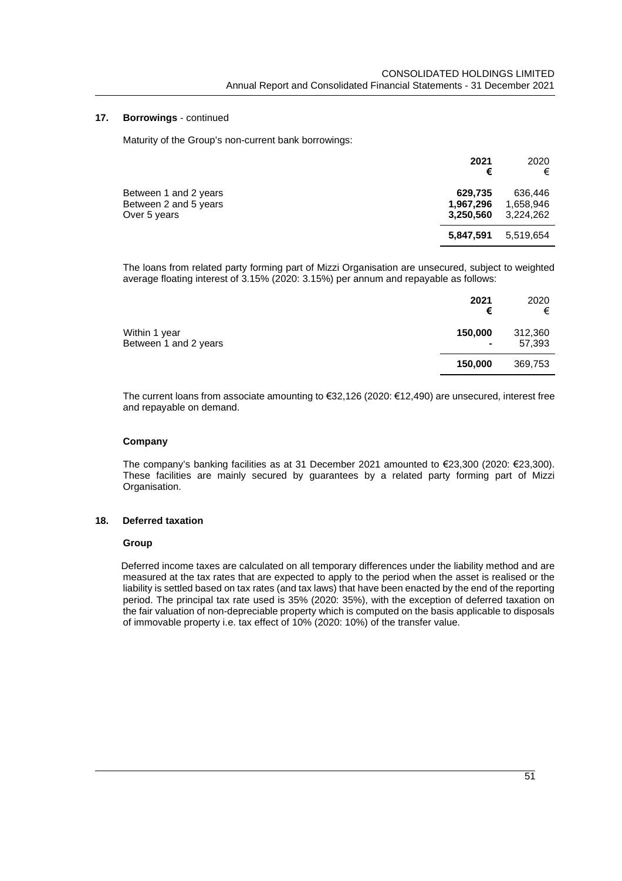## 17. Borrowings - continued

Maturity of the Group's non-current bank borrowings:

| | **2021** | 2020 |
|---|---|---|
| | **€** | € |
| Between 1 and 2 years | **629,735** | 636,446 |
| Between 2 and 5 years | **1,967,296** | 1,658,946 |
| Over 5 years | **3,250,560** | 3,224,262 |
| | **5,847,591** | 5,519,654 |

The loans from related party forming part of Mizzi Organisation are unsecured, subject to weighted average floating interest of 3.15% (2020: 3.15%) per annum and repayable as follows:

| | **2021** | 2020 |
|---|---|---|
| | **€** | € |
| Within 1 year | **150,000** | 312,360 |
| Between 1 and 2 years | **-** | 57,393 |
| | **150,000** | 369,753 |

The current loans from associate amounting to €32,126 (2020: €12,490) are unsecured, interest free and repayable on demand.

### Company

The company's banking facilities as at 31 December 2021 amounted to €23,300 (2020: €23,300). These facilities are mainly secured by guarantees by a related party forming part of Mizzi Organisation.

## 18. Deferred taxation

### Group

Deferred income taxes are calculated on all temporary differences under the liability method and are measured at the tax rates that are expected to apply to the period when the asset is realised or the liability is settled based on tax rates (and tax laws) that have been enacted by the end of the reporting period. The principal tax rate used is 35% (2020: 35%), with the exception of deferred taxation on the fair valuation of non-depreciable property which is computed on the basis applicable to disposals of immovable property i.e. tax effect of 10% (2020: 10%) of the transfer value.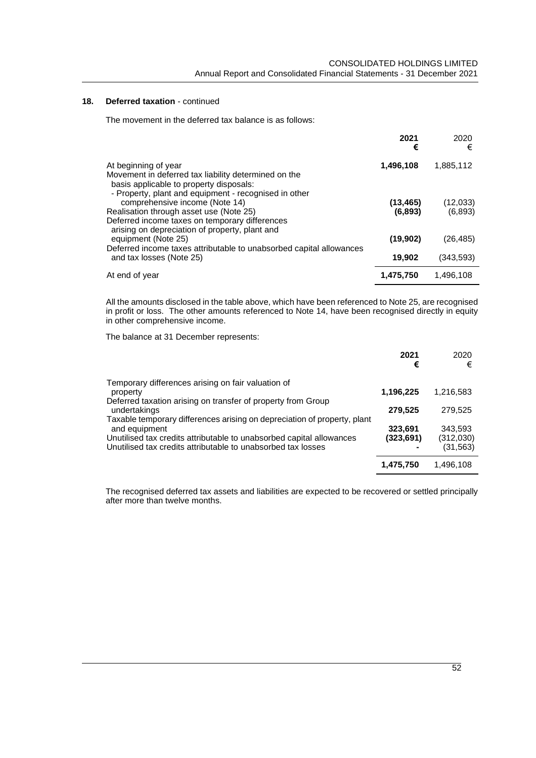## 18. Deferred taxation - continued

The movement in the deferred tax balance is as follows:

| | 2021 € | 2020 € |
|---|---|---|
| At beginning of year | **1,496,108** | 1,885,112 |
| Movement in deferred tax liability determined on the basis applicable to property disposals: | | |
| - Property, plant and equipment - recognised in other comprehensive income (Note 14) | **(13,465)** | (12,033) |
| Realisation through asset use (Note 25) | **(6,893)** | (6,893) |
| Deferred income taxes on temporary differences arising on depreciation of property, plant and equipment (Note 25) | **(19,902)** | (26,485) |
| Deferred income taxes attributable to unabsorbed capital allowances and tax losses (Note 25) | **19,902** | (343,593) |
| At end of year | **1,475,750** | 1,496,108 |

All the amounts disclosed in the table above, which have been referenced to Note 25, are recognised in profit or loss. The other amounts referenced to Note 14, have been recognised directly in equity in other comprehensive income.

The balance at 31 December represents:

| | 2021 € | 2020 € |
|---|---|---|
| Temporary differences arising on fair valuation of property | **1,196,225** | 1,216,583 |
| Deferred taxation arising on transfer of property from Group undertakings | **279,525** | 279,525 |
| Taxable temporary differences arising on depreciation of property, plant and equipment | **323,691** | 343,593 |
| Unutilised tax credits attributable to unabsorbed capital allowances | **(323,691)** | (312,030) |
| Unutilised tax credits attributable to unabsorbed tax losses | **-** | (31,563) |
| | **1,475,750** | 1,496,108 |

The recognised deferred tax assets and liabilities are expected to be recovered or settled principally after more than twelve months.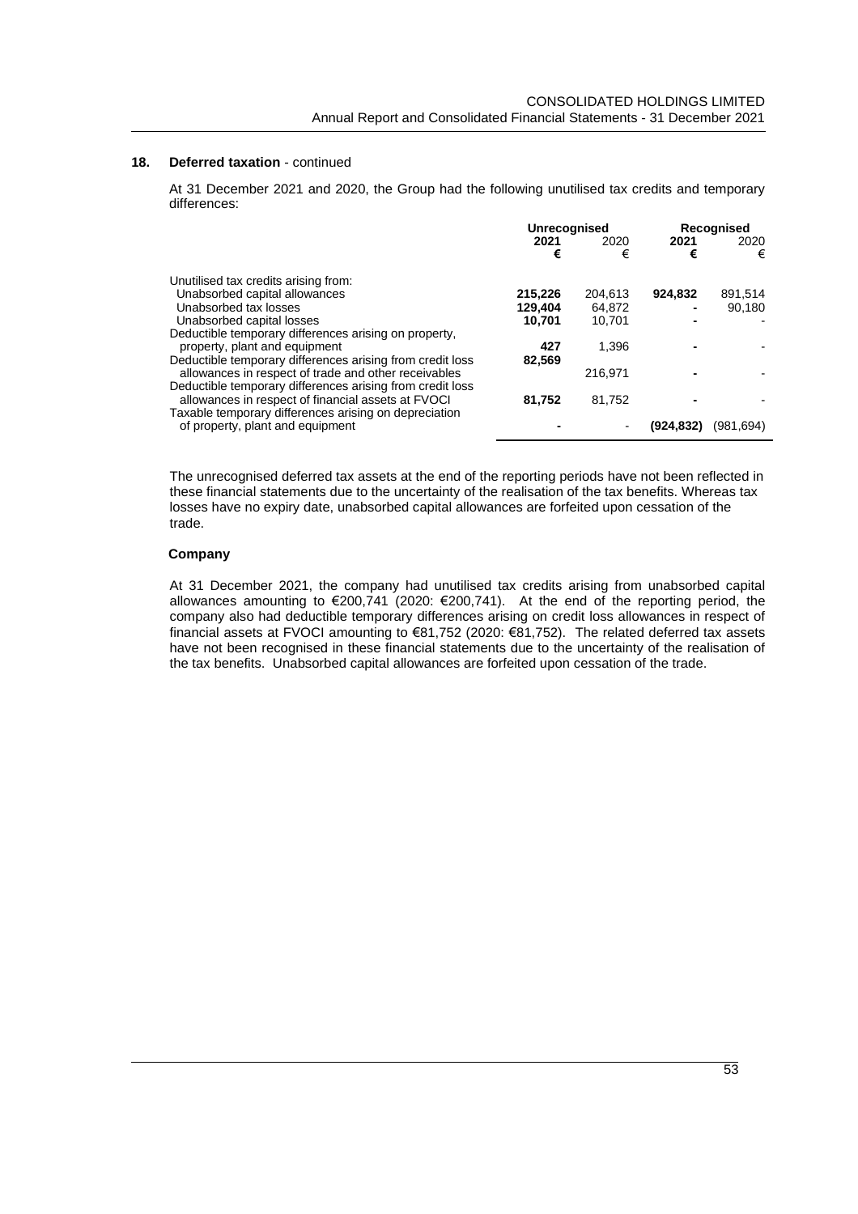## 18. Deferred taxation - continued

At 31 December 2021 and 2020, the Group had the following unutilised tax credits and temporary differences:

| | Unrecognised | | Recognised | |
|---|---|---|---|---|
| | **2021** | 2020 | **2021** | 2020 |
| | **€** | € | **€** | € |
| Unutilised tax credits arising from: | | | | |
| Unabsorbed capital allowances | **215,226** | 204,613 | **924,832** | 891,514 |
| Unabsorbed tax losses | **129,404** | 64,872 | **-** | 90,180 |
| Unabsorbed capital losses | **10,701** | 10,701 | **-** | - |
| Deductible temporary differences arising on property, property, plant and equipment | **427** | 1,396 | **-** | - |
| Deductible temporary differences arising from credit loss allowances in respect of trade and other receivables | **82,569** | 216,971 | **-** | - |
| Deductible temporary differences arising from credit loss allowances in respect of financial assets at FVOCI | **81,752** | 81,752 | **-** | - |
| Taxable temporary differences arising on depreciation of property, plant and equipment | **-** | - | **(924,832)** | (981,694) |

The unrecognised deferred tax assets at the end of the reporting periods have not been reflected in these financial statements due to the uncertainty of the realisation of the tax benefits. Whereas tax losses have no expiry date, unabsorbed capital allowances are forfeited upon cessation of the trade.

### Company

At 31 December 2021, the company had unutilised tax credits arising from unabsorbed capital allowances amounting to €200,741 (2020: €200,741). At the end of the reporting period, the company also had deductible temporary differences arising on credit loss allowances in respect of financial assets at FVOCI amounting to €81,752 (2020: €81,752). The related deferred tax assets have not been recognised in these financial statements due to the uncertainty of the realisation of the tax benefits. Unabsorbed capital allowances are forfeited upon cessation of the trade.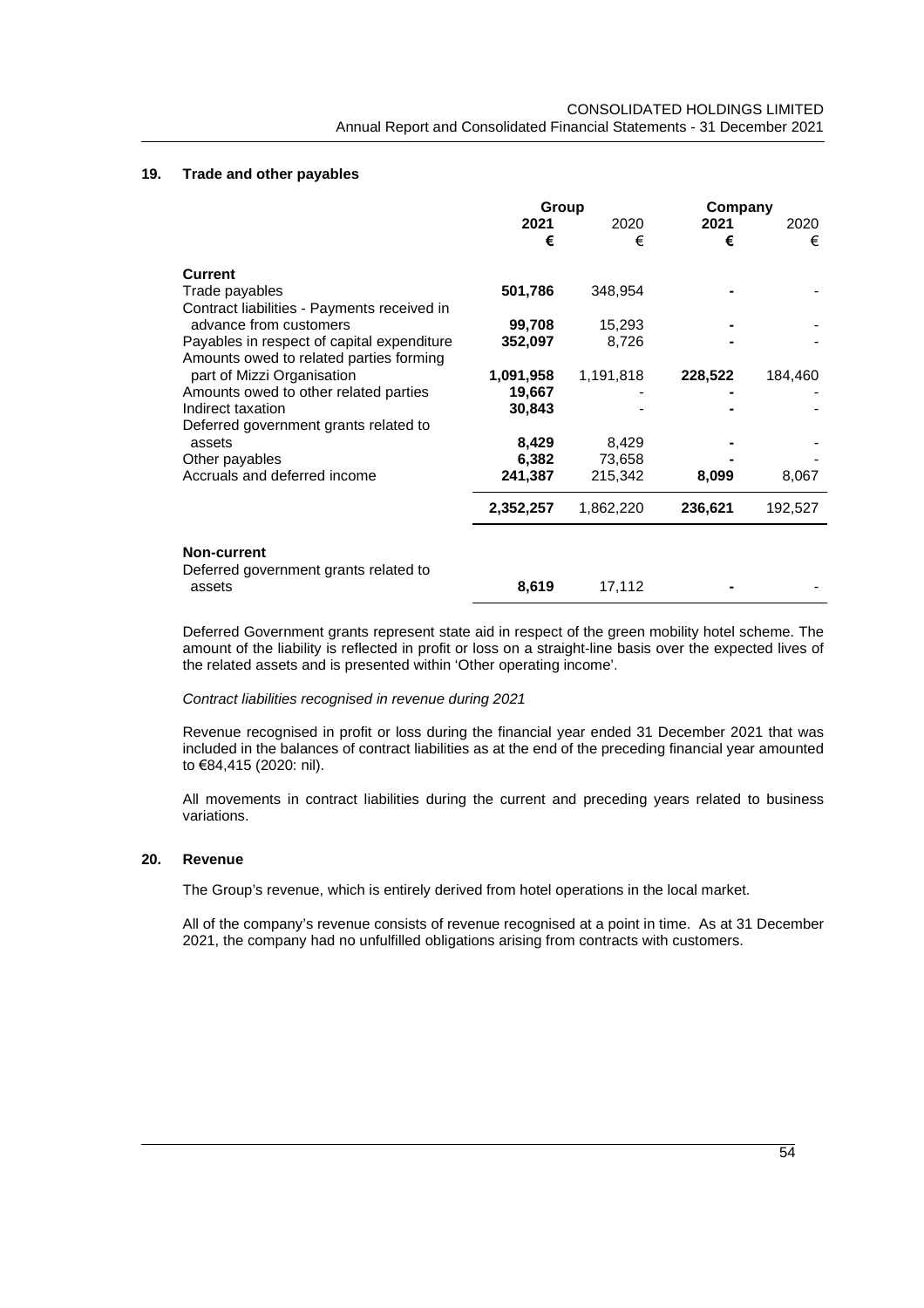## 19. Trade and other payables

| | Group | | Company | |
|---|---|---|---|---|
| | **2021** | 2020 | **2021** | 2020 |
| | **€** | € | **€** | € |
| **Current** | | | | |
| Trade payables | **501,786** | 348,954 | **-** | - |
| Contract liabilities - Payments received in advance from customers | **99,708** | 15,293 | **-** | - |
| Payables in respect of capital expenditure | **352,097** | 8,726 | **-** | - |
| Amounts owed to related parties forming part of Mizzi Organisation | **1,091,958** | 1,191,818 | **228,522** | 184,460 |
| Amounts owed to other related parties | **19,667** | - | **-** | - |
| Indirect taxation | **30,843** | - | **-** | - |
| Deferred government grants related to assets | **8,429** | 8,429 | **-** | - |
| Other payables | **6,382** | 73,658 | **-** | - |
| Accruals and deferred income | **241,387** | 215,342 | **8,099** | 8,067 |
| | **2,352,257** | 1,862,220 | **236,621** | 192,527 |
| **Non-current** | | | | |
| Deferred government grants related to assets | **8,619** | 17,112 | **-** | - |

Deferred Government grants represent state aid in respect of the green mobility hotel scheme. The amount of the liability is reflected in profit or loss on a straight-line basis over the expected lives of the related assets and is presented within 'Other operating income'.

*Contract liabilities recognised in revenue during 2021*

Revenue recognised in profit or loss during the financial year ended 31 December 2021 that was included in the balances of contract liabilities as at the end of the preceding financial year amounted to €84,415 (2020: nil).

All movements in contract liabilities during the current and preceding years related to business variations.

## 20. Revenue

The Group's revenue, which is entirely derived from hotel operations in the local market.

All of the company's revenue consists of revenue recognised at a point in time. As at 31 December 2021, the company had no unfulfilled obligations arising from contracts with customers.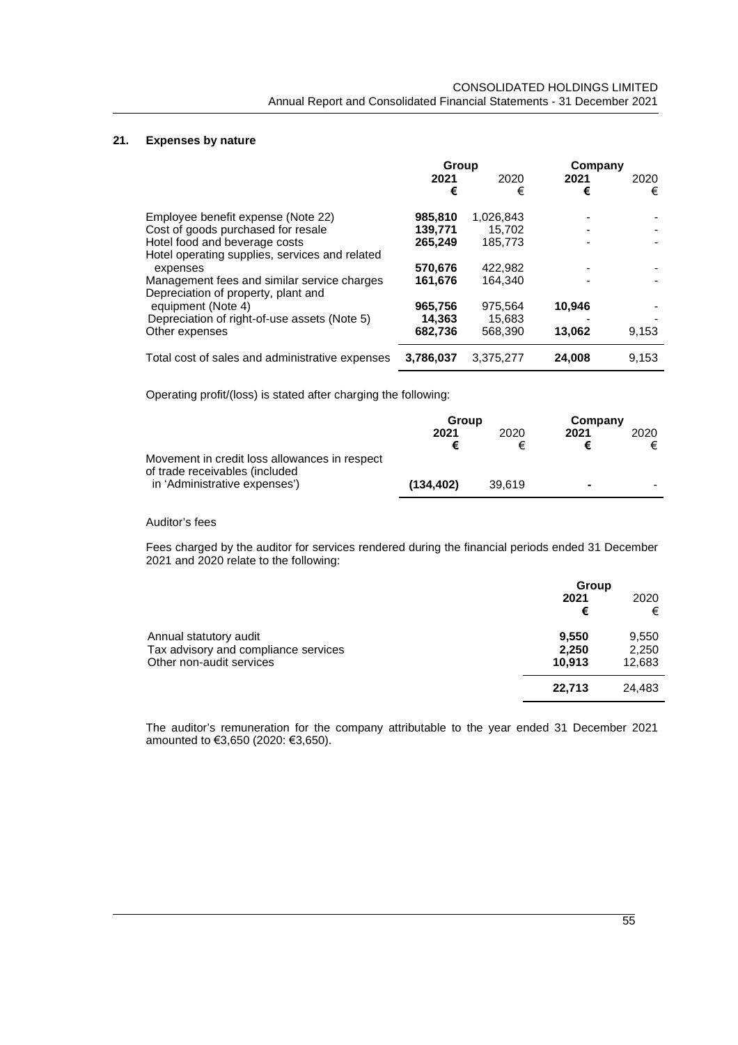## 21. Expenses by nature

| | Group | | Company | |
|---|---|---|---|---|
| | **2021** | 2020 | **2021** | 2020 |
| | **€** | € | **€** | € |
| Employee benefit expense (Note 22) | **985,810** | 1,026,843 | **-** | - |
| Cost of goods purchased for resale | **139,771** | 15,702 | **-** | - |
| Hotel food and beverage costs | **265,249** | 185,773 | **-** | - |
| Hotel operating supplies, services and related expenses | **570,676** | 422,982 | **-** | - |
| Management fees and similar service charges | **161,676** | 164,340 | **-** | - |
| Depreciation of property, plant and equipment (Note 4) | **965,756** | 975,564 | **10,946** | - |
| Depreciation of right-of-use assets (Note 5) | **14,363** | 15,683 | **-** | - |
| Other expenses | **682,736** | 568,390 | **13,062** | 9,153 |
| Total cost of sales and administrative expenses | **3,786,037** | 3,375,277 | **24,008** | 9,153 |

Operating profit/(loss) is stated after charging the following:

| | Group | | Company | |
|---|---|---|---|---|
| | **2021** | 2020 | **2021** | 2020 |
| | **€** | € | **€** | € |
| Movement in credit loss allowances in respect of trade receivables (included in 'Administrative expenses') | **(134,402)** | 39,619 | **-** | - |

Auditor's fees

Fees charged by the auditor for services rendered during the financial periods ended 31 December 2021 and 2020 relate to the following:

| | Group | |
|---|---|---|
| | **2021** | 2020 |
| | **€** | € |
| Annual statutory audit | **9,550** | 9,550 |
| Tax advisory and compliance services | **2,250** | 2,250 |
| Other non-audit services | **10,913** | 12,683 |
| | **22,713** | 24,483 |

The auditor's remuneration for the company attributable to the year ended 31 December 2021 amounted to €3,650 (2020: €3,650).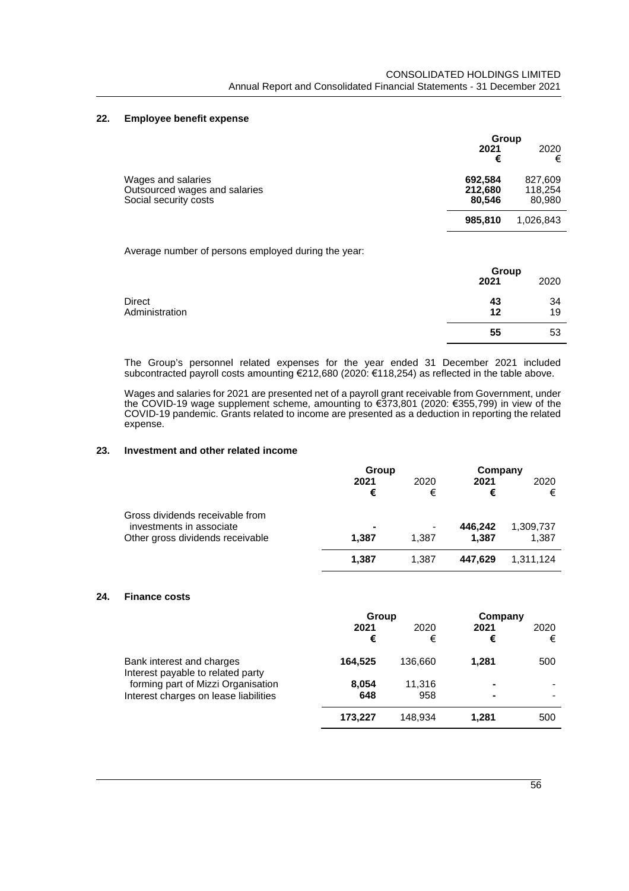## 22. Employee benefit expense

| | Group | |
|---|---|---|
| | **2021** | 2020 |
| | **€** | € |
| Wages and salaries | **692,584** | 827,609 |
| Outsourced wages and salaries | **212,680** | 118,254 |
| Social security costs | **80,546** | 80,980 |
| | **985,810** | 1,026,843 |

Average number of persons employed during the year:

| | Group | |
|---|---|---|
| | **2021** | 2020 |
| Direct | **43** | 34 |
| Administration | **12** | 19 |
| | **55** | 53 |

The Group's personnel related expenses for the year ended 31 December 2021 included subcontracted payroll costs amounting €212,680 (2020: €118,254) as reflected in the table above.

Wages and salaries for 2021 are presented net of a payroll grant receivable from Government, under the COVID-19 wage supplement scheme, amounting to €373,801 (2020: €355,799) in view of the COVID-19 pandemic. Grants related to income are presented as a deduction in reporting the related expense.

## 23. Investment and other related income

| | Group | | Company | |
|---|---|---|---|---|
| | **2021** | 2020 | **2021** | 2020 |
| | **€** | € | **€** | € |
| Gross dividends receivable from investments in associate | **-** | - | **446,242** | 1,309,737 |
| Other gross dividends receivable | **1,387** | 1,387 | **1,387** | 1,387 |
| | **1,387** | 1,387 | **447,629** | 1,311,124 |

## 24. Finance costs

| | Group | | Company | |
|---|---|---|---|---|
| | **2021** | 2020 | **2021** | 2020 |
| | **€** | € | **€** | € |
| Bank interest and charges | **164,525** | 136,660 | **1,281** | 500 |
| Interest payable to related party forming part of Mizzi Organisation | **8,054** | 11,316 | **-** | - |
| Interest charges on lease liabilities | **648** | 958 | **-** | - |
| | **173,227** | 148,934 | **1,281** | 500 |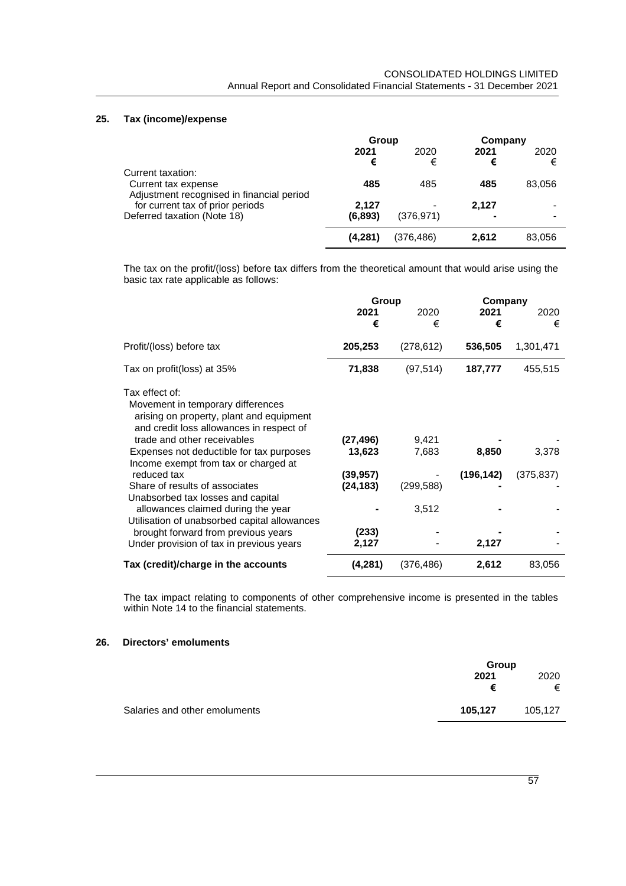## 25. Tax (income)/expense

| | Group | | Company | |
|---|---|---|---|---|
| | **2021** | 2020 | **2021** | 2020 |
| | **€** | € | **€** | € |
| Current taxation: | | | | |
| Current tax expense | **485** | 485 | **485** | 83,056 |
| Adjustment recognised in financial period for current tax of prior periods | **2,127** | - | **2,127** | - |
| Deferred taxation (Note 18) | **(6,893)** | (376,971) | **-** | - |
| | **(4,281)** | (376,486) | **2,612** | 83,056 |

The tax on the profit/(loss) before tax differs from the theoretical amount that would arise using the basic tax rate applicable as follows:

| | Group | | Company | |
|---|---|---|---|---|
| | **2021** | 2020 | **2021** | 2020 |
| | **€** | € | **€** | € |
| Profit/(loss) before tax | **205,253** | (278,612) | **536,505** | 1,301,471 |
| Tax on profit(loss) at 35% | **71,838** | (97,514) | **187,777** | 455,515 |
| Tax effect of: | | | | |
| Movement in temporary differences arising on property, plant and equipment and credit loss allowances in respect of trade and other receivables | **(27,496)** | 9,421 | **-** | - |
| Expenses not deductible for tax purposes | **13,623** | 7,683 | **8,850** | 3,378 |
| Income exempt from tax or charged at reduced tax | **(39,957)** | - | **(196,142)** | (375,837) |
| Share of results of associates | **(24,183)** | (299,588) | **-** | - |
| Unabsorbed tax losses and capital allowances claimed during the year | **-** | 3,512 | **-** | - |
| Utilisation of unabsorbed capital allowances brought forward from previous years | **(233)** | - | **-** | - |
| Under provision of tax in previous years | **2,127** | - | **2,127** | - |
| **Tax (credit)/charge in the accounts** | **(4,281)** | (376,486) | **2,612** | 83,056 |

The tax impact relating to components of other comprehensive income is presented in the tables within Note 14 to the financial statements.

## 26. Directors' emoluments

| | Group | |
|---|---|---|
| | **2021** | 2020 |
| | **€** | € |
| Salaries and other emoluments | **105,127** | 105,127 |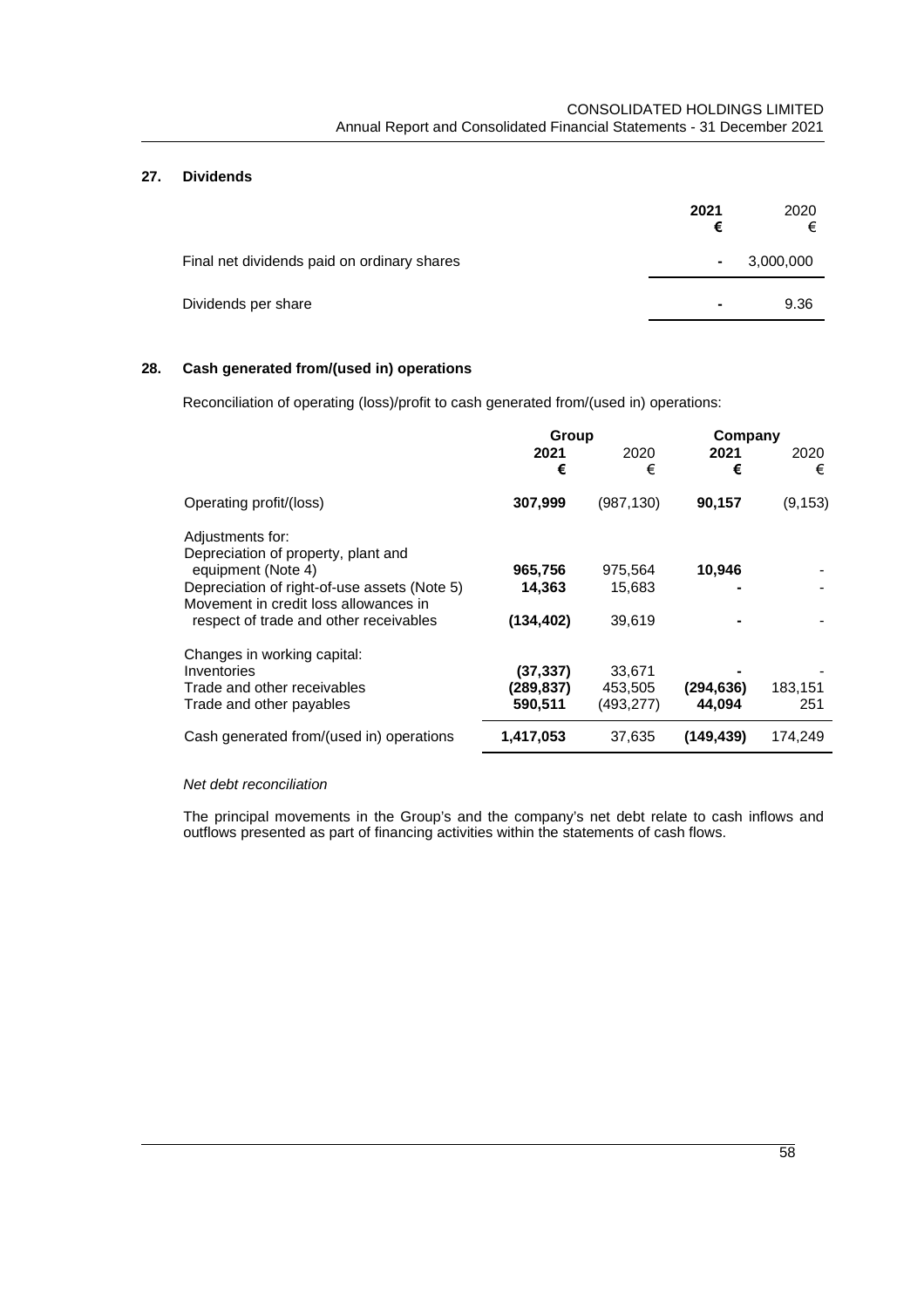## 27. Dividends

| | 2021 € | 2020 € |
|---|---|---|
| Final net dividends paid on ordinary shares | - | 3,000,000 |
| Dividends per share | - | 9.36 |

## 28. Cash generated from/(used in) operations

Reconciliation of operating (loss)/profit to cash generated from/(used in) operations:

| | Group | | Company | |
|---|---|---|---|---|
| | **2021 €** | 2020 € | **2021 €** | 2020 € |
| Operating profit/(loss) | **307,999** | (987,130) | **90,157** | (9,153) |
| Adjustments for: | | | | |
| Depreciation of property, plant and equipment (Note 4) | **965,756** | 975,564 | **10,946** | - |
| Depreciation of right-of-use assets (Note 5) | **14,363** | 15,683 | **-** | - |
| Movement in credit loss allowances in respect of trade and other receivables | **(134,402)** | 39,619 | **-** | - |
| Changes in working capital: | | | | |
| Inventories | **(37,337)** | 33,671 | **-** | - |
| Trade and other receivables | **(289,837)** | 453,505 | **(294,636)** | 183,151 |
| Trade and other payables | **590,511** | (493,277) | **44,094** | 251 |
| Cash generated from/(used in) operations | **1,417,053** | 37,635 | **(149,439)** | 174,249 |

*Net debt reconciliation*

The principal movements in the Group's and the company's net debt relate to cash inflows and outflows presented as part of financing activities within the statements of cash flows.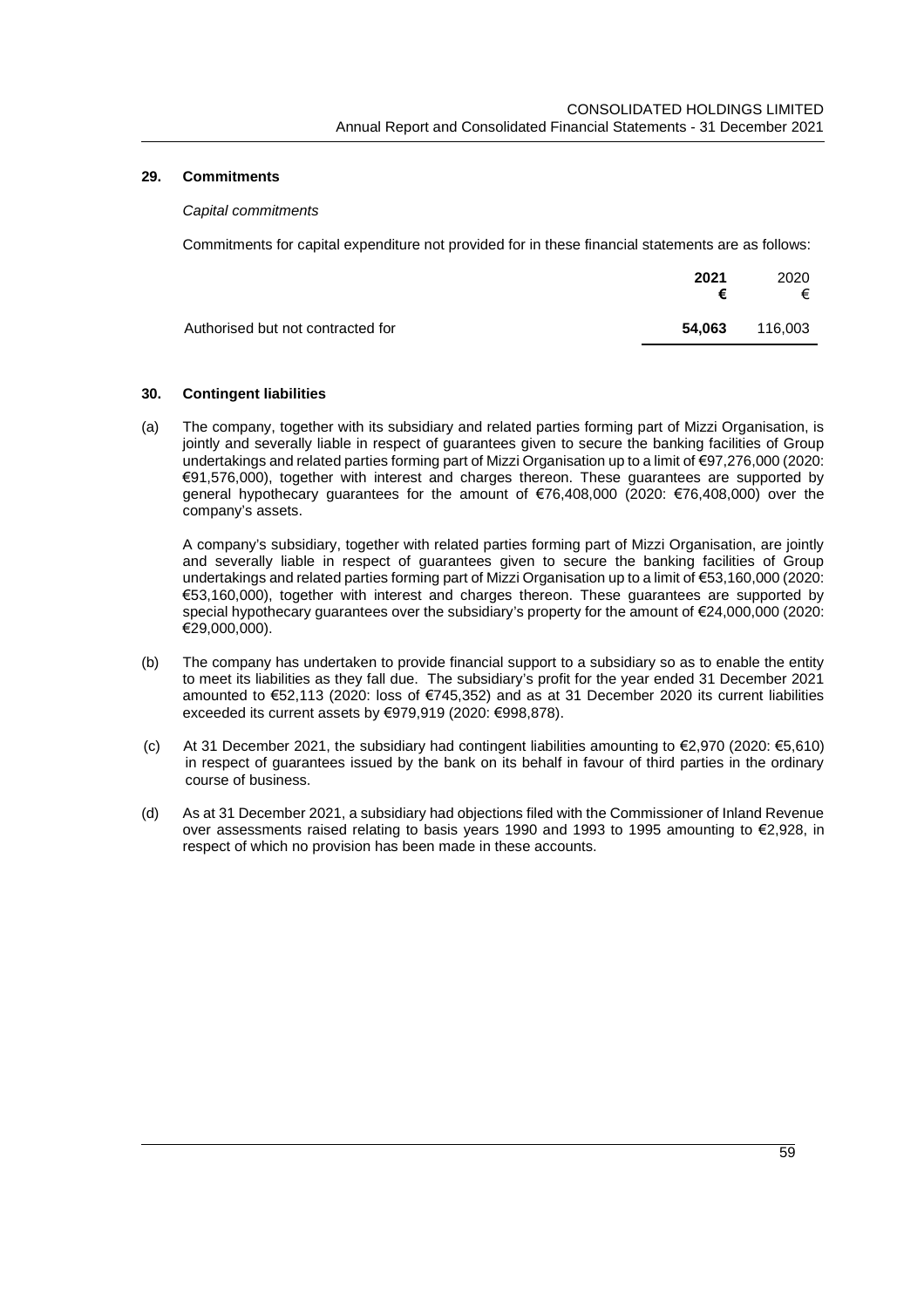## 29. Commitments

*Capital commitments*

Commitments for capital expenditure not provided for in these financial statements are as follows:

| | **2021** **€** | 2020 € |
|---|---|---|
| Authorised but not contracted for | **54,063** | 116,003 |

## 30. Contingent liabilities

(a) The company, together with its subsidiary and related parties forming part of Mizzi Organisation, is jointly and severally liable in respect of guarantees given to secure the banking facilities of Group undertakings and related parties forming part of Mizzi Organisation up to a limit of €97,276,000 (2020: €91,576,000), together with interest and charges thereon. These guarantees are supported by general hypothecary guarantees for the amount of €76,408,000 (2020: €76,408,000) over the company's assets.

A company's subsidiary, together with related parties forming part of Mizzi Organisation, are jointly and severally liable in respect of guarantees given to secure the banking facilities of Group undertakings and related parties forming part of Mizzi Organisation up to a limit of €53,160,000 (2020: €53,160,000), together with interest and charges thereon. These guarantees are supported by special hypothecary guarantees over the subsidiary's property for the amount of €24,000,000 (2020: €29,000,000).

(b) The company has undertaken to provide financial support to a subsidiary so as to enable the entity to meet its liabilities as they fall due. The subsidiary's profit for the year ended 31 December 2021 amounted to €52,113 (2020: loss of €745,352) and as at 31 December 2020 its current liabilities exceeded its current assets by €979,919 (2020: €998,878).

(c) At 31 December 2021, the subsidiary had contingent liabilities amounting to €2,970 (2020: €5,610) in respect of guarantees issued by the bank on its behalf in favour of third parties in the ordinary course of business.

(d) As at 31 December 2021, a subsidiary had objections filed with the Commissioner of Inland Revenue over assessments raised relating to basis years 1990 and 1993 to 1995 amounting to €2,928, in respect of which no provision has been made in these accounts.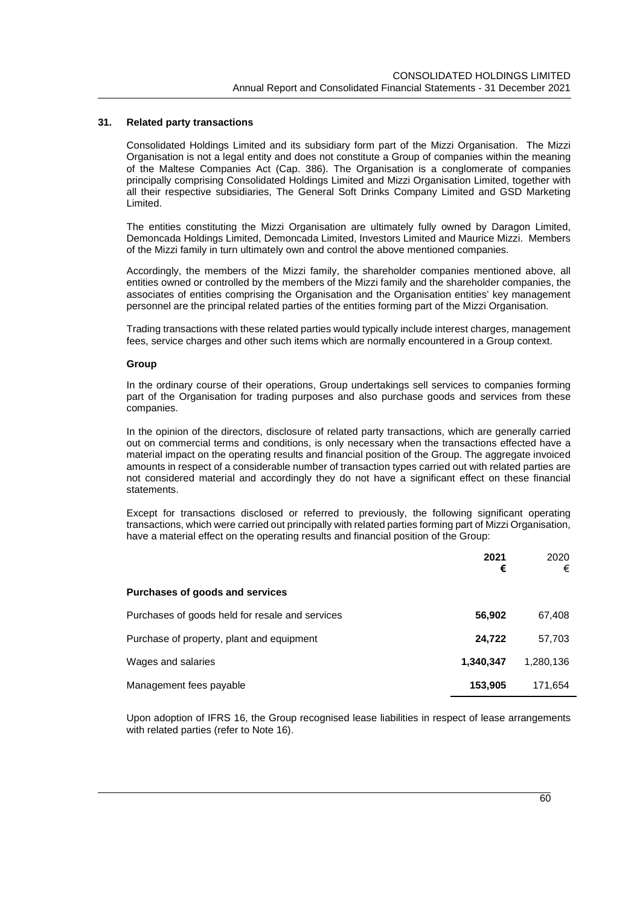## 31. Related party transactions

Consolidated Holdings Limited and its subsidiary form part of the Mizzi Organisation. The Mizzi Organisation is not a legal entity and does not constitute a Group of companies within the meaning of the Maltese Companies Act (Cap. 386). The Organisation is a conglomerate of companies principally comprising Consolidated Holdings Limited and Mizzi Organisation Limited, together with all their respective subsidiaries, The General Soft Drinks Company Limited and GSD Marketing Limited.

The entities constituting the Mizzi Organisation are ultimately fully owned by Daragon Limited, Demoncada Holdings Limited, Demoncada Limited, Investors Limited and Maurice Mizzi. Members of the Mizzi family in turn ultimately own and control the above mentioned companies.

Accordingly, the members of the Mizzi family, the shareholder companies mentioned above, all entities owned or controlled by the members of the Mizzi family and the shareholder companies, the associates of entities comprising the Organisation and the Organisation entities' key management personnel are the principal related parties of the entities forming part of the Mizzi Organisation.

Trading transactions with these related parties would typically include interest charges, management fees, service charges and other such items which are normally encountered in a Group context.

### Group

In the ordinary course of their operations, Group undertakings sell services to companies forming part of the Organisation for trading purposes and also purchase goods and services from these companies.

In the opinion of the directors, disclosure of related party transactions, which are generally carried out on commercial terms and conditions, is only necessary when the transactions effected have a material impact on the operating results and financial position of the Group. The aggregate invoiced amounts in respect of a considerable number of transaction types carried out with related parties are not considered material and accordingly they do not have a significant effect on these financial statements.

Except for transactions disclosed or referred to previously, the following significant operating transactions, which were carried out principally with related parties forming part of Mizzi Organisation, have a material effect on the operating results and financial position of the Group:

| | **2021** **€** | 2020 € |
|---|---|---|
| **Purchases of goods and services** | | |
| Purchases of goods held for resale and services | **56,902** | 67,408 |
| Purchase of property, plant and equipment | **24,722** | 57,703 |
| Wages and salaries | **1,340,347** | 1,280,136 |
| Management fees payable | **153,905** | 171,654 |

Upon adoption of IFRS 16, the Group recognised lease liabilities in respect of lease arrangements with related parties (refer to Note 16).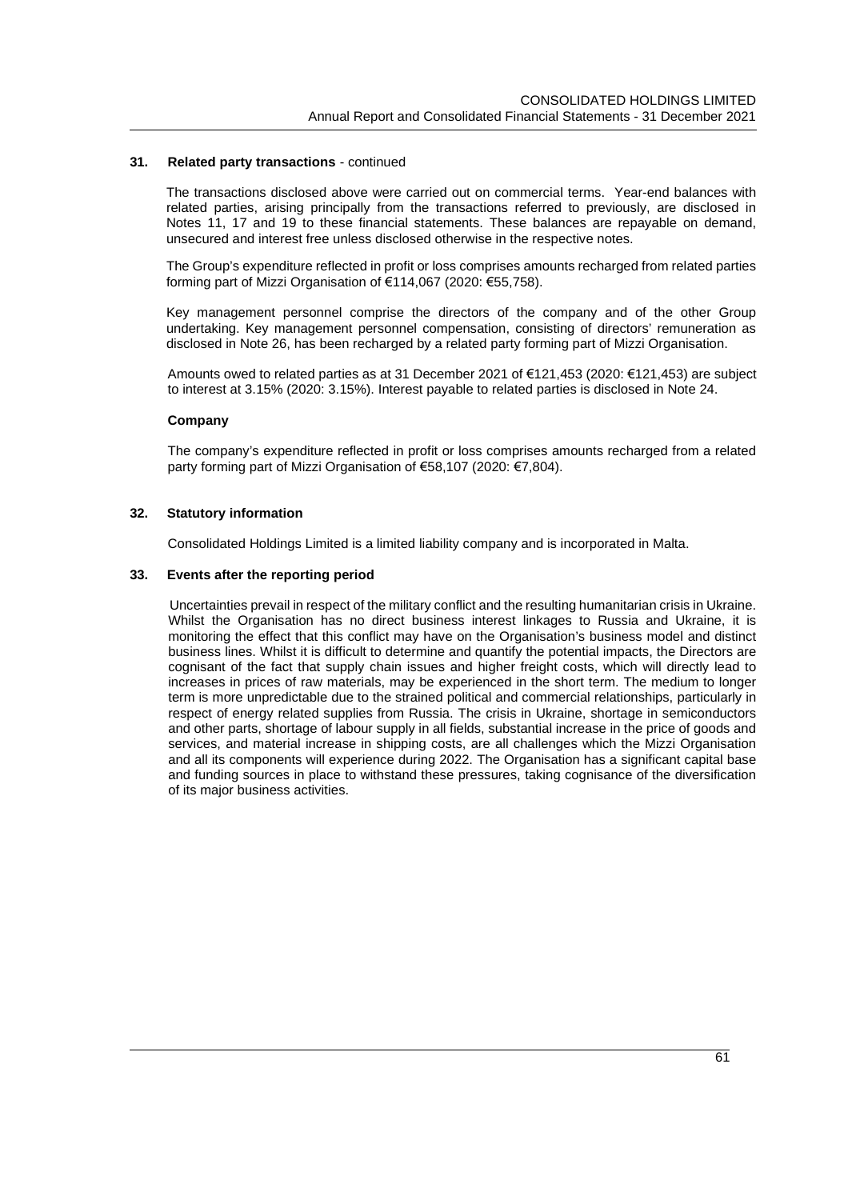## 31. Related party transactions - continued

The transactions disclosed above were carried out on commercial terms. Year-end balances with related parties, arising principally from the transactions referred to previously, are disclosed in Notes 11, 17 and 19 to these financial statements. These balances are repayable on demand, unsecured and interest free unless disclosed otherwise in the respective notes.

The Group's expenditure reflected in profit or loss comprises amounts recharged from related parties forming part of Mizzi Organisation of €114,067 (2020: €55,758).

Key management personnel comprise the directors of the company and of the other Group undertaking. Key management personnel compensation, consisting of directors' remuneration as disclosed in Note 26, has been recharged by a related party forming part of Mizzi Organisation.

Amounts owed to related parties as at 31 December 2021 of €121,453 (2020: €121,453) are subject to interest at 3.15% (2020: 3.15%). Interest payable to related parties is disclosed in Note 24.

### Company

The company's expenditure reflected in profit or loss comprises amounts recharged from a related party forming part of Mizzi Organisation of €58,107 (2020: €7,804).

## 32. Statutory information

Consolidated Holdings Limited is a limited liability company and is incorporated in Malta.

## 33. Events after the reporting period

Uncertainties prevail in respect of the military conflict and the resulting humanitarian crisis in Ukraine. Whilst the Organisation has no direct business interest linkages to Russia and Ukraine, it is monitoring the effect that this conflict may have on the Organisation's business model and distinct business lines. Whilst it is difficult to determine and quantify the potential impacts, the Directors are cognisant of the fact that supply chain issues and higher freight costs, which will directly lead to increases in prices of raw materials, may be experienced in the short term. The medium to longer term is more unpredictable due to the strained political and commercial relationships, particularly in respect of energy related supplies from Russia. The crisis in Ukraine, shortage in semiconductors and other parts, shortage of labour supply in all fields, substantial increase in the price of goods and services, and material increase in shipping costs, are all challenges which the Mizzi Organisation and all its components will experience during 2022. The Organisation has a significant capital base and funding sources in place to withstand these pressures, taking cognisance of the diversification of its major business activities.